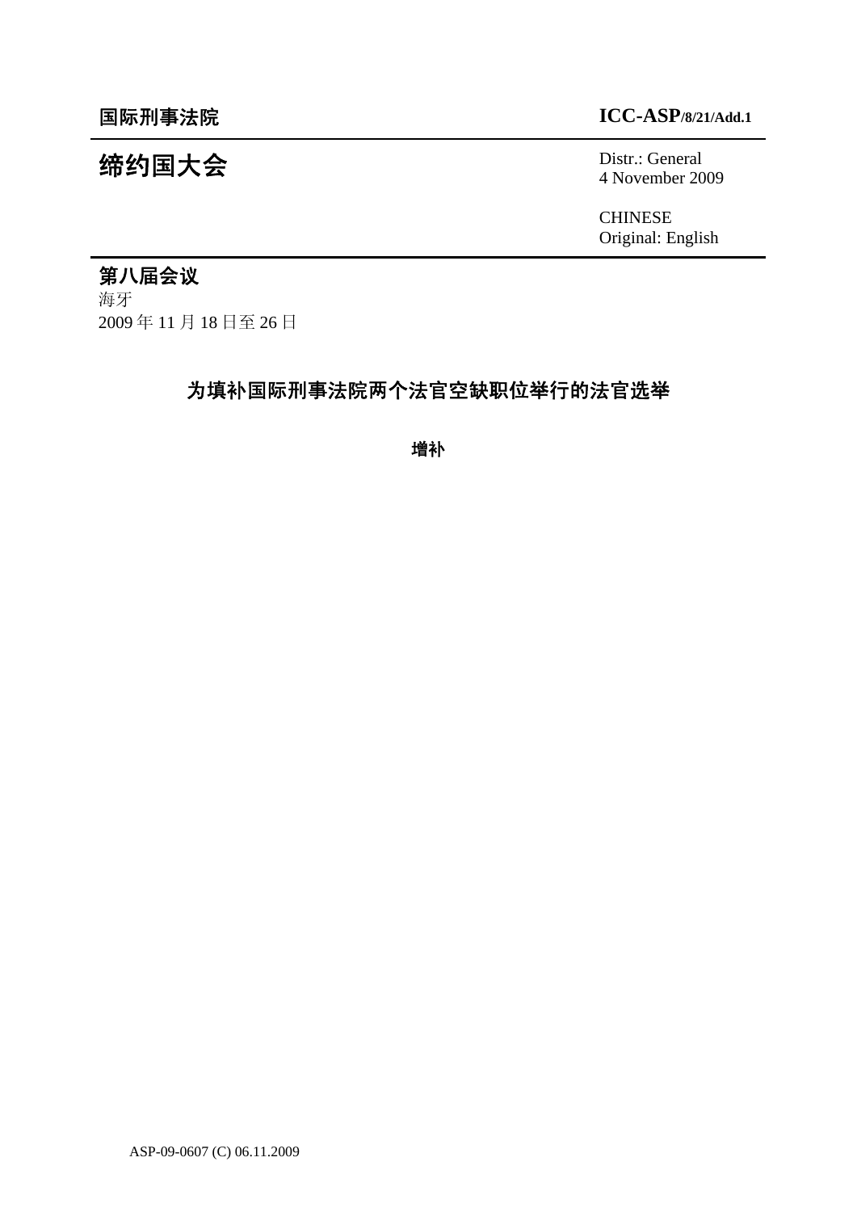国际刑事法院 **ICC-ASP/8/21/Add.1**

# 缔约国大会

Distr.: General
4 November 2009

CHINESE
Original: English

## 第八届会议

海牙
2009 年 11 月 18 日至 26 日

# 为填补国际刑事法院两个法官空缺职位举行的法官选举

**增补**

ASP-09-0607 (C) 06.11.2009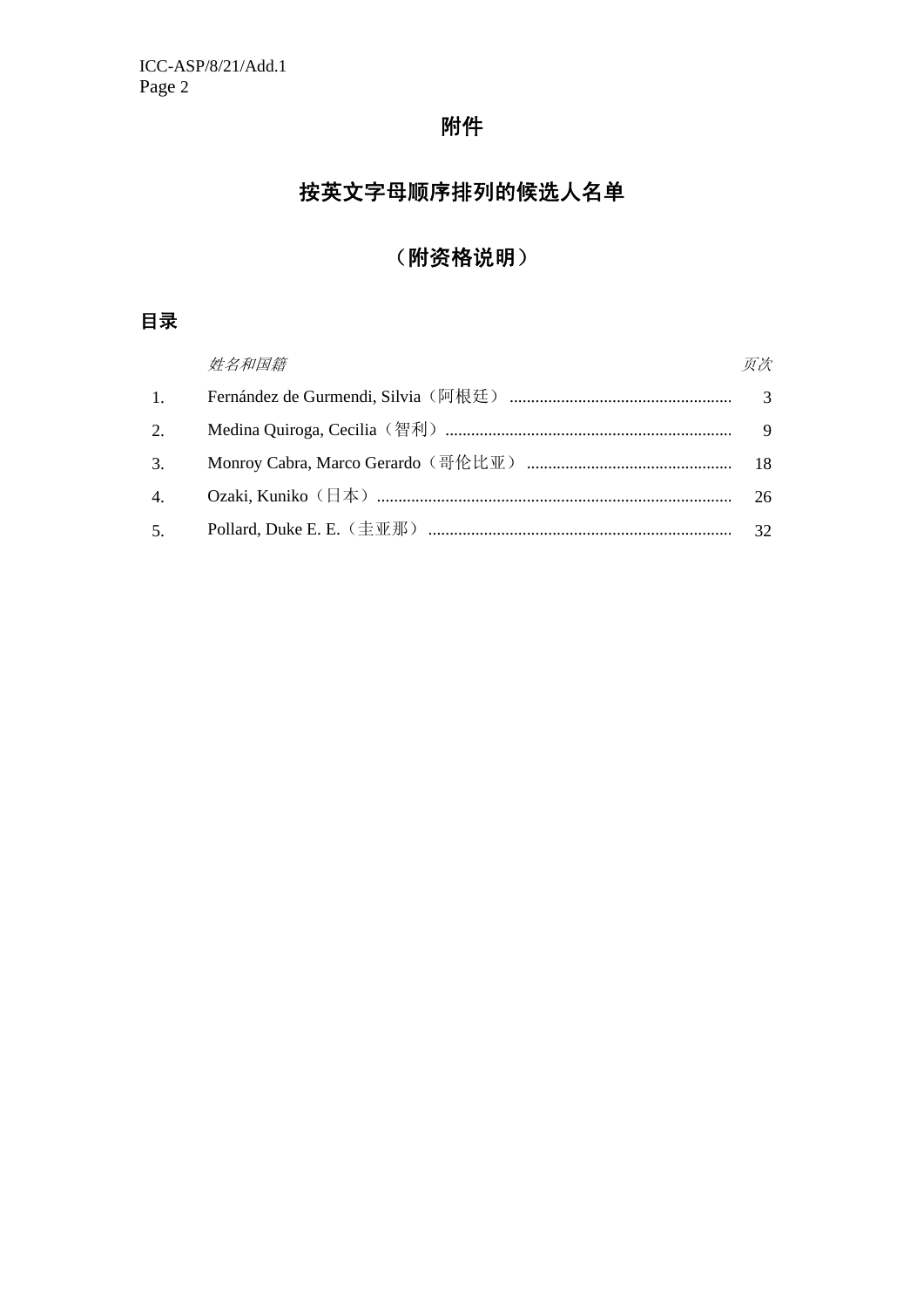# 附件

## 按英文字母顺序排列的候选人名单

## （附资格说明）

### 目录

| | *姓名和国籍* | *页次* |
|---|---|---|
| 1. | Fernández de Gurmendi, Silvia（阿根廷） | 3 |
| 2. | Medina Quiroga, Cecilia（智利） | 9 |
| 3. | Monroy Cabra, Marco Gerardo（哥伦比亚） | 18 |
| 4. | Ozaki, Kuniko（日本） | 26 |
| 5. | Pollard, Duke E. E.（圭亚那） | 32 |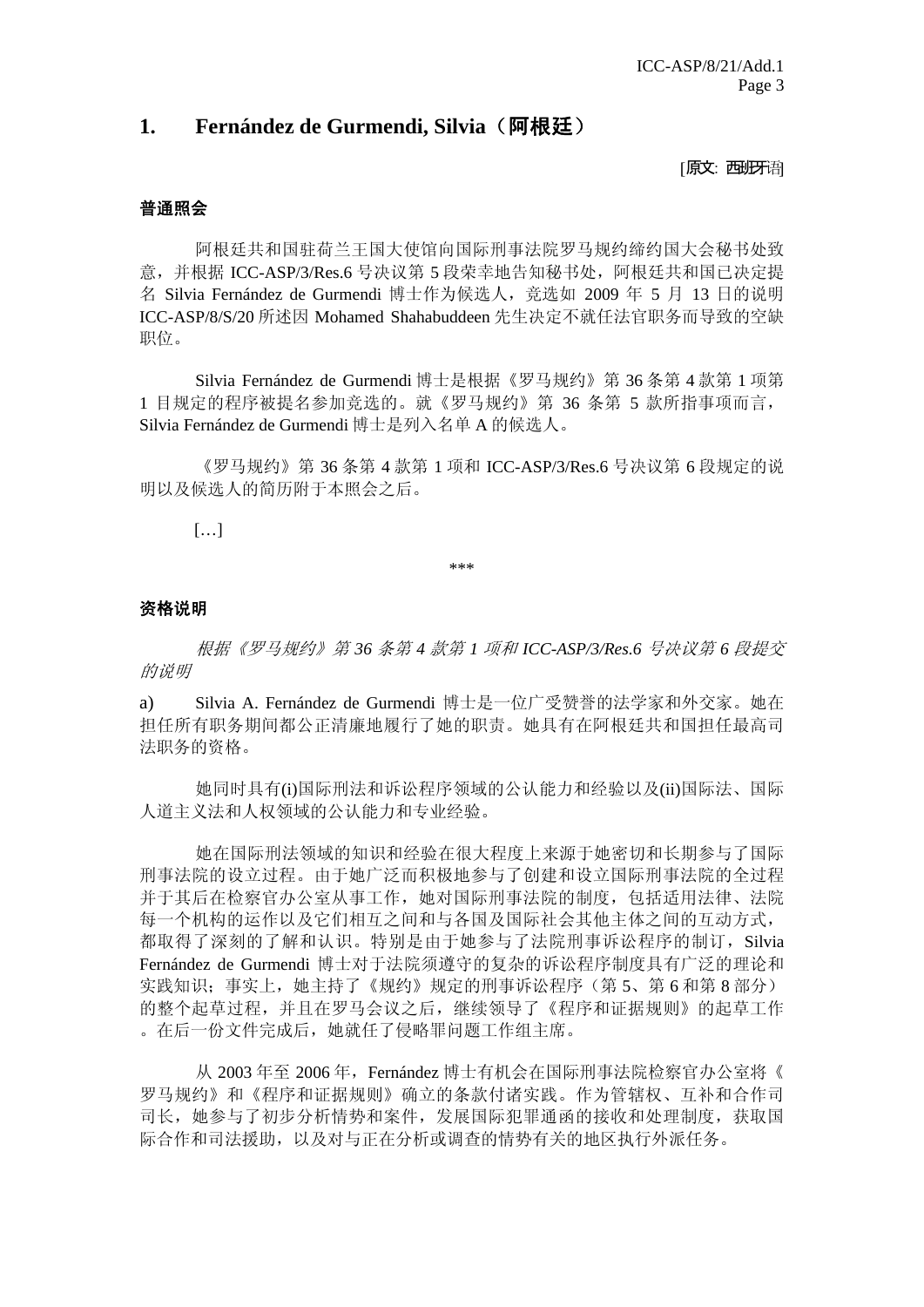## 1. Fernández de Gurmendi, Silvia（阿根廷）

[原文：西班牙语]

### 普通照会

阿根廷共和国驻荷兰王国大使馆向国际刑事法院罗马规约缔约国大会秘书处致意，并根据 ICC-ASP/3/Res.6 号决议第 5 段荣幸地告知秘书处，阿根廷共和国已决定提名 Silvia Fernández de Gurmendi 博士作为候选人，竞选如 2009 年 5 月 13 日的说明 ICC-ASP/8/S/20 所述因 Mohamed Shahabuddeen 先生决定不就任法官职务而导致的空缺职位。

Silvia Fernández de Gurmendi 博士是根据《罗马规约》第 36 条第 4 款第 1 项第 1 目规定的程序被提名参加竞选的。就《罗马规约》第 36 条第 5 款所指事项而言，Silvia Fernández de Gurmendi 博士是列入名单 A 的候选人。

《罗马规约》第 36 条第 4 款第 1 项和 ICC-ASP/3/Res.6 号决议第 6 段规定的说明以及候选人的简历附于本照会之后。

[…]

\*\*\*

### 资格说明

*根据《罗马规约》第 36 条第 4 款第 1 项和 ICC-ASP/3/Res.6 号决议第 6 段提交的说明*

a) Silvia A. Fernández de Gurmendi 博士是一位广受赞誉的法学家和外交家。她在担任所有职务期间都公正清廉地履行了她的职责。她具有在阿根廷共和国担任最高司法职务的资格。

她同时具有(i)国际刑法和诉讼程序领域的公认能力和经验以及(ii)国际法、国际人道主义法和人权领域的公认能力和专业经验。

她在国际刑法领域的知识和经验在很大程度上来源于她密切和长期参与了国际刑事法院的设立过程。由于她广泛而积极地参与了创建和设立国际刑事法院的全过程并于其后在检察官办公室从事工作，她对国际刑事法院的制度，包括适用法律、法院每一个机构的运作以及它们相互之间和与各国及国际社会其他主体之间的互动方式，都取得了深刻的了解和认识。特别是由于她参与了法院刑事诉讼程序的制订，Silvia Fernández de Gurmendi 博士对于法院须遵守的复杂的诉讼程序制度具有广泛的理论和实践知识；事实上，她主持了《规约》规定的刑事诉讼程序（第 5、第 6 和第 8 部分）的整个起草过程，并且在罗马会议之后，继续领导了《程序和证据规则》的起草工作。在后一份文件完成后，她就任了侵略罪问题工作组主席。

从 2003 年至 2006 年，Fernández 博士有机会在国际刑事法院检察官办公室将《罗马规约》和《程序和证据规则》确立的条款付诸实践。作为管辖权、互补和合作司司长，她参与了初步分析情势和案件，发展国际犯罪通函的接收和处理制度，获取国际合作和司法援助，以及对与正在分析或调查的情势有关的地区执行外派任务。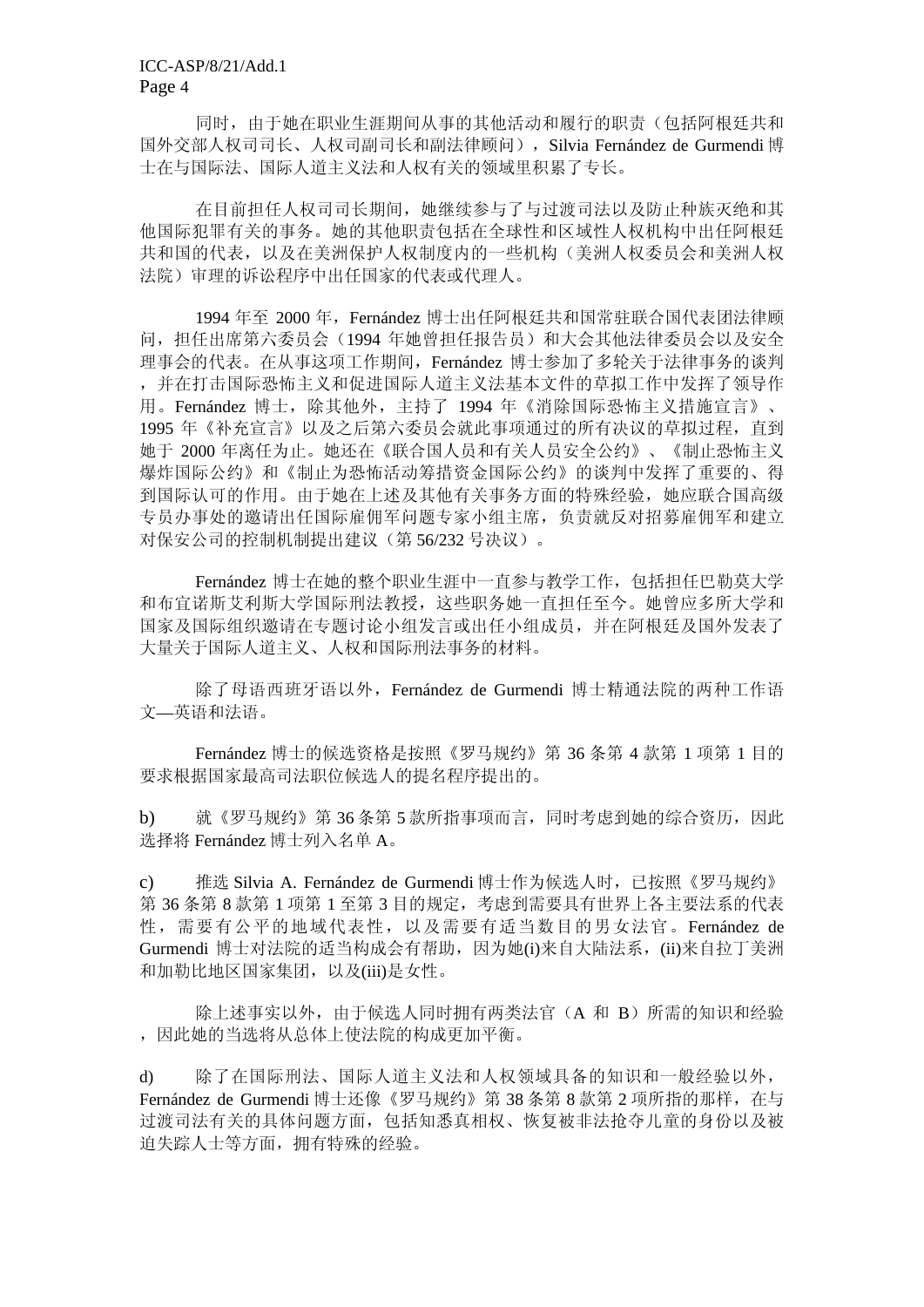同时，由于她在职业生涯期间从事的其他活动和履行的职责（包括阿根廷共和国外交部人权司司长、人权司副司长和副法律顾问），Silvia Fernández de Gurmendi 博士在与国际法、国际人道主义法和人权有关的领域里积累了专长。

在目前担任人权司司长期间，她继续参与了与过渡司法以及防止种族灭绝和其他国际犯罪有关的事务。她的其他职责包括在全球性和区域性人权机构中出任阿根廷共和国的代表，以及在美洲保护人权制度内的一些机构（美洲人权委员会和美洲人权法院）审理的诉讼程序中出任国家的代表或代理人。

1994 年至 2000 年，Fernández 博士出任阿根廷共和国常驻联合国代表团法律顾问，担任出席第六委员会（1994 年她曾担任报告员）和大会其他法律委员会以及安全理事会的代表。在从事这项工作期间，Fernández 博士参加了多轮关于法律事务的谈判，并在打击国际恐怖主义和促进国际人道主义法基本文件的草拟工作中发挥了领导作用。Fernández 博士，除其他外，主持了 1994 年《消除国际恐怖主义措施宣言》、1995 年《补充宣言》以及之后第六委员会就此事项通过的所有决议的草拟过程，直到她于 2000 年离任为止。她还在《联合国人员和有关人员安全公约》、《制止恐怖主义爆炸国际公约》和《制止为恐怖活动筹措资金国际公约》的谈判中发挥了重要的、得到国际认可的作用。由于她在上述及其他有关事务方面的特殊经验，她应联合国高级专员办事处的邀请出任国际雇佣军问题专家小组主席，负责就反对招募雇佣军和建立对保安公司的控制机制提出建议（第 56/232 号决议）。

Fernández 博士在她的整个职业生涯中一直参与教学工作，包括担任巴勒莫大学和布宜诺斯艾利斯大学国际刑法教授，这些职务她一直担任至今。她曾应多所大学和国家及国际组织邀请在专题讨论小组发言或出任小组成员，并在阿根廷及国外发表了大量关于国际人道主义、人权和国际刑法事务的材料。

除了母语西班牙语以外，Fernández de Gurmendi 博士精通法院的两种工作语文—英语和法语。

Fernández 博士的候选资格是按照《罗马规约》第 36 条第 4 款第 1 项第 1 目的要求根据国家最高司法职位候选人的提名程序提出的。

b) 就《罗马规约》第 36 条第 5 款所指事项而言，同时考虑到她的综合资历，因此选择将 Fernández 博士列入名单 A。

c) 推选 Silvia A. Fernández de Gurmendi 博士作为候选人时，已按照《罗马规约》第 36 条第 8 款第 1 项第 1 至第 3 目的规定，考虑到需要具有世界上各主要法系的代表性，需要有公平的地域代表性，以及需要有适当数目的男女法官。Fernández de Gurmendi 博士对法院的适当构成会有帮助，因为她(i)来自大陆法系，(ii)来自拉丁美洲和加勒比地区国家集团，以及(iii)是女性。

除上述事实以外，由于候选人同时拥有两类法官（A 和 B）所需的知识和经验，因此她的当选将从总体上使法院的构成更加平衡。

d) 除了在国际刑法、国际人道主义法和人权领域具备的知识和一般经验以外，Fernández de Gurmendi 博士还像《罗马规约》第 38 条第 8 款第 2 项所指的那样，在与过渡司法有关的具体问题方面，包括知悉真相权、恢复被非法抢夺儿童的身份以及被迫失踪人士等方面，拥有特殊的经验。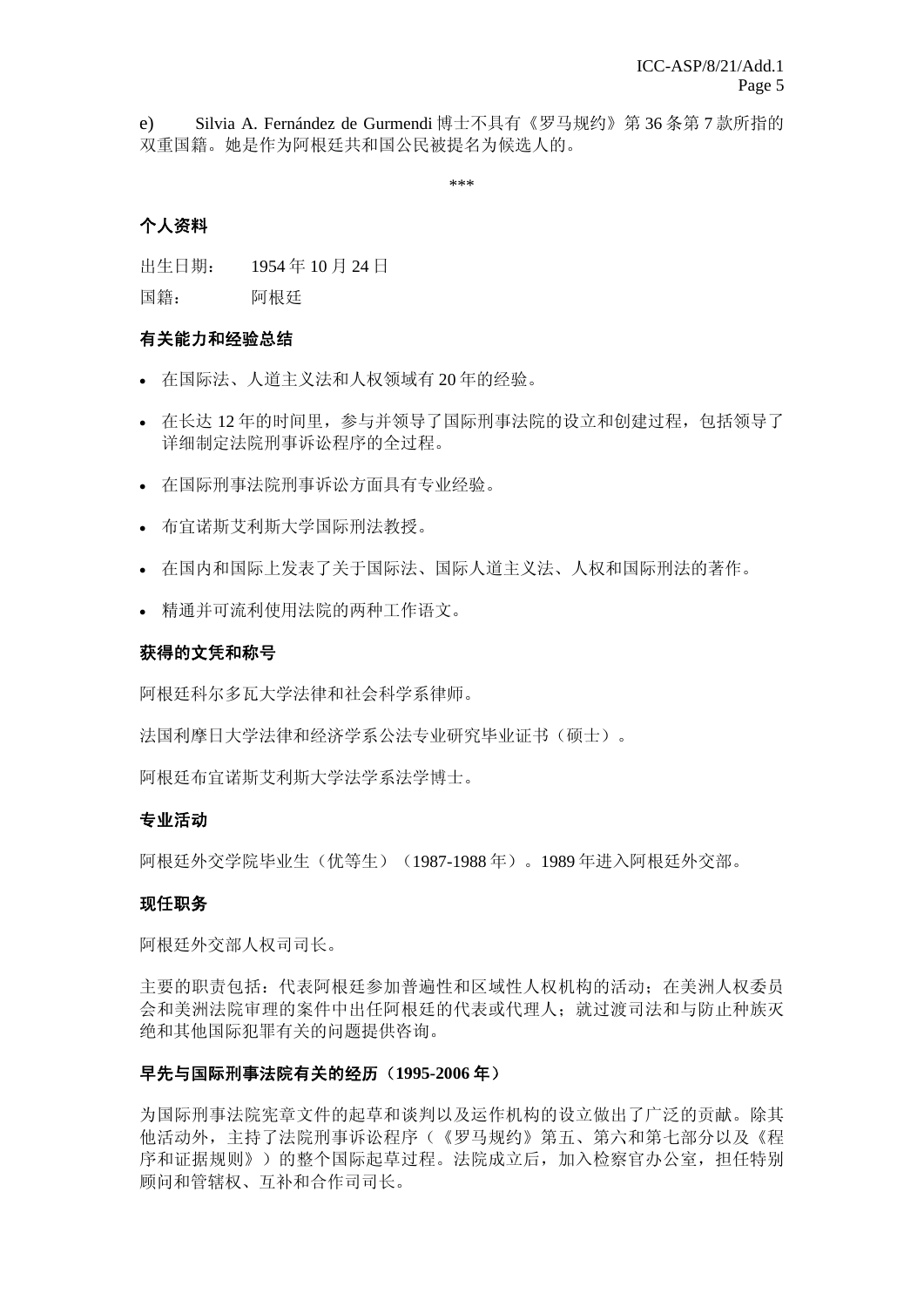e) Silvia A. Fernández de Gurmendi 博士不具有《罗马规约》第 36 条第 7 款所指的双重国籍。她是作为阿根廷共和国公民被提名为候选人的。

\*\*\*

**个人资料**

出生日期： 1954 年 10 月 24 日

国籍： 阿根廷

**有关能力和经验总结**

- 在国际法、人道主义法和人权领域有 20 年的经验。
- 在长达 12 年的时间里，参与并领导了国际刑事法院的设立和创建过程，包括领导了详细制定法院刑事诉讼程序的全过程。
- 在国际刑事法院刑事诉讼方面具有专业经验。
- 布宜诺斯艾利斯大学国际刑法教授。
- 在国内和国际上发表了关于国际法、国际人道主义法、人权和国际刑法的著作。
- 精通并可流利使用法院的两种工作语文。

**获得的文凭和称号**

阿根廷科尔多瓦大学法律和社会科学系律师。

法国利摩日大学法律和经济学系公法专业研究毕业证书（硕士）。

阿根廷布宜诺斯艾利斯大学法学系法学博士。

**专业活动**

阿根廷外交学院毕业生（优等生）（1987-1988 年）。1989 年进入阿根廷外交部。

**现任职务**

阿根廷外交部人权司司长。

主要的职责包括：代表阿根廷参加普遍性和区域性人权机构的活动；在美洲人权委员会和美洲法院审理的案件中出任阿根廷的代表或代理人；就过渡司法和与防止种族灭绝和其他国际犯罪有关的问题提供咨询。

**早先与国际刑事法院有关的经历（1995-2006 年）**

为国际刑事法院宪章文件的起草和谈判以及运作机构的设立做出了广泛的贡献。除其他活动外，主持了法院刑事诉讼程序（《罗马规约》第五、第六和第七部分以及《程序和证据规则》）的整个国际起草过程。法院成立后，加入检察官办公室，担任特别顾问和管辖权、互补和合作司司长。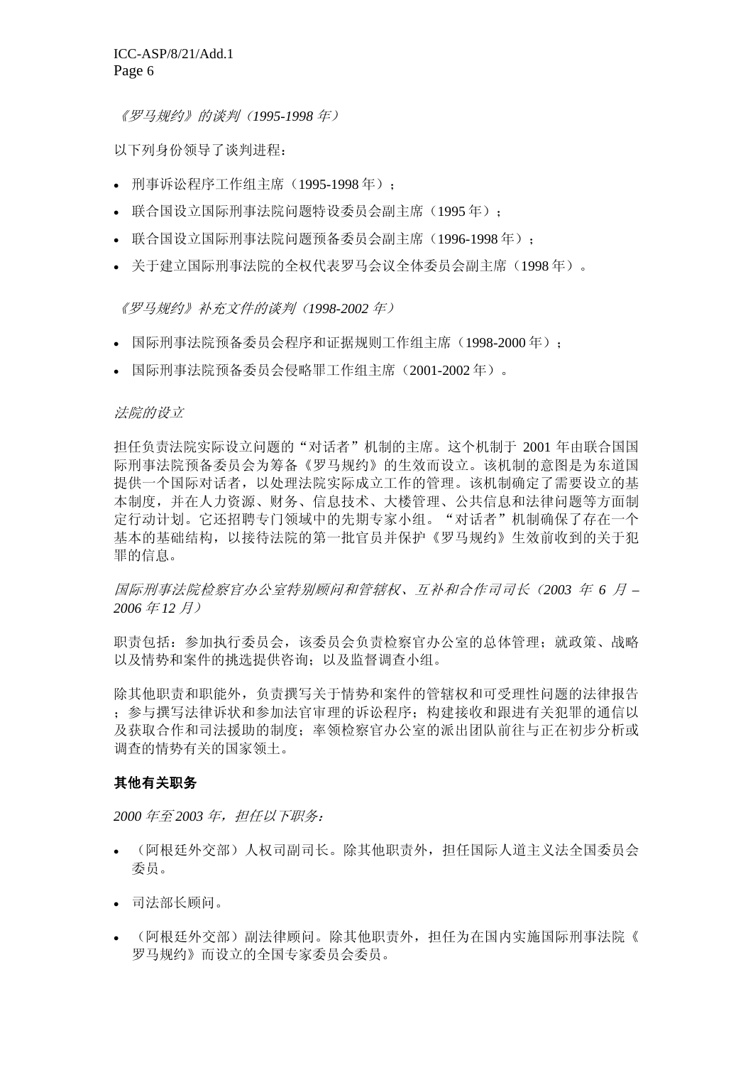*《罗马规约》的谈判（1995-1998 年）*

以下列身份领导了谈判进程：

- 刑事诉讼程序工作组主席（1995-1998 年）；
- 联合国设立国际刑事法院问题特设委员会副主席（1995 年）；
- 联合国设立国际刑事法院问题预备委员会副主席（1996-1998 年）；
- 关于建立国际刑事法院的全权代表罗马会议全体委员会副主席（1998 年）。

*《罗马规约》补充文件的谈判（1998-2002 年）*

- 国际刑事法院预备委员会程序和证据规则工作组主席（1998-2000 年）；
- 国际刑事法院预备委员会侵略罪工作组主席（2001-2002 年）。

*法院的设立*

担任负责法院实际设立问题的“对话者”机制的主席。这个机制于 2001 年由联合国国际刑事法院预备委员会为筹备《罗马规约》的生效而设立。该机制的意图是为东道国提供一个国际对话者，以处理法院实际成立工作的管理。该机制确定了需要设立的基本制度，并在人力资源、财务、信息技术、大楼管理、公共信息和法律问题等方面制定行动计划。它还招聘专门领域中的先期专家小组。“对话者”机制确保了存在一个基本的基础结构，以接待法院的第一批官员并保护《罗马规约》生效前收到的关于犯罪的信息。

*国际刑事法院检察官办公室特别顾问和管辖权、互补和合作司司长（2003 年 6 月 – 2006 年 12 月）*

职责包括：参加执行委员会，该委员会负责检察官办公室的总体管理；就政策、战略以及情势和案件的挑选提供咨询；以及监督调查小组。

除其他职责和职能外，负责撰写关于情势和案件的管辖权和可受理性问题的法律报告；参与撰写法律诉状和参加法官审理的诉讼程序；构建接收和跟进有关犯罪的通信以及获取合作和司法援助的制度；率领检察官办公室的派出团队前往与正在初步分析或调查的情势有关的国家领土。

**其他有关职务**

*2000 年至 2003 年，担任以下职务：*

- （阿根廷外交部）人权司副司长。除其他职责外，担任国际人道主义法全国委员会委员。
- 司法部长顾问。
- （阿根廷外交部）副法律顾问。除其他职责外，担任为在国内实施国际刑事法院《罗马规约》而设立的全国专家委员会委员。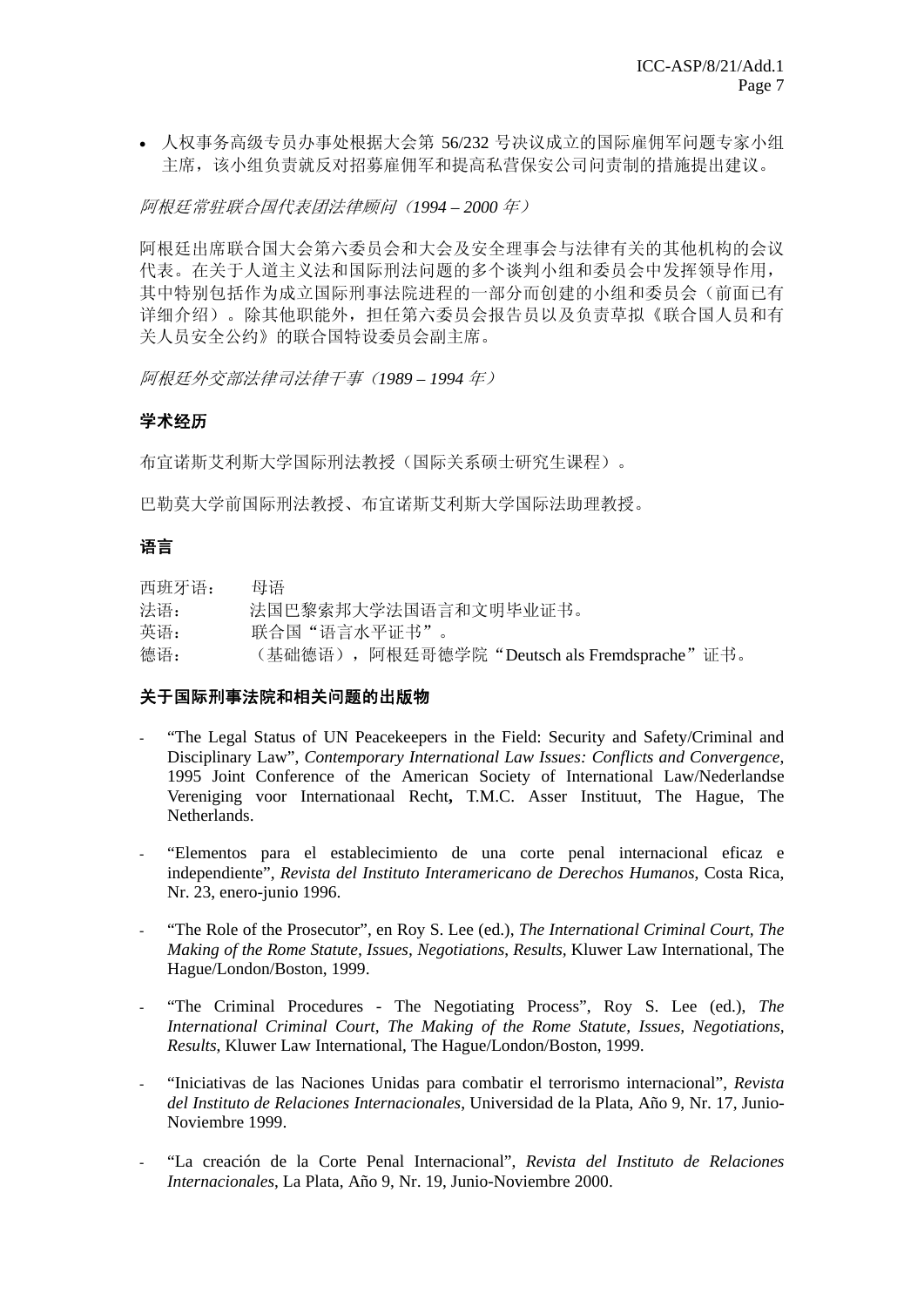- 人权事务高级专员办事处根据大会第 56/232 号决议成立的国际雇佣军问题专家小组主席，该小组负责就反对招募雇佣军和提高私营保安公司问责制的措施提出建议。

*阿根廷常驻联合国代表团法律顾问（1994 – 2000 年）*

阿根廷出席联合国大会第六委员会和大会及安全理事会与法律有关的其他机构的会议代表。在关于人道主义法和国际刑法问题的多个谈判小组和委员会中发挥领导作用，其中特别包括作为成立国际刑事法院进程的一部分而创建的小组和委员会（前面已有详细介绍）。除其他职能外，担任第六委员会报告员以及负责草拟《联合国人员和有关人员安全公约》的联合国特设委员会副主席。

*阿根廷外交部法律司法律干事（1989 – 1994 年）*

**学术经历**

布宜诺斯艾利斯大学国际刑法教授（国际关系硕士研究生课程）。

巴勒莫大学前国际刑法教授、布宜诺斯艾利斯大学国际法助理教授。

**语言**

西班牙语：　母语
法语：　　法国巴黎索邦大学法国语言和文明毕业证书。
英语：　　联合国“语言水平证书”。
德语：　　（基础德语），阿根廷哥德学院“Deutsch als Fremdsprache”证书。

**关于国际刑事法院和相关问题的出版物**

- “The Legal Status of UN Peacekeepers in the Field: Security and Safety/Criminal and Disciplinary Law”, *Contemporary International Law Issues: Conflicts and Convergence*, 1995 Joint Conference of the American Society of International Law/Nederlandse Vereniging voor Internationaal Recht**,** T.M.C. Asser Instituut, The Hague, The Netherlands.

- “Elementos para el establecimiento de una corte penal internacional eficaz e independiente”, *Revista del Instituto Interamericano de Derechos Humanos*, Costa Rica, Nr. 23, enero-junio 1996.

- “The Role of the Prosecutor”, en Roy S. Lee (ed.), *The International Criminal Court, The Making of the Rome Statute, Issues, Negotiations, Results*, Kluwer Law International, The Hague/London/Boston, 1999.

- “The Criminal Procedures - The Negotiating Process”, Roy S. Lee (ed.), *The International Criminal Court, The Making of the Rome Statute, Issues, Negotiations, Results*, Kluwer Law International, The Hague/London/Boston, 1999.

- “Iniciativas de las Naciones Unidas para combatir el terrorismo internacional”, *Revista del Instituto de Relaciones Internacionales*, Universidad de la Plata, Año 9, Nr. 17, Junio-Noviembre 1999.

- “La creación de la Corte Penal Internacional”, *Revista del Instituto de Relaciones Internacionales*, La Plata, Año 9, Nr. 19, Junio-Noviembre 2000.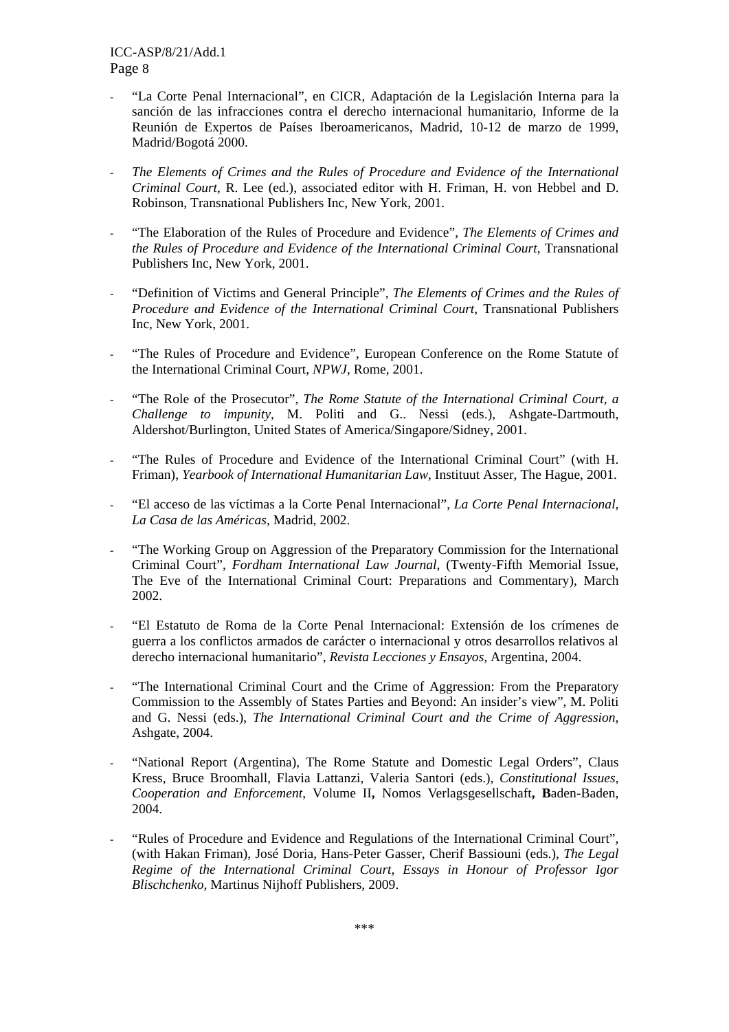- "La Corte Penal Internacional", en CICR, Adaptación de la Legislación Interna para la sanción de las infracciones contra el derecho internacional humanitario, Informe de la Reunión de Expertos de Países Iberoamericanos, Madrid, 10-12 de marzo de 1999, Madrid/Bogotá 2000.

- *The Elements of Crimes and the Rules of Procedure and Evidence of the International Criminal Court*, R. Lee (ed.), associated editor with H. Friman, H. von Hebbel and D. Robinson, Transnational Publishers Inc, New York, 2001.

- "The Elaboration of the Rules of Procedure and Evidence", *The Elements of Crimes and the Rules of Procedure and Evidence of the International Criminal Court*, Transnational Publishers Inc, New York, 2001.

- "Definition of Victims and General Principle", *The Elements of Crimes and the Rules of Procedure and Evidence of the International Criminal Court*, Transnational Publishers Inc, New York, 2001.

- "The Rules of Procedure and Evidence", European Conference on the Rome Statute of the International Criminal Court, *NPWJ*, Rome, 2001.

- "The Role of the Prosecutor", *The Rome Statute of the International Criminal Court, a Challenge to impunity*, M. Politi and G.. Nessi (eds.), Ashgate-Dartmouth, Aldershot/Burlington, United States of America/Singapore/Sidney, 2001.

- "The Rules of Procedure and Evidence of the International Criminal Court" (with H. Friman), *Yearbook of International Humanitarian Law*, Instituut Asser, The Hague, 2001.

- "El acceso de las víctimas a la Corte Penal Internacional", *La Corte Penal Internacional, La Casa de las Américas*, Madrid, 2002.

- "The Working Group on Aggression of the Preparatory Commission for the International Criminal Court", *Fordham International Law Journal*, (Twenty-Fifth Memorial Issue, The Eve of the International Criminal Court: Preparations and Commentary), March 2002.

- "El Estatuto de Roma de la Corte Penal Internacional: Extensión de los crímenes de guerra a los conflictos armados de carácter o internacional y otros desarrollos relativos al derecho internacional humanitario", *Revista Lecciones y Ensayos*, Argentina, 2004.

- "The International Criminal Court and the Crime of Aggression: From the Preparatory Commission to the Assembly of States Parties and Beyond: An insider's view", M. Politi and G. Nessi (eds.), *The International Criminal Court and the Crime of Aggression*, Ashgate, 2004.

- "National Report (Argentina), The Rome Statute and Domestic Legal Orders", Claus Kress, Bruce Broomhall, Flavia Lattanzi, Valeria Santori (eds.), *Constitutional Issues, Cooperation and Enforcement*, Volume II**,** Nomos Verlagsgesellschaft**, B**aden-Baden, 2004.

- "Rules of Procedure and Evidence and Regulations of the International Criminal Court", (with Hakan Friman), José Doria, Hans-Peter Gasser, Cherif Bassiouni (eds.), *The Legal Regime of the International Criminal Court, Essays in Honour of Professor Igor Blischchenko*, Martinus Nijhoff Publishers, 2009.

\*\*\*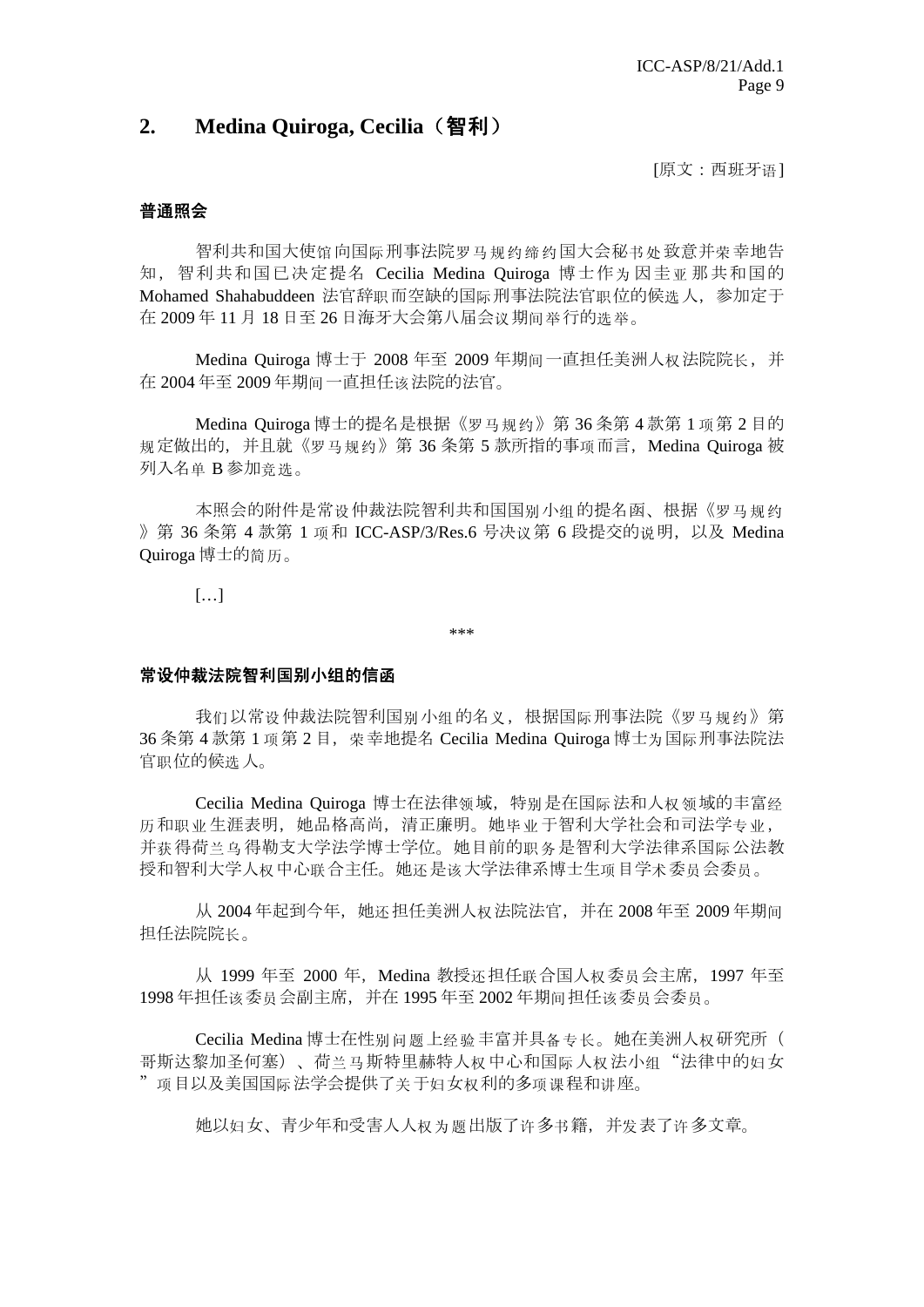## 2. Medina Quiroga, Cecilia（智利）

[原文：西班牙语]

**普通照会**

智利共和国大使馆向国际刑事法院罗马规约缔约国大会秘书处致意并荣幸地告知，智利共和国已决定提名 Cecilia Medina Quiroga 博士作为因圭亚那共和国的 Mohamed Shahabuddeen 法官辞职而空缺的国际刑事法院法官职位的候选人，参加定于在 2009 年 11 月 18 日至 26 日海牙大会第八届会议期间举行的选举。

Medina Quiroga 博士于 2008 年至 2009 年期间一直担任美洲人权法院院长，并在 2004 年至 2009 年期间一直担任该法院的法官。

Medina Quiroga 博士的提名是根据《罗马规约》第 36 条第 4 款第 1 项第 2 目的规定做出的，并且就《罗马规约》第 36 条第 5 款所指的事项而言，Medina Quiroga 被列入名单 B 参加竞选。

本照会的附件是常设仲裁法院智利共和国国别小组的提名函、根据《罗马规约》第 36 条第 4 款第 1 项和 ICC-ASP/3/Res.6 号决议第 6 段提交的说明，以及 Medina Quiroga 博士的简历。

[…]

\*\*\*

**常设仲裁法院智利国别小组的信函**

我们以常设仲裁法院智利国别小组的名义，根据国际刑事法院《罗马规约》第 36 条第 4 款第 1 项第 2 目，荣幸地提名 Cecilia Medina Quiroga 博士为国际刑事法院法官职位的候选人。

Cecilia Medina Quiroga 博士在法律领域，特别是在国际法和人权领域的丰富经历和职业生涯表明，她品格高尚，清正廉明。她毕业于智利大学社会和司法学专业，并获得荷兰乌得勒支大学法学博士学位。她目前的职务是智利大学法律系国际公法教授和智利大学人权中心联合主任。她还是该大学法律系博士生项目学术委员会委员。

从 2004 年起到今年，她还担任美洲人权法院法官，并在 2008 年至 2009 年期间担任法院院长。

从 1999 年至 2000 年，Medina 教授还担任联合国人权委员会主席，1997 年至 1998 年担任该委员会副主席，并在 1995 年至 2002 年期间担任该委员会委员。

Cecilia Medina 博士在性别问题上经验丰富并具备专长。她在美洲人权研究所（哥斯达黎加圣何塞）、荷兰马斯特里赫特人权中心和国际人权法小组“法律中的妇女”项目以及美国国际法学会提供了关于妇女权利的多项课程和讲座。

她以妇女、青少年和受害人人权为题出版了许多书籍，并发表了许多文章。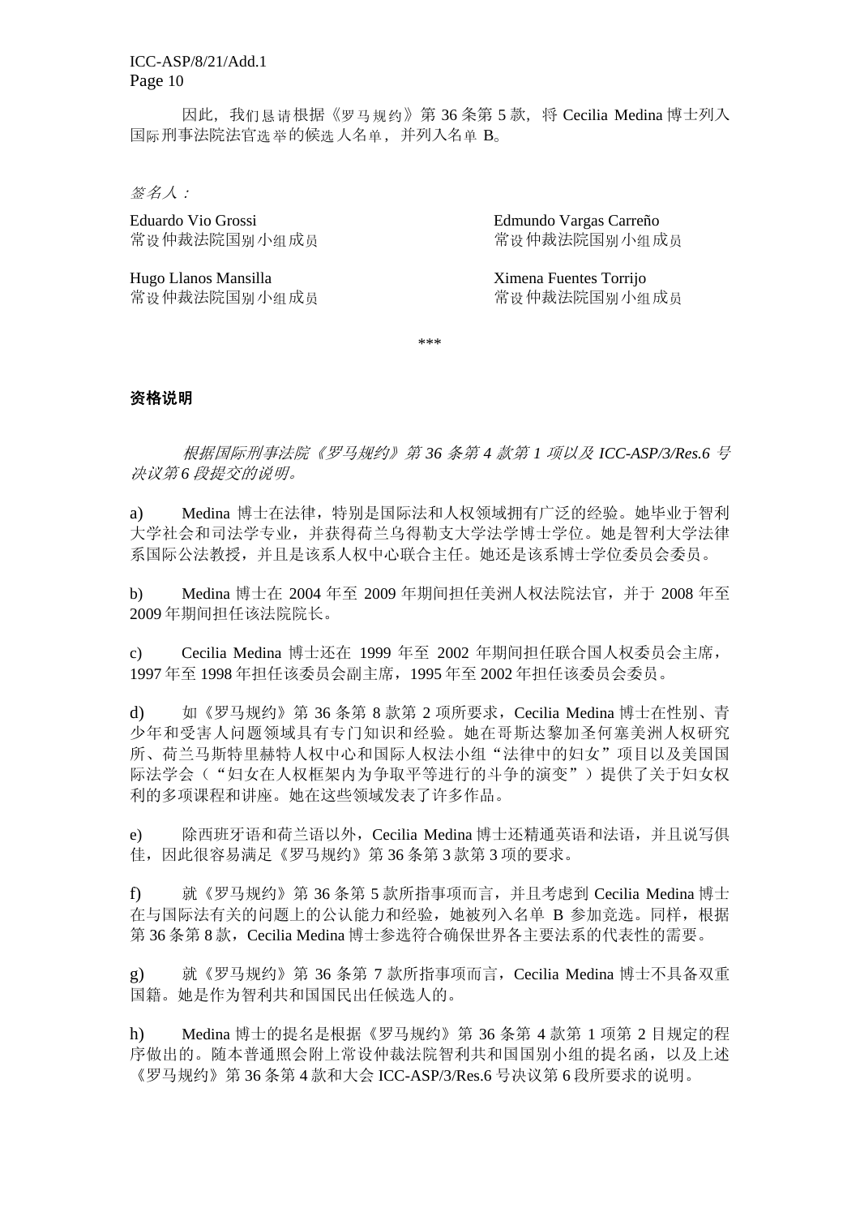因此，我们恳请根据《罗马规约》第 36 条第 5 款，将 Cecilia Medina 博士列入国际刑事法院法官选举的候选人名单，并列入名单 B。

*签名人：*

Eduardo Vio Grossi
常设仲裁法院国别小组成员

Edmundo Vargas Carreño
常设仲裁法院国别小组成员

Hugo Llanos Mansilla
常设仲裁法院国别小组成员

Ximena Fuentes Torrijo
常设仲裁法院国别小组成员

\*\*\*

**资格说明**

*根据国际刑事法院《罗马规约》第 36 条第 4 款第 1 项以及 ICC-ASP/3/Res.6 号决议第 6 段提交的说明。*

a) Medina 博士在法律，特别是国际法和人权领域拥有广泛的经验。她毕业于智利大学社会和司法学专业，并获得荷兰乌得勒支大学法学博士学位。她是智利大学法律系国际公法教授，并且是该系人权中心联合主任。她还是该系博士学位委员会委员。

b) Medina 博士在 2004 年至 2009 年期间担任美洲人权法院法官，并于 2008 年至 2009 年期间担任该法院院长。

c) Cecilia Medina 博士还在 1999 年至 2002 年期间担任联合国人权委员会主席，1997 年至 1998 年担任该委员会副主席，1995 年至 2002 年担任该委员会委员。

d) 如《罗马规约》第 36 条第 8 款第 2 项所要求，Cecilia Medina 博士在性别、青少年和受害人问题领域具有专门知识和经验。她在哥斯达黎加圣何塞美洲人权研究所、荷兰马斯特里赫特人权中心和国际人权法小组“法律中的妇女”项目以及美国国际法学会（“妇女在人权框架内为争取平等进行的斗争的演变”）提供了关于妇女权利的多项课程和讲座。她在这些领域发表了许多作品。

e) 除西班牙语和荷兰语以外，Cecilia Medina 博士还精通英语和法语，并且说写俱佳，因此很容易满足《罗马规约》第 36 条第 3 款第 3 项的要求。

f) 就《罗马规约》第 36 条第 5 款所指事项而言，并且考虑到 Cecilia Medina 博士在与国际法有关的问题上的公认能力和经验，她被列入名单 B 参加竞选。同样，根据第 36 条第 8 款，Cecilia Medina 博士参选符合确保世界各主要法系的代表性的需要。

g) 就《罗马规约》第 36 条第 7 款所指事项而言，Cecilia Medina 博士不具备双重国籍。她是作为智利共和国国民出任候选人的。

h) Medina 博士的提名是根据《罗马规约》第 36 条第 4 款第 1 项第 2 目规定的程序做出的。随本普通照会附上常设仲裁法院智利共和国国别小组的提名函，以及上述《罗马规约》第 36 条第 4 款和大会 ICC-ASP/3/Res.6 号决议第 6 段所要求的说明。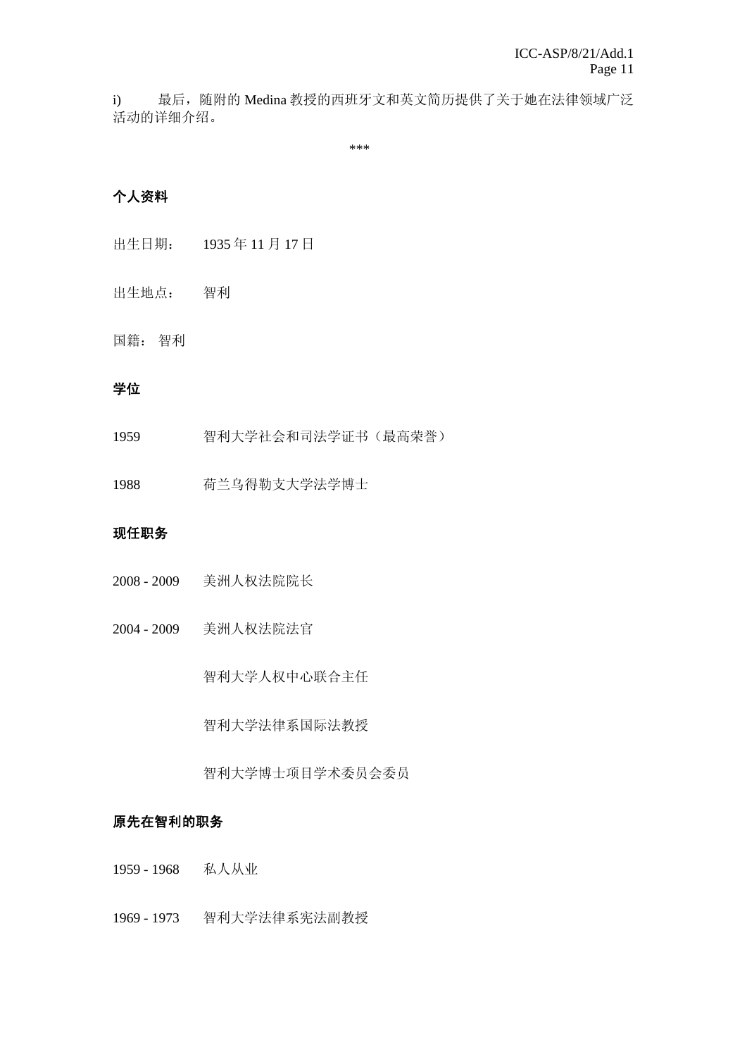i) 最后，随附的 Medina 教授的西班牙文和英文简历提供了关于她在法律领域广泛活动的详细介绍。

\*\*\*

**个人资料**

出生日期： 1935 年 11 月 17 日

出生地点： 智利

国籍： 智利

**学位**

1959 智利大学社会和司法学证书（最高荣誉）

1988 荷兰乌得勒支大学法学博士

**现任职务**

2008 - 2009 美洲人权法院院长

2004 - 2009 美洲人权法院法官

智利大学人权中心联合主任

智利大学法律系国际法教授

智利大学博士项目学术委员会委员

**原先在智利的职务**

1959 - 1968 私人从业

1969 - 1973 智利大学法律系宪法副教授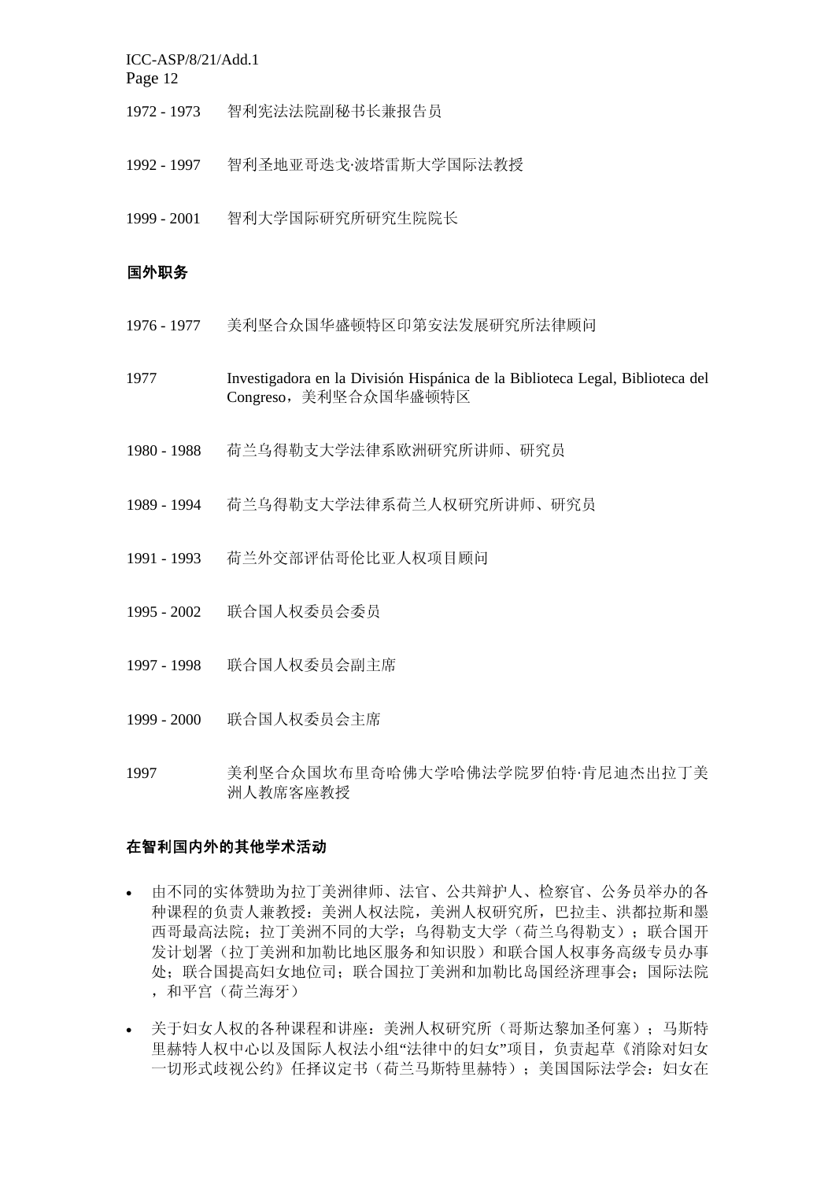1972 - 1973　智利宪法法院副秘书长兼报告员

1992 - 1997　智利圣地亚哥迭戈·波塔雷斯大学国际法教授

1999 - 2001　智利大学国际研究所研究生院院长

**国外职务**

1976 - 1977　美利坚合众国华盛顿特区印第安法发展研究所法律顾问

1977　Investigadora en la División Hispánica de la Biblioteca Legal, Biblioteca del Congreso，美利坚合众国华盛顿特区

1980 - 1988　荷兰乌得勒支大学法律系欧洲研究所讲师、研究员

1989 - 1994　荷兰乌得勒支大学法律系荷兰人权研究所讲师、研究员

1991 - 1993　荷兰外交部评估哥伦比亚人权项目顾问

1995 - 2002　联合国人权委员会委员

1997 - 1998　联合国人权委员会副主席

1999 - 2000　联合国人权委员会主席

1997　美利坚合众国坎布里奇哈佛大学哈佛法学院罗伯特·肯尼迪杰出拉丁美洲人教席客座教授

**在智利国内外的其他学术活动**

- 由不同的实体赞助为拉丁美洲律师、法官、公共辩护人、检察官、公务员举办的各种课程的负责人兼教授：美洲人权法院，美洲人权研究所，巴拉圭、洪都拉斯和墨西哥最高法院；拉丁美洲不同的大学；乌得勒支大学（荷兰乌得勒支）；联合国开发计划署（拉丁美洲和加勒比地区服务和知识股）和联合国人权事务高级专员办事处；联合国提高妇女地位司；联合国拉丁美洲和加勒比岛国经济理事会；国际法院，和平宫（荷兰海牙）
- 关于妇女人权的各种课程和讲座：美洲人权研究所（哥斯达黎加圣何塞）；马斯特里赫特人权中心以及国际人权法小组"法律中的妇女"项目，负责起草《消除对妇女一切形式歧视公约》任择议定书（荷兰马斯特里赫特）；美国国际法学会：妇女在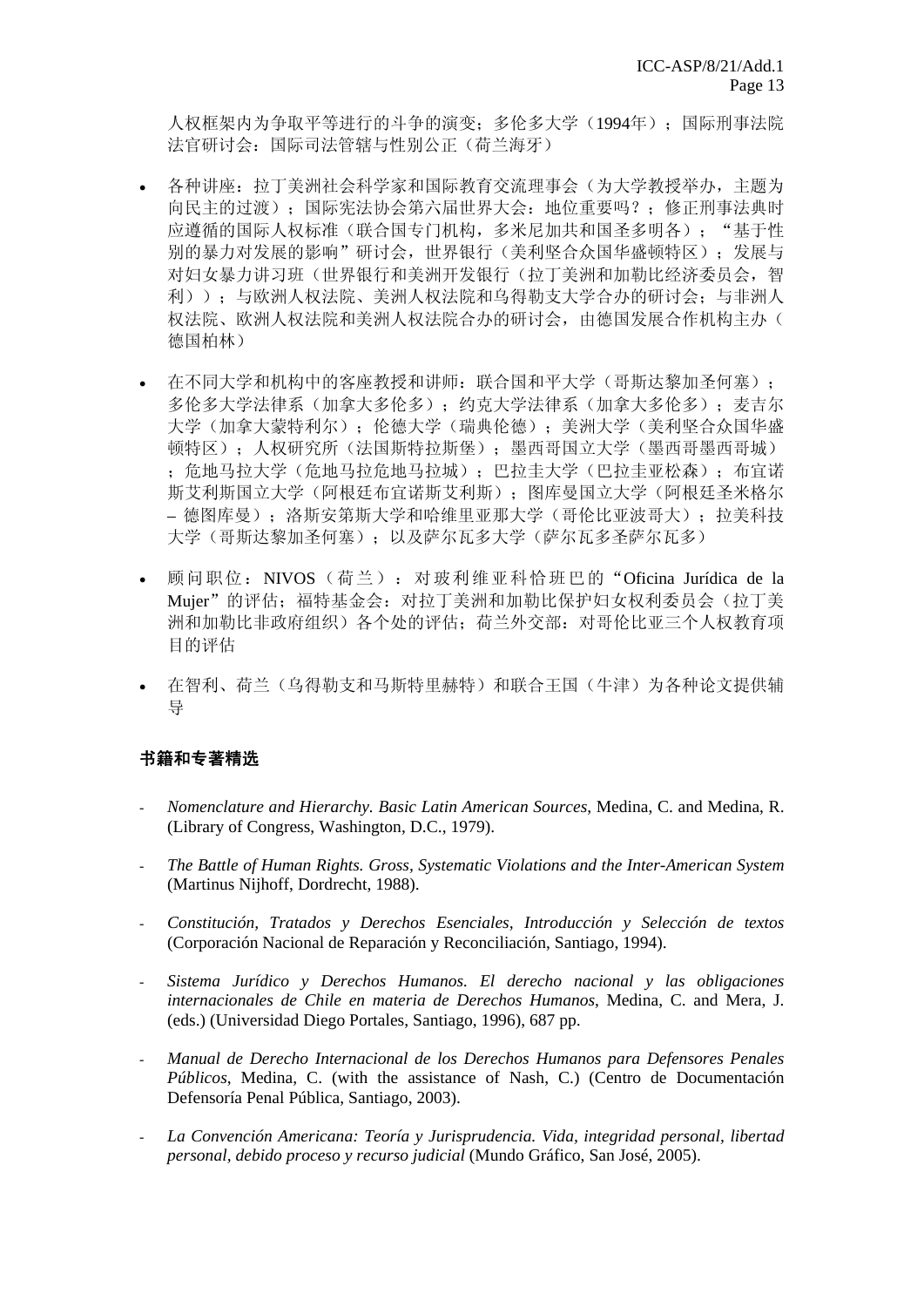人权框架内为争取平等进行的斗争的演变；多伦多大学（1994年）；国际刑事法院法官研讨会：国际司法管辖与性别公正（荷兰海牙）

- 各种讲座：拉丁美洲社会科学家和国际教育交流理事会（为大学教授举办，主题为向民主的过渡）；国际宪法协会第六届世界大会：地位重要吗？；修正刑事法典时应遵循的国际人权标准（联合国专门机构，多米尼加共和国圣多明各）；“基于性别的暴力对发展的影响”研讨会，世界银行（美利坚合众国华盛顿特区）；发展与对妇女暴力讲习班（世界银行和美洲开发银行（拉丁美洲和加勒比经济委员会，智利））；与欧洲人权法院、美洲人权法院和乌得勒支大学合办的研讨会；与非洲人权法院、欧洲人权法院和美洲人权法院合办的研讨会，由德国发展合作机构主办（德国柏林）

- 在不同大学和机构中的客座教授和讲师：联合国和平大学（哥斯达黎加圣何塞）；多伦多大学法律系（加拿大多伦多）；约克大学法律系（加拿大多伦多）；麦吉尔大学（加拿大蒙特利尔）；伦德大学（瑞典伦德）；美洲大学（美利坚合众国华盛顿特区）；人权研究所（法国斯特拉斯堡）；墨西哥国立大学（墨西哥墨西哥城）；危地马拉大学（危地马拉危地马拉城）；巴拉圭大学（巴拉圭亚松森）；布宜诺斯艾利斯国立大学（阿根廷布宜诺斯艾利斯）；图库曼国立大学（阿根廷圣米格尔 – 德图库曼）；洛斯安第斯大学和哈维里亚那大学（哥伦比亚波哥大）；拉美科技大学（哥斯达黎加圣何塞）；以及萨尔瓦多大学（萨尔瓦多圣萨尔瓦多）

- 顾问职位：NIVOS（荷兰）：对玻利维亚科恰班巴的“Oficina Jurídica de la Mujer”的评估；福特基金会：对拉丁美洲和加勒比保护妇女权利委员会（拉丁美洲和加勒比非政府组织）各个处的评估；荷兰外交部：对哥伦比亚三个人权教育项目的评估

- 在智利、荷兰（乌得勒支和马斯特里赫特）和联合王国（牛津）为各种论文提供辅导

**书籍和专著精选**

- *Nomenclature and Hierarchy. Basic Latin American Sources*, Medina, C. and Medina, R. (Library of Congress, Washington, D.C., 1979).

- *The Battle of Human Rights. Gross, Systematic Violations and the Inter-American System* (Martinus Nijhoff, Dordrecht, 1988).

- *Constitución, Tratados y Derechos Esenciales, Introducción y Selección de textos* (Corporación Nacional de Reparación y Reconciliación, Santiago, 1994).

- *Sistema Jurídico y Derechos Humanos. El derecho nacional y las obligaciones internacionales de Chile en materia de Derechos Humanos*, Medina, C. and Mera, J. (eds.) (Universidad Diego Portales, Santiago, 1996), 687 pp.

- *Manual de Derecho Internacional de los Derechos Humanos para Defensores Penales Públicos*, Medina, C. (with the assistance of Nash, C.) (Centro de Documentación Defensoría Penal Pública, Santiago, 2003).

- *La Convención Americana: Teoría y Jurisprudencia. Vida, integridad personal, libertad personal, debido proceso y recurso judicial* (Mundo Gráfico, San José, 2005).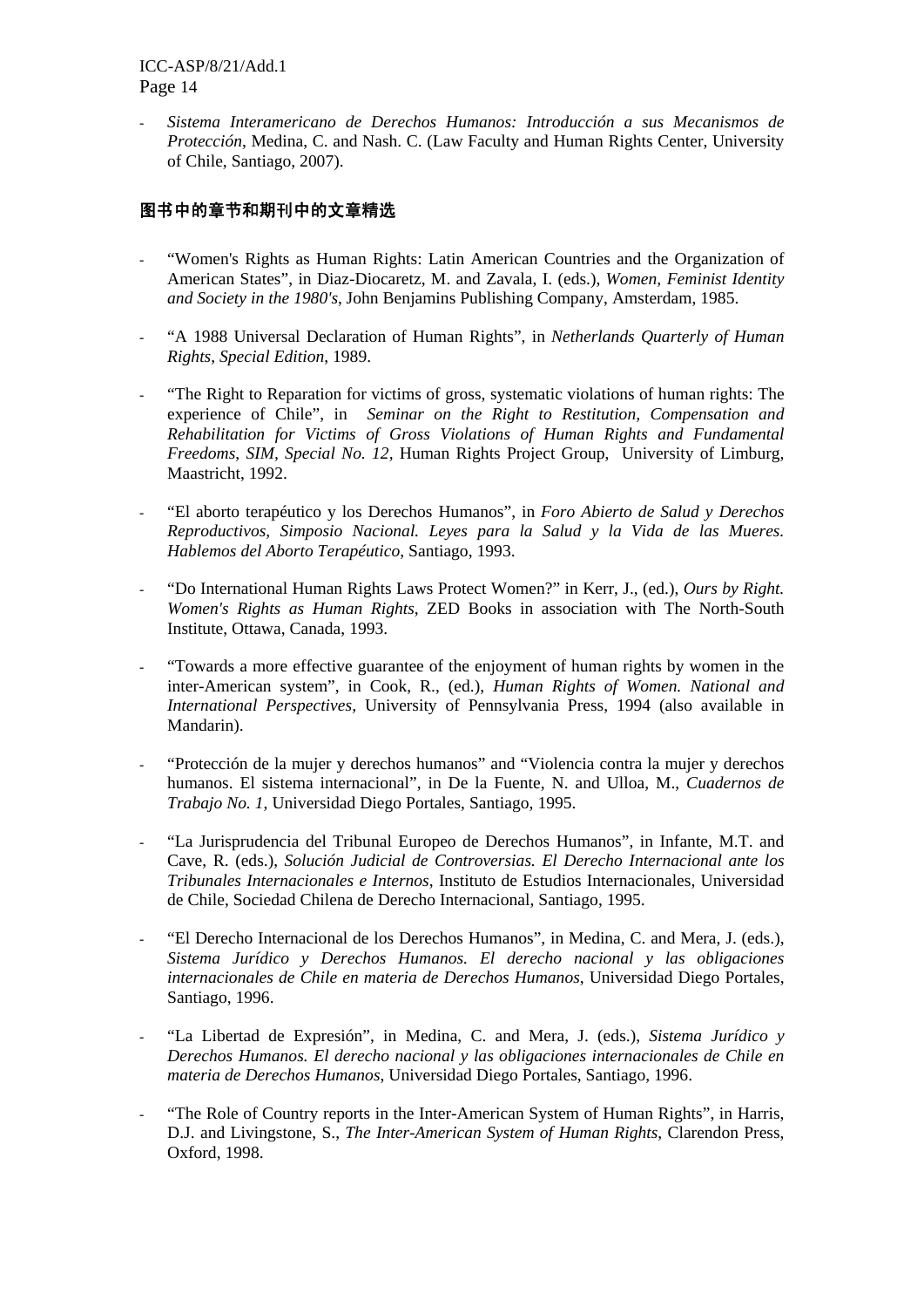- *Sistema Interamericano de Derechos Humanos: Introducción a sus Mecanismos de Protección*, Medina, C. and Nash. C. (Law Faculty and Human Rights Center, University of Chile, Santiago, 2007).

## 图书中的章节和期刊中的文章精选

- "Women's Rights as Human Rights: Latin American Countries and the Organization of American States", in Diaz-Diocaretz, M. and Zavala, I. (eds.), *Women, Feminist Identity and Society in the 1980's*, John Benjamins Publishing Company, Amsterdam, 1985.

- "A 1988 Universal Declaration of Human Rights", in *Netherlands Quarterly of Human Rights, Special Edition*, 1989.

- "The Right to Reparation for victims of gross, systematic violations of human rights: The experience of Chile", in *Seminar on the Right to Restitution, Compensation and Rehabilitation for Victims of Gross Violations of Human Rights and Fundamental Freedoms, SIM, Special No. 12,* Human Rights Project Group, University of Limburg, Maastricht, 1992.

- "El aborto terapéutico y los Derechos Humanos", in *Foro Abierto de Salud y Derechos Reproductivos, Simposio Nacional. Leyes para la Salud y la Vida de las Mueres. Hablemos del Aborto Terapéutico*, Santiago, 1993.

- "Do International Human Rights Laws Protect Women?" in Kerr, J., (ed.), *Ours by Right. Women's Rights as Human Rights*, ZED Books in association with The North-South Institute, Ottawa, Canada, 1993.

- "Towards a more effective guarantee of the enjoyment of human rights by women in the inter-American system", in Cook, R., (ed.), *Human Rights of Women. National and International Perspectives,* University of Pennsylvania Press, 1994 (also available in Mandarin).

- "Protección de la mujer y derechos humanos" and "Violencia contra la mujer y derechos humanos. El sistema internacional", in De la Fuente, N. and Ulloa, M., *Cuadernos de Trabajo No. 1*, Universidad Diego Portales, Santiago, 1995.

- "La Jurisprudencia del Tribunal Europeo de Derechos Humanos", in Infante, M.T. and Cave, R. (eds.), *Solución Judicial de Controversias. El Derecho Internacional ante los Tribunales Internacionales e Internos*, Instituto de Estudios Internacionales, Universidad de Chile, Sociedad Chilena de Derecho Internacional, Santiago, 1995.

- "El Derecho Internacional de los Derechos Humanos", in Medina, C. and Mera, J. (eds.), *Sistema Jurídico y Derechos Humanos. El derecho nacional y las obligaciones internacionales de Chile en materia de Derechos Humanos*, Universidad Diego Portales, Santiago, 1996.

- "La Libertad de Expresión", in Medina, C. and Mera, J. (eds.), *Sistema Jurídico y Derechos Humanos. El derecho nacional y las obligaciones internacionales de Chile en materia de Derechos Humanos*, Universidad Diego Portales, Santiago, 1996.

- "The Role of Country reports in the Inter-American System of Human Rights", in Harris, D.J. and Livingstone, S., *The Inter-American System of Human Rights*, Clarendon Press, Oxford, 1998.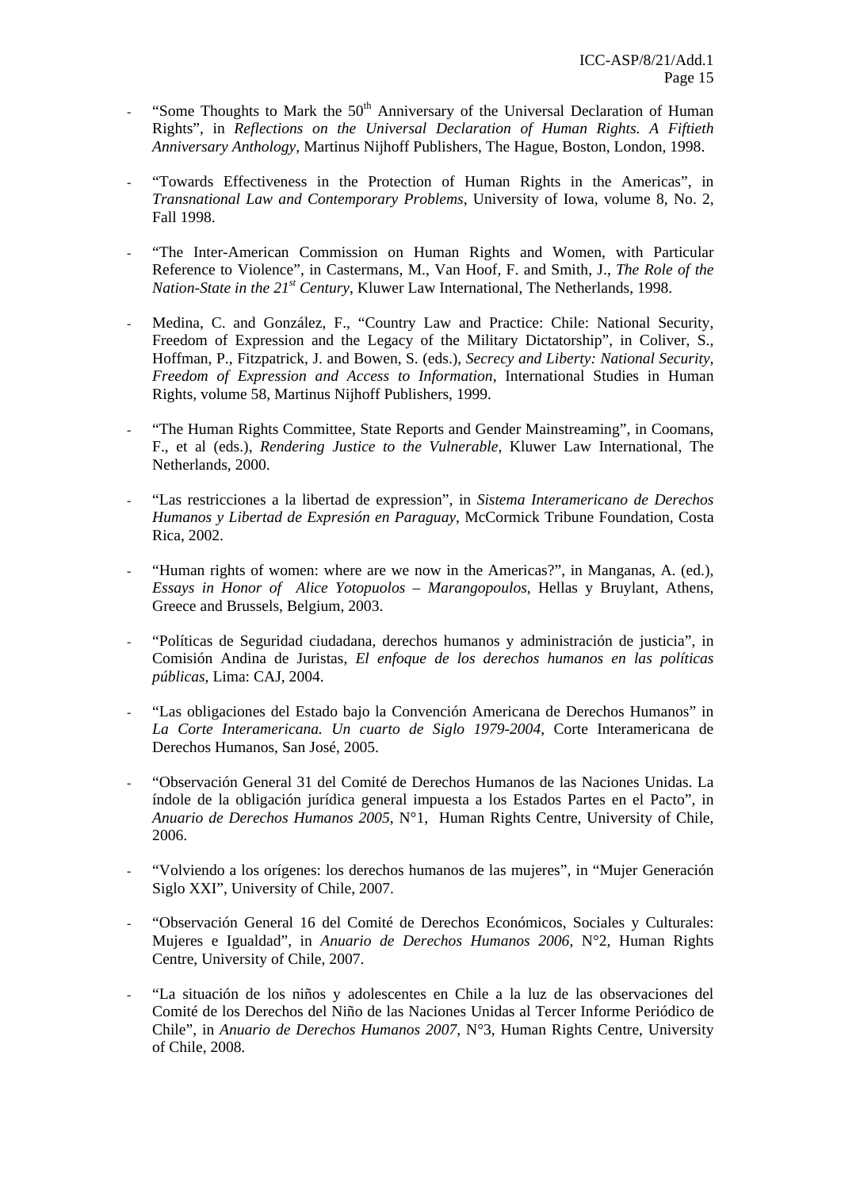- "Some Thoughts to Mark the 50th Anniversary of the Universal Declaration of Human Rights", in *Reflections on the Universal Declaration of Human Rights. A Fiftieth Anniversary Anthology*, Martinus Nijhoff Publishers, The Hague, Boston, London, 1998.

- "Towards Effectiveness in the Protection of Human Rights in the Americas", in *Transnational Law and Contemporary Problems*, University of Iowa, volume 8, No. 2, Fall 1998.

- "The Inter-American Commission on Human Rights and Women, with Particular Reference to Violence", in Castermans, M., Van Hoof, F. and Smith, J., *The Role of the Nation-State in the 21st Century*, Kluwer Law International, The Netherlands, 1998.

- Medina, C. and González, F., "Country Law and Practice: Chile: National Security, Freedom of Expression and the Legacy of the Military Dictatorship", in Coliver, S., Hoffman, P., Fitzpatrick, J. and Bowen, S. (eds.), *Secrecy and Liberty: National Security, Freedom of Expression and Access to Information*, International Studies in Human Rights, volume 58, Martinus Nijhoff Publishers, 1999.

- "The Human Rights Committee, State Reports and Gender Mainstreaming", in Coomans, F., et al (eds.), *Rendering Justice to the Vulnerable*, Kluwer Law International, The Netherlands, 2000.

- "Las restricciones a la libertad de expression", in *Sistema Interamericano de Derechos Humanos y Libertad de Expresión en Paraguay*, McCormick Tribune Foundation, Costa Rica, 2002.

- "Human rights of women: where are we now in the Americas?", in Manganas, A. (ed.), *Essays in Honor of Alice Yotopuolos – Marangopoulos*, Hellas y Bruylant, Athens, Greece and Brussels, Belgium, 2003.

- "Políticas de Seguridad ciudadana, derechos humanos y administración de justicia", in Comisión Andina de Juristas, *El enfoque de los derechos humanos en las políticas públicas*, Lima: CAJ, 2004.

- "Las obligaciones del Estado bajo la Convención Americana de Derechos Humanos" in *La Corte Interamericana. Un cuarto de Siglo 1979-2004*, Corte Interamericana de Derechos Humanos, San José, 2005.

- "Observación General 31 del Comité de Derechos Humanos de las Naciones Unidas. La índole de la obligación jurídica general impuesta a los Estados Partes en el Pacto", in *Anuario de Derechos Humanos 2005*, N°1, Human Rights Centre, University of Chile, 2006.

- "Volviendo a los orígenes: los derechos humanos de las mujeres", in "Mujer Generación Siglo XXI", University of Chile, 2007.

- "Observación General 16 del Comité de Derechos Económicos, Sociales y Culturales: Mujeres e Igualdad", in *Anuario de Derechos Humanos 2006*, N°2, Human Rights Centre, University of Chile, 2007.

- "La situación de los niños y adolescentes en Chile a la luz de las observaciones del Comité de los Derechos del Niño de las Naciones Unidas al Tercer Informe Periódico de Chile", in *Anuario de Derechos Humanos 2007*, N°3, Human Rights Centre, University of Chile, 2008.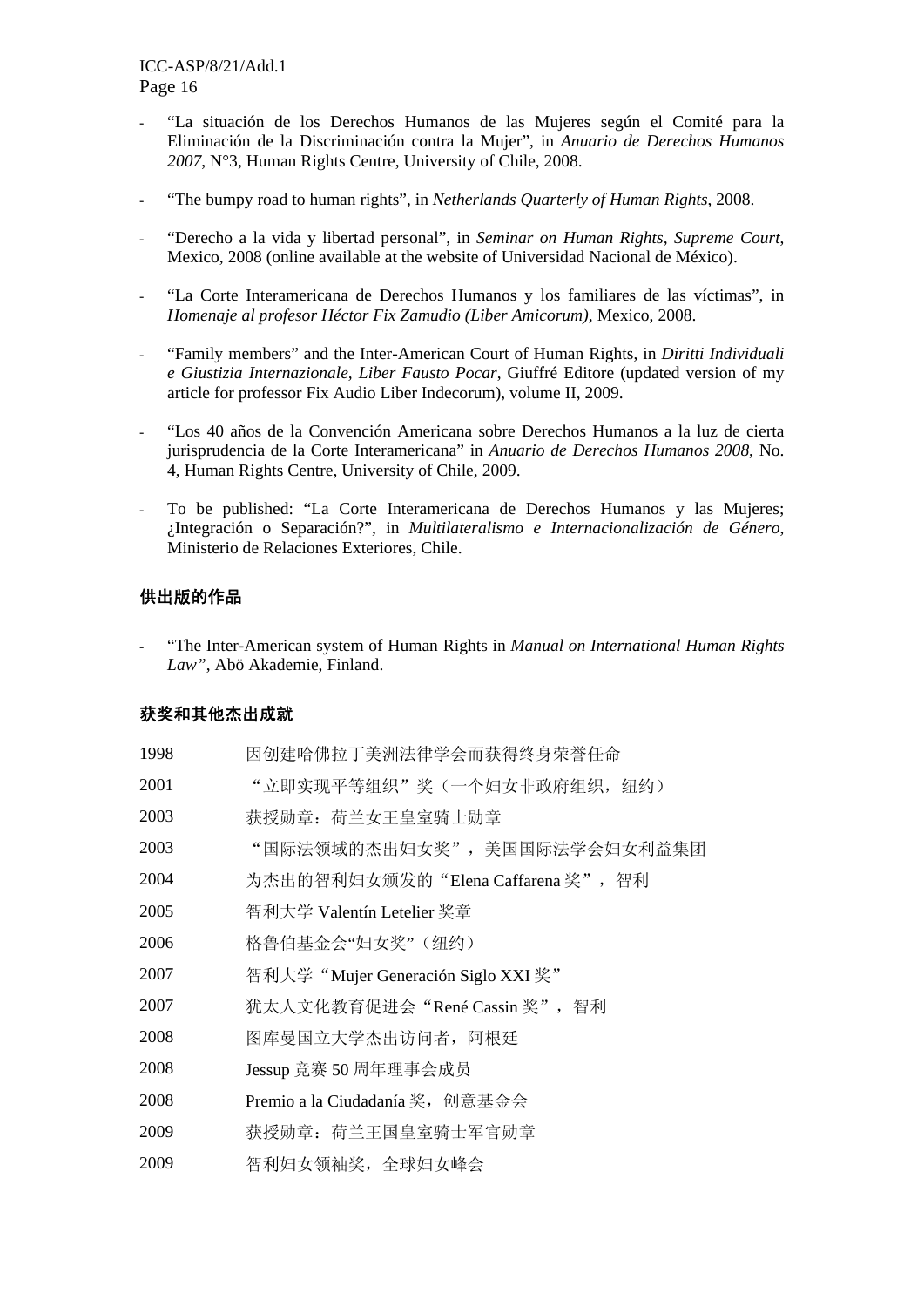- "La situación de los Derechos Humanos de las Mujeres según el Comité para la Eliminación de la Discriminación contra la Mujer", in *Anuario de Derechos Humanos 2007*, N°3, Human Rights Centre, University of Chile, 2008.

- "The bumpy road to human rights", in *Netherlands Quarterly of Human Rights*, 2008.

- "Derecho a la vida y libertad personal", in *Seminar on Human Rights, Supreme Court*, Mexico, 2008 (online available at the website of Universidad Nacional de México).

- "La Corte Interamericana de Derechos Humanos y los familiares de las víctimas", in *Homenaje al profesor Héctor Fix Zamudio (Liber Amicorum)*, Mexico, 2008.

- "Family members" and the Inter-American Court of Human Rights, in *Diritti Individuali e Giustizia Internazionale, Liber Fausto Pocar*, Giuffré Editore (updated version of my article for professor Fix Audio Liber Indecorum), volume II, 2009.

- "Los 40 años de la Convención Americana sobre Derechos Humanos a la luz de cierta jurisprudencia de la Corte Interamericana" in *Anuario de Derechos Humanos 2008*, No. 4, Human Rights Centre, University of Chile, 2009.

- To be published: "La Corte Interamericana de Derechos Humanos y las Mujeres; ¿Integración o Separación?", in *Multilateralismo e Internacionalización de Género*, Ministerio de Relaciones Exteriores, Chile.

**供出版的作品**

- "The Inter-American system of Human Rights in *Manual on International Human Rights Law"*, Abö Akademie, Finland.

**获奖和其他杰出成就**

| | |
|---|---|
| 1998 | 因创建哈佛拉丁美洲法律学会而获得终身荣誉任命 |
| 2001 | "立即实现平等组织"奖（一个妇女非政府组织，纽约） |
| 2003 | 获授勋章：荷兰女王皇室骑士勋章 |
| 2003 | "国际法领域的杰出妇女奖"，美国国际法学会妇女利益集团 |
| 2004 | 为杰出的智利妇女颁发的"Elena Caffarena 奖"，智利 |
| 2005 | 智利大学 Valentín Letelier 奖章 |
| 2006 | 格鲁伯基金会"妇女奖"（纽约） |
| 2007 | 智利大学"Mujer Generación Siglo XXI 奖" |
| 2007 | 犹太人文化教育促进会"René Cassin 奖"，智利 |
| 2008 | 图库曼国立大学杰出访问者，阿根廷 |
| 2008 | Jessup 竞赛 50 周年理事会成员 |
| 2008 | Premio a la Ciudadanía 奖，创意基金会 |
| 2009 | 获授勋章：荷兰王国皇室骑士军官勋章 |
| 2009 | 智利妇女领袖奖，全球妇女峰会 |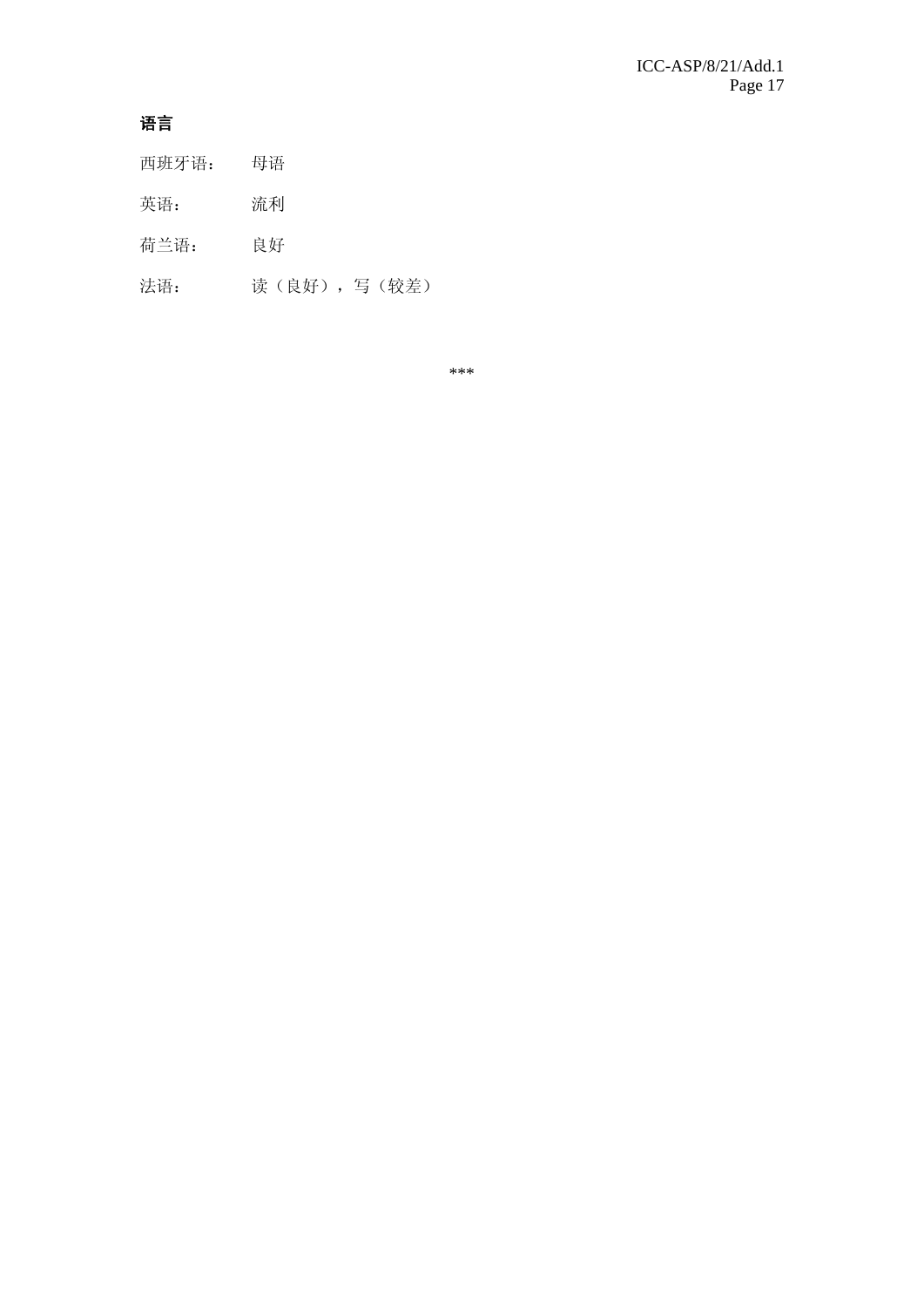**语言**

西班牙语：　母语

英语：　流利

荷兰语：　良好

法语：　读（良好），写（较差）

***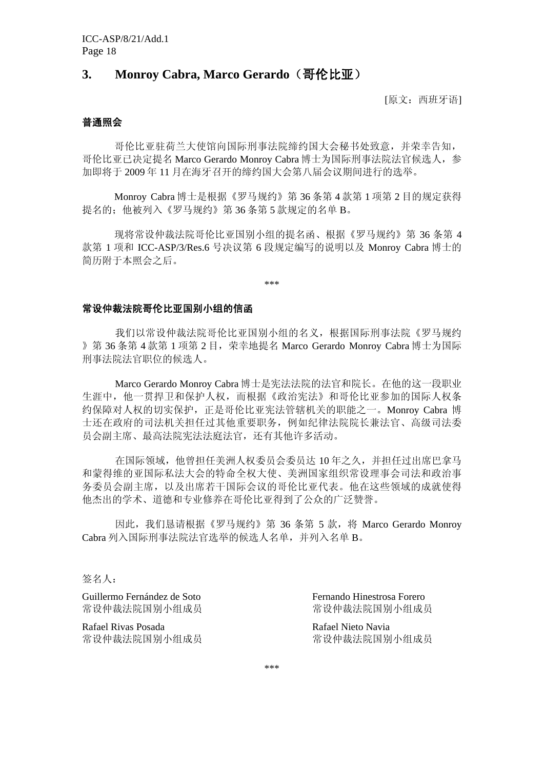## 3. Monroy Cabra, Marco Gerardo（哥伦比亚）

[原文：西班牙语]

**普通照会**

哥伦比亚驻荷兰大使馆向国际刑事法院缔约国大会秘书处致意，并荣幸告知，哥伦比亚已决定提名 Marco Gerardo Monroy Cabra 博士为国际刑事法院法官候选人，参加即将于 2009 年 11 月在海牙召开的缔约国大会第八届会议期间进行的选举。

Monroy Cabra 博士是根据《罗马规约》第 36 条第 4 款第 1 项第 2 目的规定获得提名的；他被列入《罗马规约》第 36 条第 5 款规定的名单 B。

现将常设仲裁法院哥伦比亚国别小组的提名函、根据《罗马规约》第 36 条第 4 款第 1 项和 ICC-ASP/3/Res.6 号决议第 6 段规定编写的说明以及 Monroy Cabra 博士的简历附于本照会之后。

\*\*\*

**常设仲裁法院哥伦比亚国别小组的信函**

我们以常设仲裁法院哥伦比亚国别小组的名义，根据国际刑事法院《罗马规约》第 36 条第 4 款第 1 项第 2 目，荣幸地提名 Marco Gerardo Monroy Cabra 博士为国际刑事法院法官职位的候选人。

Marco Gerardo Monroy Cabra 博士是宪法法院的法官和院长。在他的这一段职业生涯中，他一贯捍卫和保护人权，而根据《政治宪法》和哥伦比亚参加的国际人权条约保障对人权的切实保护，正是哥伦比亚宪法管辖机关的职能之一。Monroy Cabra 博士还在政府的司法机关担任过其他重要职务，例如纪律法院院长兼法官、高级司法委员会副主席、最高法院宪法法庭法官，还有其他许多活动。

在国际领域，他曾担任美洲人权委员会委员达 10 年之久，并担任过出席巴拿马和蒙得维的亚国际私法大会的特命全权大使、美洲国家组织常设理事会司法和政治事务委员会副主席，以及出席若干国际会议的哥伦比亚代表。他在这些领域的成就使得他杰出的学术、道德和专业修养在哥伦比亚得到了公众的广泛赞誉。

因此，我们恳请根据《罗马规约》第 36 条第 5 款，将 Marco Gerardo Monroy Cabra 列入国际刑事法院法官选举的候选人名单，并列入名单 B。

签名人：

Guillermo Fernández de Soto
常设仲裁法院国别小组成员

Fernando Hinestrosa Forero
常设仲裁法院国别小组成员

Rafael Rivas Posada
常设仲裁法院国别小组成员

Rafael Nieto Navia
常设仲裁法院国别小组成员

\*\*\*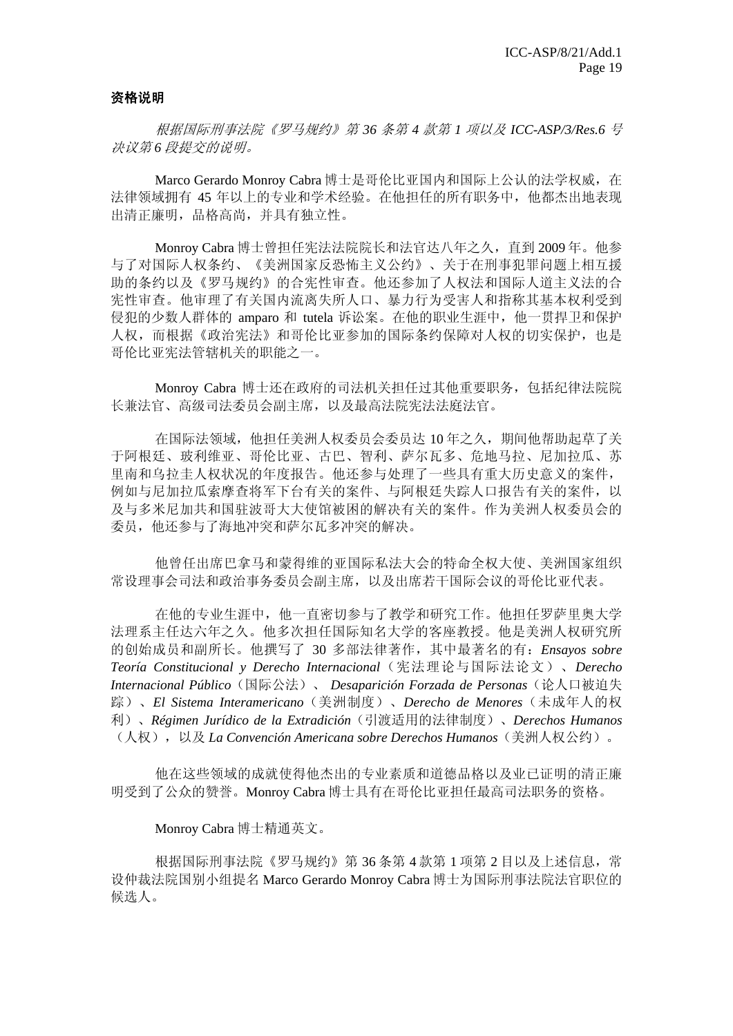**资格说明**

*根据国际刑事法院《罗马规约》第 36 条第 4 款第 1 项以及 ICC-ASP/3/Res.6 号决议第 6 段提交的说明。*

Marco Gerardo Monroy Cabra 博士是哥伦比亚国内和国际上公认的法学权威，在法律领域拥有 45 年以上的专业和学术经验。在他担任的所有职务中，他都杰出地表现出清正廉明，品格高尚，并具有独立性。

Monroy Cabra 博士曾担任宪法法院院长和法官达八年之久，直到 2009 年。他参与了对国际人权条约、《美洲国家反恐怖主义公约》、关于在刑事犯罪问题上相互援助的条约以及《罗马规约》的合宪性审查。他还参加了人权法和国际人道主义法的合宪性审查。他审理了有关国内流离失所人口、暴力行为受害人和指称其基本权利受到侵犯的少数人群体的 amparo 和 tutela 诉讼案。在他的职业生涯中，他一贯捍卫和保护人权，而根据《政治宪法》和哥伦比亚参加的国际条约保障对人权的切实保护，也是哥伦比亚宪法管辖机关的职能之一。

Monroy Cabra 博士还在政府的司法机关担任过其他重要职务，包括纪律法院院长兼法官、高级司法委员会副主席，以及最高法院宪法法庭法官。

在国际法领域，他担任美洲人权委员会委员达 10 年之久，期间他帮助起草了关于阿根廷、玻利维亚、哥伦比亚、古巴、智利、萨尔瓦多、危地马拉、尼加拉瓜、苏里南和乌拉圭人权状况的年度报告。他还参与处理了一些具有重大历史意义的案件，例如与尼加拉瓜索摩查将军下台有关的案件、与阿根廷失踪人口报告有关的案件，以及与多米尼加共和国驻波哥大大使馆被困的解决有关的案件。作为美洲人权委员会的委员，他还参与了海地冲突和萨尔瓦多冲突的解决。

他曾任出席巴拿马和蒙得维的亚国际私法大会的特命全权大使、美洲国家组织常设理事会司法和政治事务委员会副主席，以及出席若干国际会议的哥伦比亚代表。

在他的专业生涯中，他一直密切参与了教学和研究工作。他担任罗萨里奥大学法理系主任达六年之久。他多次担任国际知名大学的客座教授。他是美洲人权研究所的创始成员和副所长。他撰写了 30 多部法律著作，其中最著名的有：*Ensayos sobre Teoría Constitucional y Derecho Internacional*（宪法理论与国际法论文）、*Derecho Internacional Público*（国际公法）、 *Desaparición Forzada de Personas*（论人口被迫失踪）、*El Sistema Interamericano*（美洲制度）、*Derecho de Menores*（未成年人的权利）、*Régimen Jurídico de la Extradición*（引渡适用的法律制度）、*Derechos Humanos*（人权），以及 *La Convención Americana sobre Derechos Humanos*（美洲人权公约）。

他在这些领域的成就使得他杰出的专业素质和道德品格以及业已证明的清正廉明受到了公众的赞誉。Monroy Cabra 博士具有在哥伦比亚担任最高司法职务的资格。

Monroy Cabra 博士精通英文。

根据国际刑事法院《罗马规约》第 36 条第 4 款第 1 项第 2 目以及上述信息，常设仲裁法院国别小组提名 Marco Gerardo Monroy Cabra 博士为国际刑事法院法官职位的候选人。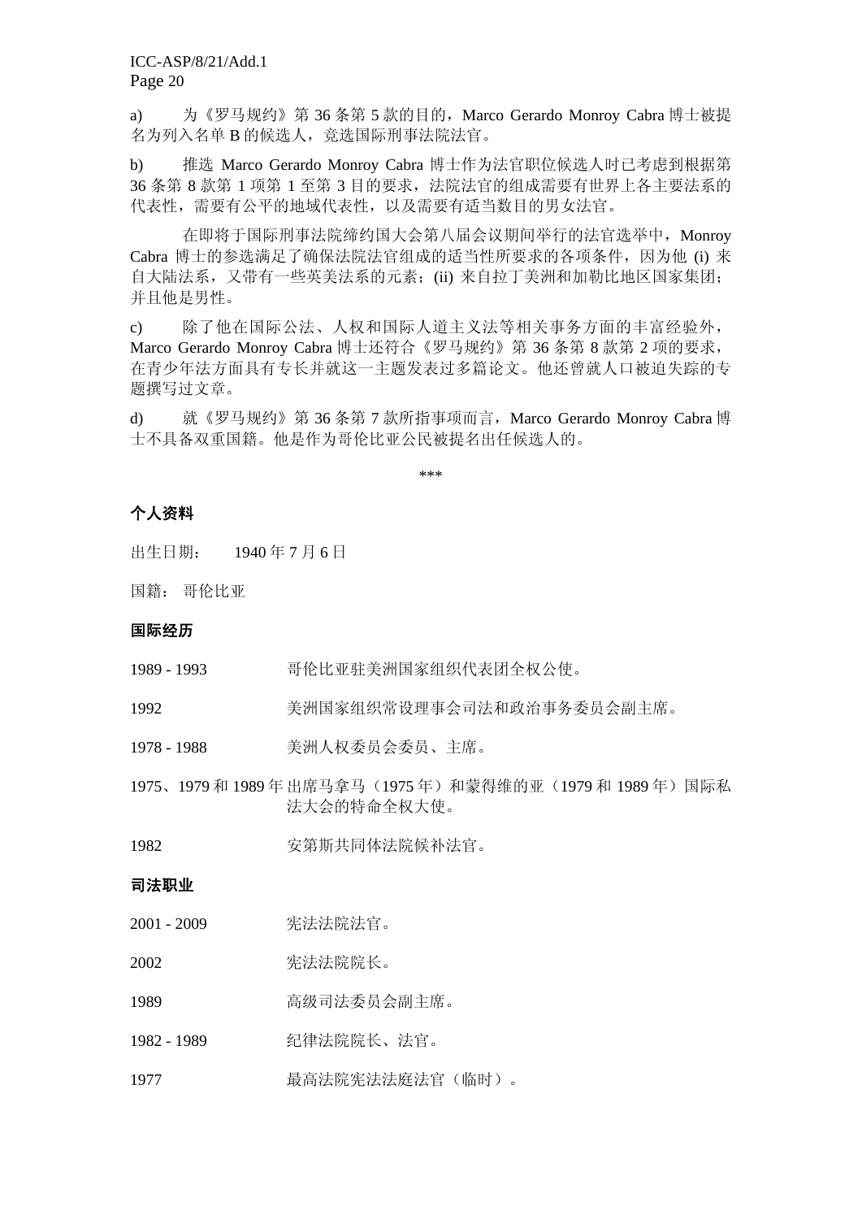a) 为《罗马规约》第 36 条第 5 款的目的，Marco Gerardo Monroy Cabra 博士被提名为列入名单 B 的候选人，竞选国际刑事法院法官。

b) 推选 Marco Gerardo Monroy Cabra 博士作为法官职位候选人时已考虑到根据第 36 条第 8 款第 1 项第 1 至第 3 目的要求，法院法官的组成需要有世界上各主要法系的代表性，需要有公平的地域代表性，以及需要有适当数目的男女法官。

在即将于国际刑事法院缔约国大会第八届会议期间举行的法官选举中，Monroy Cabra 博士的参选满足了确保法院法官组成的适当性所要求的各项条件，因为他 (i) 来自大陆法系，又带有一些英美法系的元素；(ii) 来自拉丁美洲和加勒比地区国家集团；并且他是男性。

c) 除了他在国际公法、人权和国际人道主义法等相关事务方面的丰富经验外，Marco Gerardo Monroy Cabra 博士还符合《罗马规约》第 36 条第 8 款第 2 项的要求，在青少年法方面具有专长并就这一主题发表过多篇论文。他还曾就人口被迫失踪的专题撰写过文章。

d) 就《罗马规约》第 36 条第 7 款所指事项而言，Marco Gerardo Monroy Cabra 博士不具备双重国籍。他是作为哥伦比亚公民被提名出任候选人的。

\*\*\*

**个人资料**

出生日期：　1940 年 7 月 6 日

国籍：哥伦比亚

**国际经历**

| | |
|---|---|
| 1989 - 1993 | 哥伦比亚驻美洲国家组织代表团全权公使。 |
| 1992 | 美洲国家组织常设理事会司法和政治事务委员会副主席。 |
| 1978 - 1988 | 美洲人权委员会委员、主席。 |
| 1975、1979 和 1989 年 | 出席马拿马（1975 年）和蒙得维的亚（1979 和 1989 年）国际私法大会的特命全权大使。 |
| 1982 | 安第斯共同体法院候补法官。 |

**司法职业**

| | |
|---|---|
| 2001 - 2009 | 宪法法院法官。 |
| 2002 | 宪法法院院长。 |
| 1989 | 高级司法委员会副主席。 |
| 1982 - 1989 | 纪律法院院长、法官。 |
| 1977 | 最高法院宪法法庭法官（临时）。 |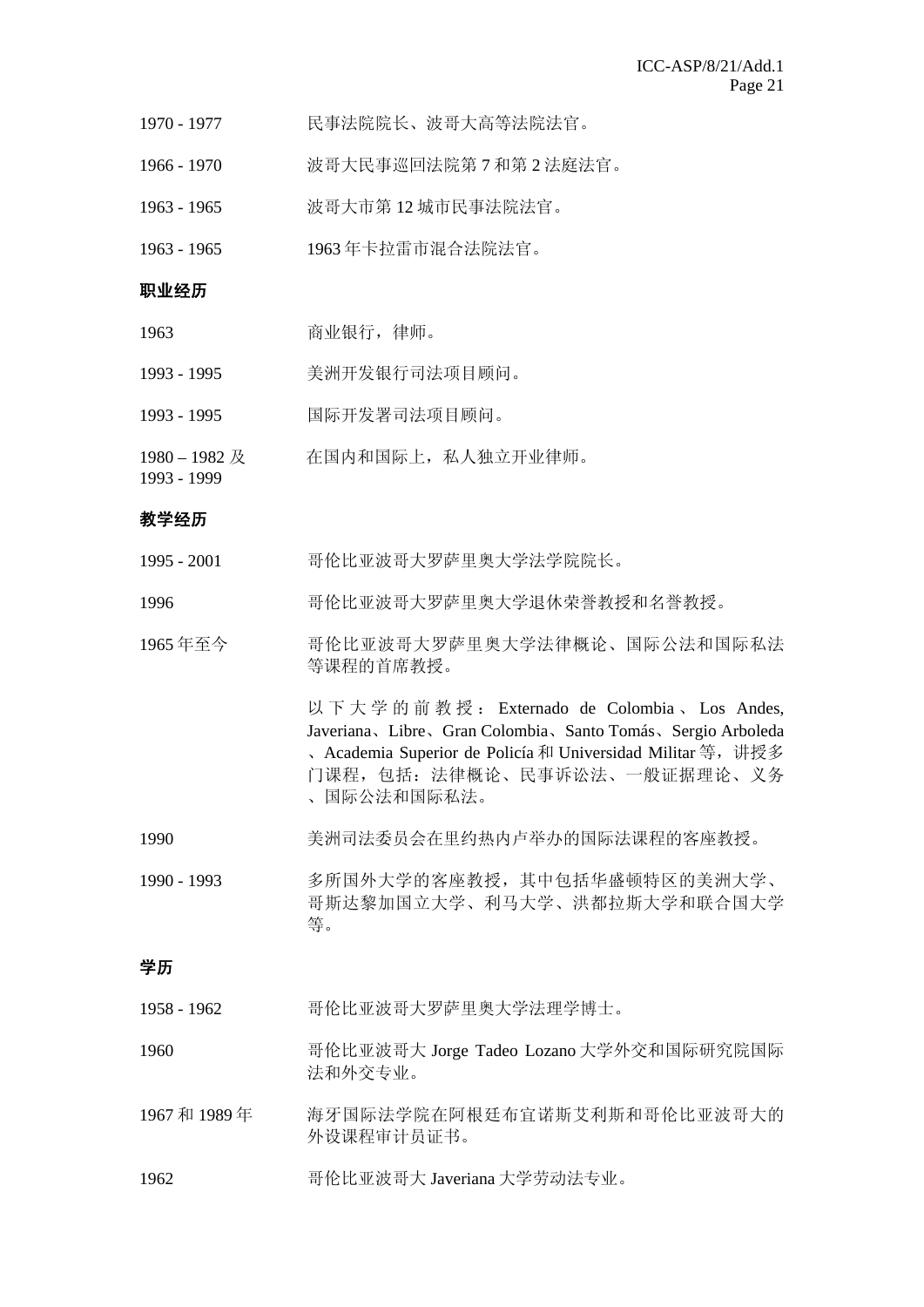| | |
|---|---|
| 1970 - 1977 | 民事法院院长、波哥大高等法院法官。 |
| 1966 - 1970 | 波哥大民事巡回法院第 7 和第 2 法庭法官。 |
| 1963 - 1965 | 波哥大市第 12 城市民事法院法官。 |
| 1963 - 1965 | 1963 年卡拉雷市混合法院法官。 |

**职业经历**

| | |
|---|---|
| 1963 | 商业银行，律师。 |
| 1993 - 1995 | 美洲开发银行司法项目顾问。 |
| 1993 - 1995 | 国际开发署司法项目顾问。 |
| 1980 – 1982 及 1993 - 1999 | 在国内和国际上，私人独立开业律师。 |

**教学经历**

| | |
|---|---|
| 1995 - 2001 | 哥伦比亚波哥大罗萨里奥大学法学院院长。 |
| 1996 | 哥伦比亚波哥大罗萨里奥大学退休荣誉教授和名誉教授。 |
| 1965 年至今 | 哥伦比亚波哥大罗萨里奥大学法律概论、国际公法和国际私法等课程的首席教授。 |
| | 以下大学的前教授：Externado de Colombia、Los Andes, Javeriana、Libre、Gran Colombia、Santo Tomás、Sergio Arboleda、Academia Superior de Policía 和 Universidad Militar 等，讲授多门课程，包括：法律概论、民事诉讼法、一般证据理论、义务、国际公法和国际私法。 |
| 1990 | 美洲司法委员会在里约热内卢举办的国际法课程的客座教授。 |
| 1990 - 1993 | 多所国外大学的客座教授，其中包括华盛顿特区的美洲大学、哥斯达黎加国立大学、利马大学、洪都拉斯大学和联合国大学等。 |

**学历**

| | |
|---|---|
| 1958 - 1962 | 哥伦比亚波哥大罗萨里奥大学法理学博士。 |
| 1960 | 哥伦比亚波哥大 Jorge Tadeo Lozano 大学外交和国际研究院国际法和外交专业。 |
| 1967 和 1989 年 | 海牙国际法学院在阿根廷布宜诺斯艾利斯和哥伦比亚波哥大的外设课程审计员证书。 |
| 1962 | 哥伦比亚波哥大 Javeriana 大学劳动法专业。 |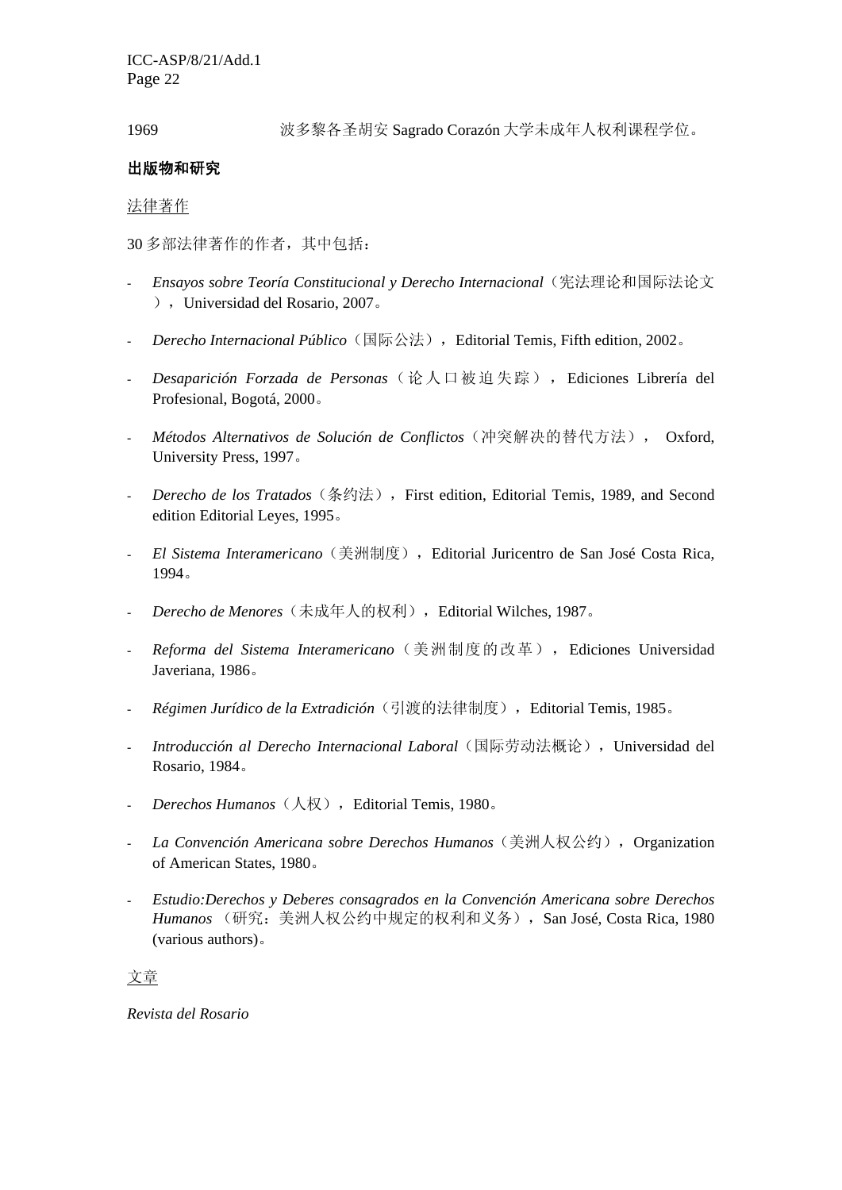1969 波多黎各圣胡安 Sagrado Corazón 大学未成年人权利课程学位。

**出版物和研究**

法律著作

30 多部法律著作的作者，其中包括：

- *Ensayos sobre Teoría Constitucional y Derecho Internacional*（宪法理论和国际法论文），Universidad del Rosario, 2007。
- *Derecho Internacional Público*（国际公法），Editorial Temis, Fifth edition, 2002。
- *Desaparición Forzada de Personas*（论人口被迫失踪），Ediciones Librería del Profesional, Bogotá, 2000。
- *Métodos Alternativos de Solución de Conflictos*（冲突解决的替代方法），Oxford, University Press, 1997。
- *Derecho de los Tratados*（条约法），First edition, Editorial Temis, 1989, and Second edition Editorial Leyes, 1995。
- *El Sistema Interamericano*（美洲制度），Editorial Juricentro de San José Costa Rica, 1994。
- *Derecho de Menores*（未成年人的权利），Editorial Wilches, 1987。
- *Reforma del Sistema Interamericano*（美洲制度的改革），Ediciones Universidad Javeriana, 1986。
- *Régimen Jurídico de la Extradición*（引渡的法律制度），Editorial Temis, 1985。
- *Introducción al Derecho Internacional Laboral*（国际劳动法概论），Universidad del Rosario, 1984。
- *Derechos Humanos*（人权），Editorial Temis, 1980。
- *La Convención Americana sobre Derechos Humanos*（美洲人权公约），Organization of American States, 1980。
- *Estudio:Derechos y Deberes consagrados en la Convención Americana sobre Derechos Humanos*（研究：美洲人权公约中规定的权利和义务），San José, Costa Rica, 1980 (various authors)。

文章

*Revista del Rosario*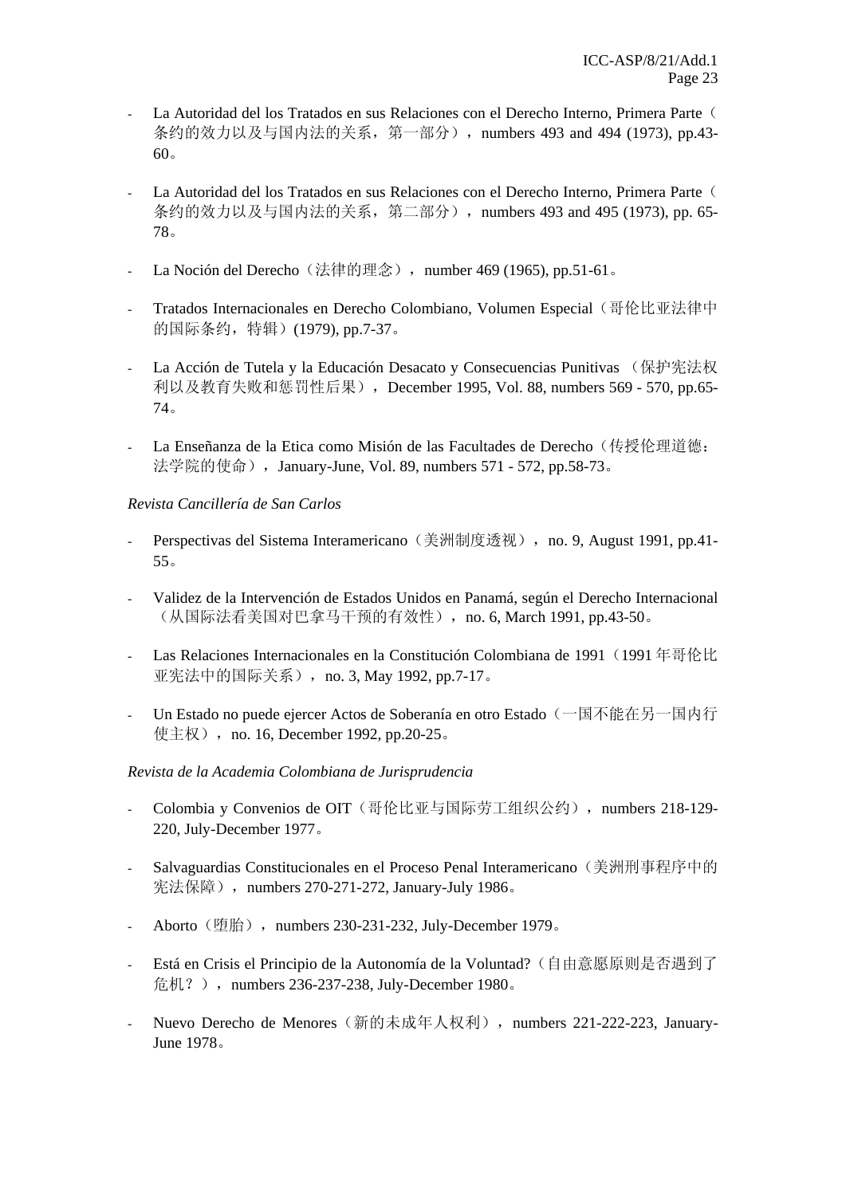- La Autoridad del los Tratados en sus Relaciones con el Derecho Interno, Primera Parte（条约的效力以及与国内法的关系，第一部分）， numbers 493 and 494 (1973), pp.43-60。

- La Autoridad del los Tratados en sus Relaciones con el Derecho Interno, Primera Parte（条约的效力以及与国内法的关系，第二部分）， numbers 493 and 495 (1973), pp. 65-78。

- La Noción del Derecho（法律的理念）， number 469 (1965), pp.51-61。

- Tratados Internacionales en Derecho Colombiano, Volumen Especial（哥伦比亚法律中的国际条约，特辑）(1979), pp.7-37。

- La Acción de Tutela y la Educación Desacato y Consecuencias Punitivas （保护宪法权利以及教育失败和惩罚性后果）， December 1995, Vol. 88, numbers 569 - 570, pp.65-74。

- La Enseñanza de la Etica como Misión de las Facultades de Derecho（传授伦理道德：法学院的使命）， January-June, Vol. 89, numbers 571 - 572, pp.58-73。

*Revista Cancillería de San Carlos*

- Perspectivas del Sistema Interamericano（美洲制度透视）， no. 9, August 1991, pp.41-55。

- Validez de la Intervención de Estados Unidos en Panamá, según el Derecho Internacional（从国际法看美国对巴拿马干预的有效性）， no. 6, March 1991, pp.43-50。

- Las Relaciones Internacionales en la Constitución Colombiana de 1991（1991 年哥伦比亚宪法中的国际关系）， no. 3, May 1992, pp.7-17。

- Un Estado no puede ejercer Actos de Soberanía en otro Estado（一国不能在另一国内行使主权）， no. 16, December 1992, pp.20-25。

*Revista de la Academia Colombiana de Jurisprudencia*

- Colombia y Convenios de OIT（哥伦比亚与国际劳工组织公约）， numbers 218-129-220, July-December 1977。

- Salvaguardias Constitucionales en el Proceso Penal Interamericano（美洲刑事程序中的宪法保障）， numbers 270-271-272, January-July 1986。

- Aborto（堕胎）， numbers 230-231-232, July-December 1979。

- Está en Crisis el Principio de la Autonomía de la Voluntad?（自由意愿原则是否遇到了危机？）， numbers 236-237-238, July-December 1980。

- Nuevo Derecho de Menores（新的未成年人权利）， numbers 221-222-223, January-June 1978。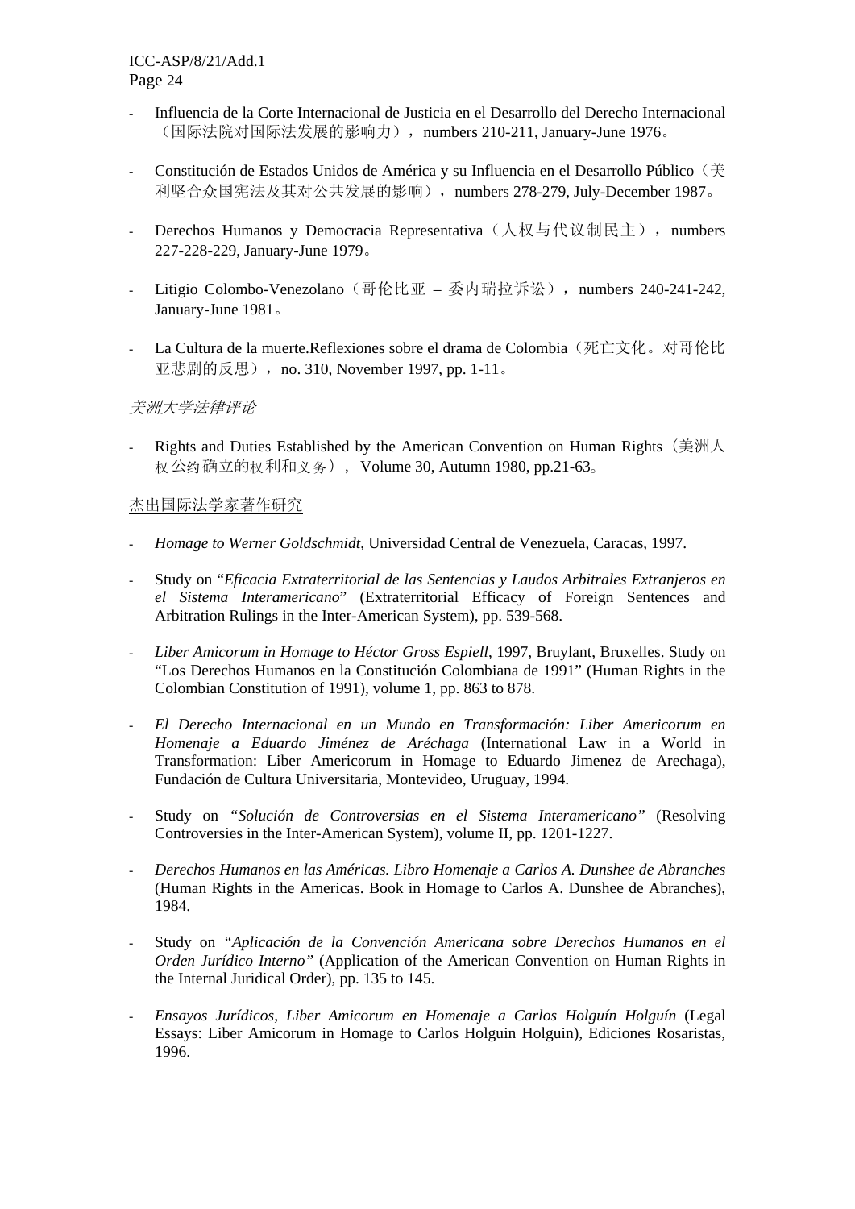- Influencia de la Corte Internacional de Justicia en el Desarrollo del Derecho Internacional（国际法院对国际法发展的影响力）， numbers 210-211, January-June 1976。

- Constitución de Estados Unidos de América y su Influencia en el Desarrollo Público（美利坚合众国宪法及其对公共发展的影响）， numbers 278-279, July-December 1987。

- Derechos Humanos y Democracia Representativa（人权与代议制民主）， numbers 227-228-229, January-June 1979。

- Litigio Colombo-Venezolano（哥伦比亚 – 委内瑞拉诉讼）， numbers 240-241-242, January-June 1981。

- La Cultura de la muerte.Reflexiones sobre el drama de Colombia（死亡文化。对哥伦比亚悲剧的反思）， no. 310, November 1997, pp. 1-11。

*美洲大学法律评论*

- Rights and Duties Established by the American Convention on Human Rights（美洲人权公约确立的权利和义务）， Volume 30, Autumn 1980, pp.21-63。

杰出国际法学家著作研究

- *Homage to Werner Goldschmidt*, Universidad Central de Venezuela, Caracas, 1997.

- Study on "*Eficacia Extraterritorial de las Sentencias y Laudos Arbitrales Extranjeros en el Sistema Interamericano*" (Extraterritorial Efficacy of Foreign Sentences and Arbitration Rulings in the Inter-American System), pp. 539-568.

- *Liber Amicorum in Homage to Héctor Gross Espiell*, 1997, Bruylant, Bruxelles. Study on "Los Derechos Humanos en la Constitución Colombiana de 1991" (Human Rights in the Colombian Constitution of 1991), volume 1, pp. 863 to 878.

- *El Derecho Internacional en un Mundo en Transformación: Liber Americorum en Homenaje a Eduardo Jiménez de Aréchaga* (International Law in a World in Transformation: Liber Americorum in Homage to Eduardo Jimenez de Arechaga), Fundación de Cultura Universitaria, Montevideo, Uruguay, 1994.

- Study on "*Solución de Controversias en el Sistema Interamericano"* (Resolving Controversies in the Inter-American System), volume II, pp. 1201-1227.

- *Derechos Humanos en las Américas. Libro Homenaje a Carlos A. Dunshee de Abranches* (Human Rights in the Americas. Book in Homage to Carlos A. Dunshee de Abranches), 1984.

- Study on "*Aplicación de la Convención Americana sobre Derechos Humanos en el Orden Jurídico Interno"* (Application of the American Convention on Human Rights in the Internal Juridical Order), pp. 135 to 145.

- *Ensayos Jurídicos, Liber Amicorum en Homenaje a Carlos Holguín Holguín* (Legal Essays: Liber Amicorum in Homage to Carlos Holguin Holguin), Ediciones Rosaristas, 1996.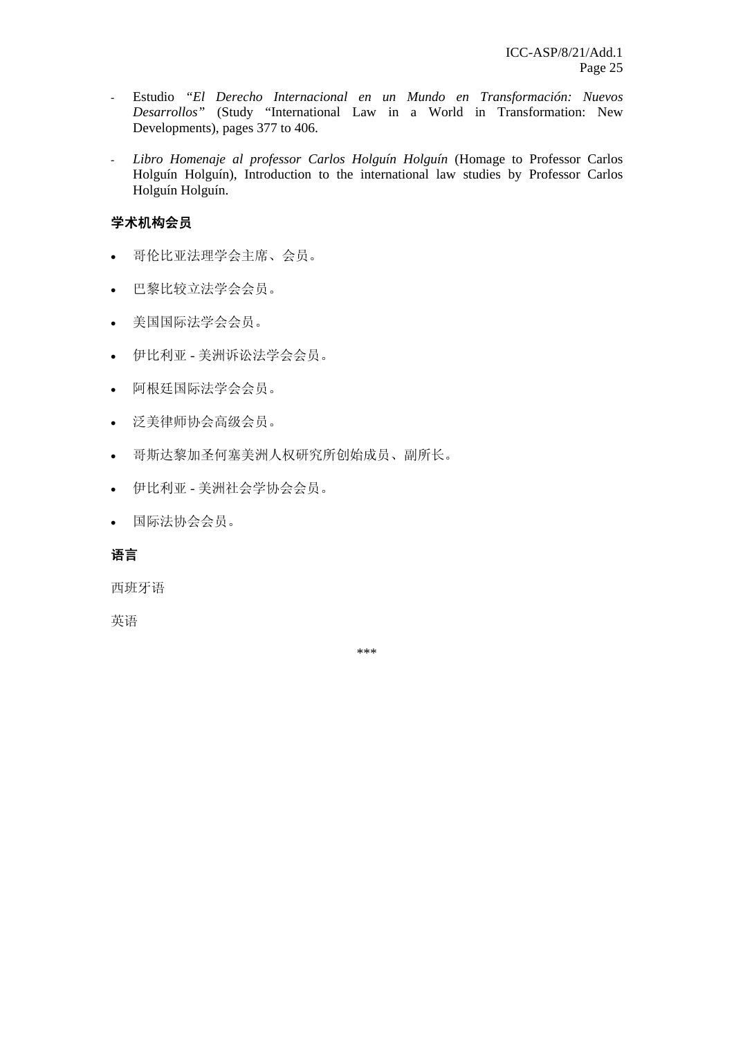- Estudio *"El Derecho Internacional en un Mundo en Transformación: Nuevos Desarrollos"* (Study "International Law in a World in Transformation: New Developments), pages 377 to 406.

- *Libro Homenaje al professor Carlos Holguín Holguín* (Homage to Professor Carlos Holguín Holguín), Introduction to the international law studies by Professor Carlos Holguín Holguín.

**学术机构会员**

- 哥伦比亚法理学会主席、会员。
- 巴黎比较立法学会会员。
- 美国国际法学会会员。
- 伊比利亚 - 美洲诉讼法学会会员。
- 阿根廷国际法学会会员。
- 泛美律师协会高级会员。
- 哥斯达黎加圣何塞美洲人权研究所创始成员、副所长。
- 伊比利亚 - 美洲社会学协会会员。
- 国际法协会会员。

**语言**

西班牙语

英语

\*\*\*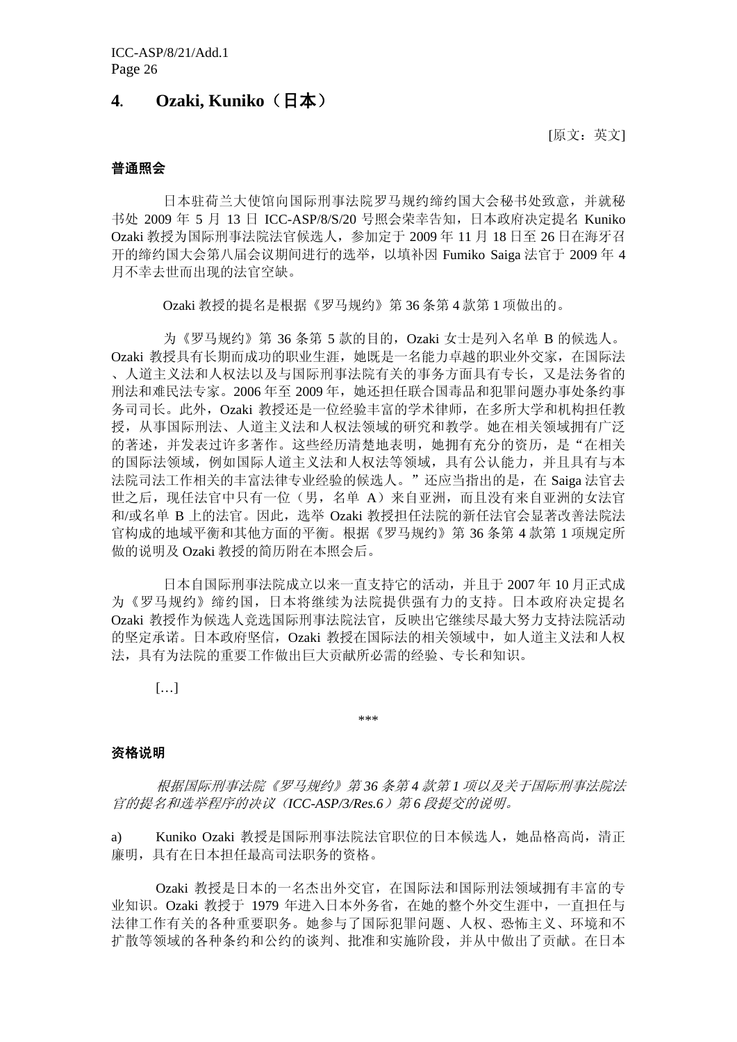## 4. Ozaki, Kuniko（日本）

[原文：英文]

**普通照会**

日本驻荷兰大使馆向国际刑事法院罗马规约缔约国大会秘书处致意，并就秘书处 2009 年 5 月 13 日 ICC-ASP/8/S/20 号照会荣幸告知，日本政府决定提名 Kuniko Ozaki 教授为国际刑事法院法官候选人，参加定于 2009 年 11 月 18 日至 26 日在海牙召开的缔约国大会第八届会议期间进行的选举，以填补因 Fumiko Saiga 法官于 2009 年 4 月不幸去世而出现的法官空缺。

Ozaki 教授的提名是根据《罗马规约》第 36 条第 4 款第 1 项做出的。

为《罗马规约》第 36 条第 5 款的目的，Ozaki 女士是列入名单 B 的候选人。Ozaki 教授具有长期而成功的职业生涯，她既是一名能力卓越的职业外交家，在国际法、人道主义法和人权法以及与国际刑事法院有关的事务方面具有专长，又是法务省的刑法和难民法专家。2006 年至 2009 年，她还担任联合国毒品和犯罪问题办事处条约事务司司长。此外，Ozaki 教授还是一位经验丰富的学术律师，在多所大学和机构担任教授，从事国际刑法、人道主义法和人权法领域的研究和教学。她在相关领域拥有广泛的著述，并发表过许多著作。这些经历清楚地表明，她拥有充分的资历，是"在相关的国际法领域，例如国际人道主义法和人权法等领域，具有公认能力，并且具有与本法院司法工作相关的丰富法律专业经验的候选人。"还应当指出的是，在 Saiga 法官去世之后，现任法官中只有一位（男，名单 A）来自亚洲，而且没有来自亚洲的女法官和/或名单 B 上的法官。因此，选举 Ozaki 教授担任法院的新任法官会显著改善法院法官构成的地域平衡和其他方面的平衡。根据《罗马规约》第 36 条第 4 款第 1 项规定所做的说明及 Ozaki 教授的简历附在本照会后。

日本自国际刑事法院成立以来一直支持它的活动，并且于 2007 年 10 月正式成为《罗马规约》缔约国，日本将继续为法院提供强有力的支持。日本政府决定提名 Ozaki 教授作为候选人竞选国际刑事法院法官，反映出它继续尽最大努力支持法院活动的坚定承诺。日本政府坚信，Ozaki 教授在国际法的相关领域中，如人道主义法和人权法，具有为法院的重要工作做出巨大贡献所必需的经验、专长和知识。

[…]

\*\*\*

**资格说明**

*根据国际刑事法院《罗马规约》第 36 条第 4 款第 1 项以及关于国际刑事法院法官的提名和选举程序的决议（ICC-ASP/3/Res.6）第 6 段提交的说明。*

a) Kuniko Ozaki 教授是国际刑事法院法官职位的日本候选人，她品格高尚，清正廉明，具有在日本担任最高司法职务的资格。

Ozaki 教授是日本的一名杰出外交官，在国际法和国际刑法领域拥有丰富的专业知识。Ozaki 教授于 1979 年进入日本外务省，在她的整个外交生涯中，一直担任与法律工作有关的各种重要职务。她参与了国际犯罪问题、人权、恐怖主义、环境和不扩散等领域的各种条约和公约的谈判、批准和实施阶段，并从中做出了贡献。在日本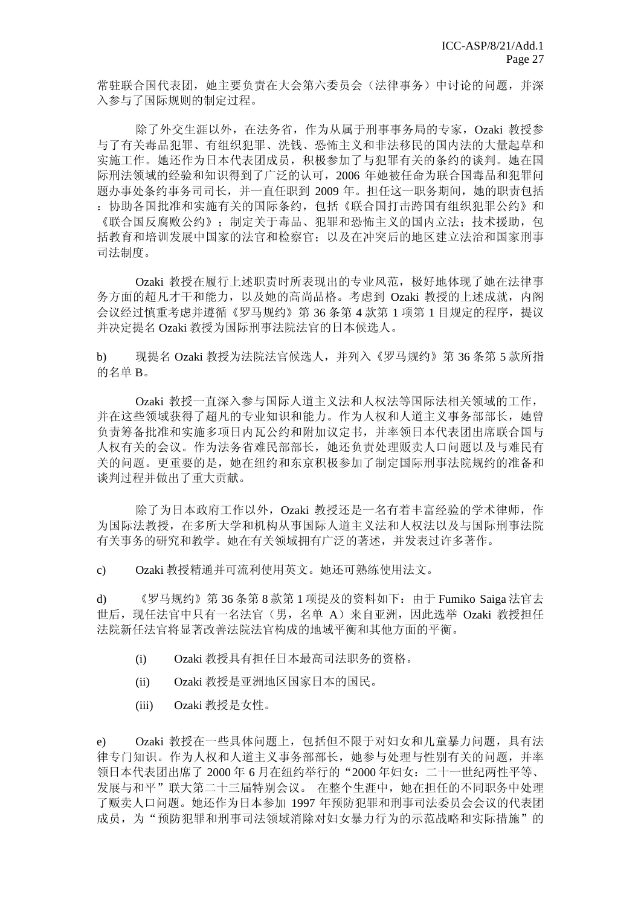常驻联合国代表团，她主要负责在大会第六委员会（法律事务）中讨论的问题，并深入参与了国际规则的制定过程。

除了外交生涯以外，在法务省，作为从属于刑事事务局的专家，Ozaki 教授参与了有关毒品犯罪、有组织犯罪、洗钱、恐怖主义和非法移民的国内法的大量起草和实施工作。她还作为日本代表团成员，积极参加了与犯罪有关的条约的谈判。她在国际刑法领域的经验和知识得到了广泛的认可，2006 年她被任命为联合国毒品和犯罪问题办事处条约事务司司长，并一直任职到 2009 年。担任这一职务期间，她的职责包括：协助各国批准和实施有关的国际条约，包括《联合国打击跨国有组织犯罪公约》和《联合国反腐败公约》；制定关于毒品、犯罪和恐怖主义的国内立法；技术援助，包括教育和培训发展中国家的法官和检察官；以及在冲突后的地区建立法治和国家刑事司法制度。

Ozaki 教授在履行上述职责时所表现出的专业风范，极好地体现了她在法律事务方面的超凡才干和能力，以及她的高尚品格。考虑到 Ozaki 教授的上述成就，内阁会议经过慎重考虑并遵循《罗马规约》第 36 条第 4 款第 1 项第 1 目规定的程序，提议并决定提名 Ozaki 教授为国际刑事法院法官的日本候选人。

b) 现提名 Ozaki 教授为法院法官候选人，并列入《罗马规约》第 36 条第 5 款所指的名单 B。

Ozaki 教授一直深入参与国际人道主义法和人权法等国际法相关领域的工作，并在这些领域获得了超凡的专业知识和能力。作为人权和人道主义事务部部长，她曾负责筹备批准和实施多项日内瓦公约和附加议定书，并率领日本代表团出席联合国与人权有关的会议。作为法务省难民部部长，她还负责处理贩卖人口问题以及与难民有关的问题。更重要的是，她在纽约和东京积极参加了制定国际刑事法院规约的准备和谈判过程并做出了重大贡献。

除了为日本政府工作以外，Ozaki 教授还是一名有着丰富经验的学术律师，作为国际法教授，在多所大学和机构从事国际人道主义法和人权法以及与国际刑事法院有关事务的研究和教学。她在有关领域拥有广泛的著述，并发表过许多著作。

c) Ozaki 教授精通并可流利使用英文。她还可熟练使用法文。

d) 《罗马规约》第 36 条第 8 款第 1 项提及的资料如下：由于 Fumiko Saiga 法官去世后，现任法官中只有一名法官（男，名单 A）来自亚洲，因此选举 Ozaki 教授担任法院新任法官将显著改善法院法官构成的地域平衡和其他方面的平衡。

(i) Ozaki 教授具有担任日本最高司法职务的资格。

(ii) Ozaki 教授是亚洲地区国家日本的国民。

(iii) Ozaki 教授是女性。

e) Ozaki 教授在一些具体问题上，包括但不限于对妇女和儿童暴力问题，具有法律专门知识。作为人权和人道主义事务部部长，她参与处理与性别有关的问题，并率领日本代表团出席了 2000 年 6 月在纽约举行的"2000 年妇女：二十一世纪两性平等、发展与和平"联大第二十三届特别会议。 在整个生涯中，她在担任的不同职务中处理了贩卖人口问题。她还作为日本参加 1997 年预防犯罪和刑事司法委员会会议的代表团成员，为"预防犯罪和刑事司法领域消除对妇女暴力行为的示范战略和实际措施"的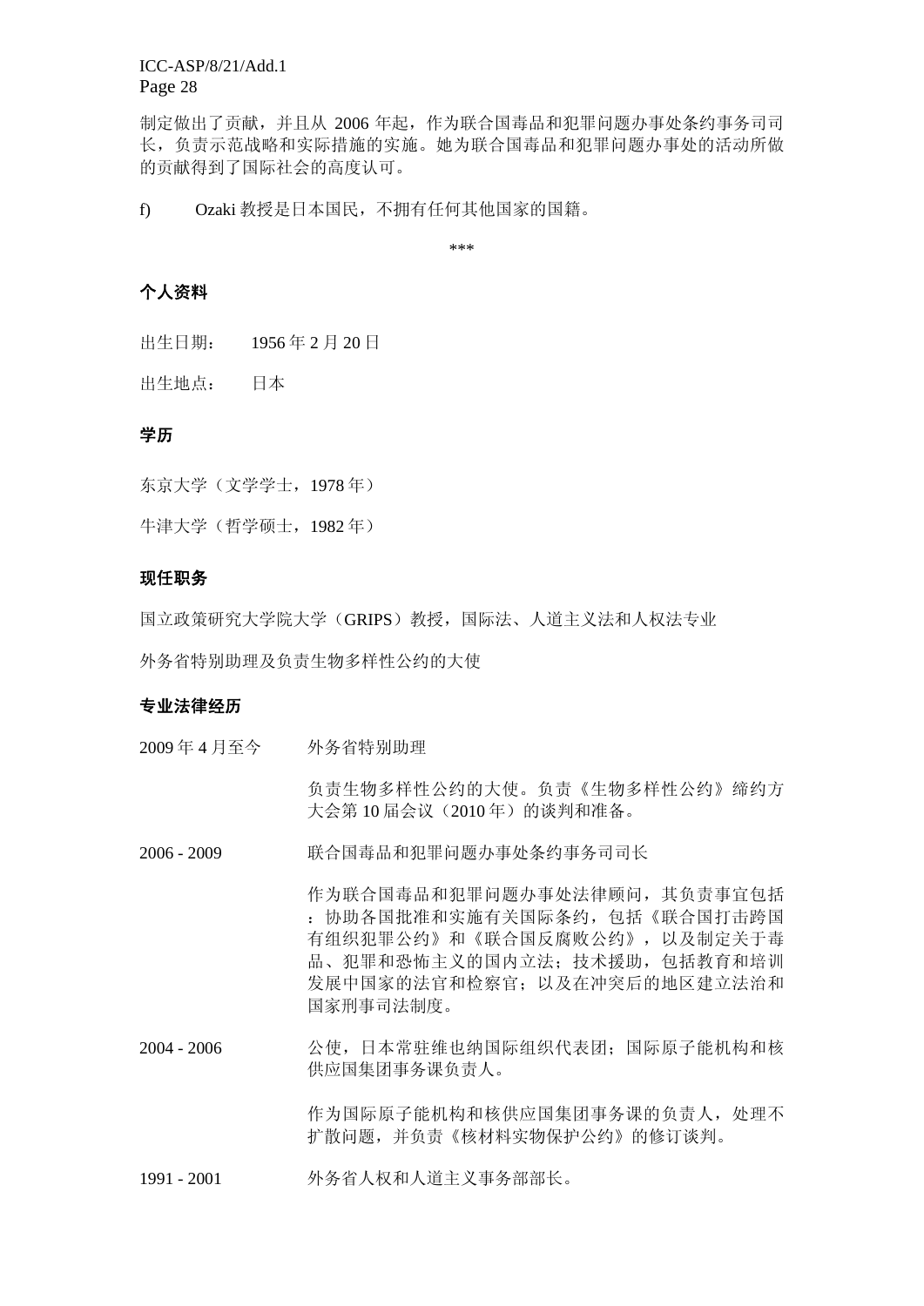制定做出了贡献，并且从 2006 年起，作为联合国毒品和犯罪问题办事处条约事务司司长，负责示范战略和实际措施的实施。她为联合国毒品和犯罪问题办事处的活动所做的贡献得到了国际社会的高度认可。

f) Ozaki 教授是日本国民，不拥有任何其他国家的国籍。

\*\*\*

### 个人资料

出生日期： 1956 年 2 月 20 日

出生地点： 日本

### 学历

东京大学（文学学士，1978 年）

牛津大学（哲学硕士，1982 年）

### 现任职务

国立政策研究大学院大学（GRIPS）教授，国际法、人道主义法和人权法专业

外务省特别助理及负责生物多样性公约的大使

### 专业法律经历

2009 年 4 月至今　　外务省特别助理

负责生物多样性公约的大使。负责《生物多样性公约》缔约方大会第 10 届会议（2010 年）的谈判和准备。

2006 - 2009　　联合国毒品和犯罪问题办事处条约事务司司长

作为联合国毒品和犯罪问题办事处法律顾问，其负责事宜包括：协助各国批准和实施有关国际条约，包括《联合国打击跨国有组织犯罪公约》和《联合国反腐败公约》，以及制定关于毒品、犯罪和恐怖主义的国内立法；技术援助，包括教育和培训发展中国家的法官和检察官；以及在冲突后的地区建立法治和国家刑事司法制度。

2004 - 2006　　公使，日本常驻维也纳国际组织代表团；国际原子能机构和核供应国集团事务课负责人。

作为国际原子能机构和核供应国集团事务课的负责人，处理不扩散问题，并负责《核材料实物保护公约》的修订谈判。

1991 - 2001　　外务省人权和人道主义事务部部长。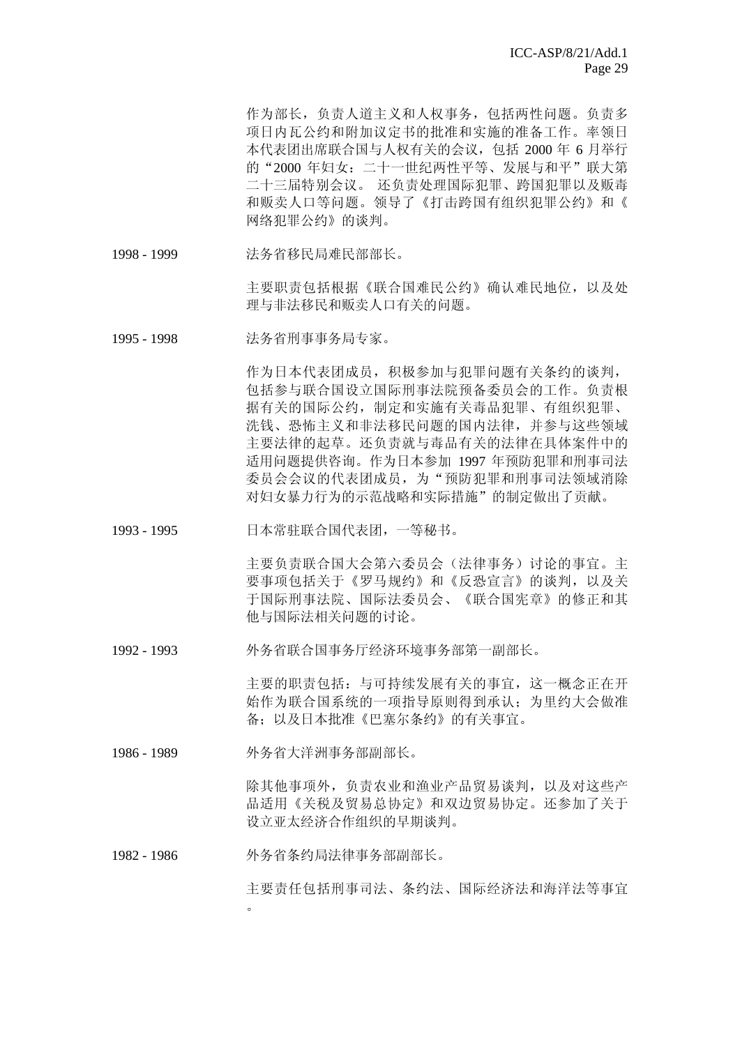作为部长，负责人道主义和人权事务，包括两性问题。负责多项日内瓦公约和附加议定书的批准和实施的准备工作。率领日本代表团出席联合国与人权有关的会议，包括 2000 年 6 月举行的"2000 年妇女：二十一世纪两性平等、发展与和平"联大第二十三届特别会议。 还负责处理国际犯罪、跨国犯罪以及贩毒和贩卖人口等问题。领导了《打击跨国有组织犯罪公约》和《网络犯罪公约》的谈判。

1998 - 1999　　法务省移民局难民部部长。

主要职责包括根据《联合国难民公约》确认难民地位，以及处理与非法移民和贩卖人口有关的问题。

1995 - 1998　　法务省刑事事务局专家。

作为日本代表团成员，积极参加与犯罪问题有关条约的谈判，包括参与联合国设立国际刑事法院预备委员会的工作。负责根据有关的国际公约，制定和实施有关毒品犯罪、有组织犯罪、洗钱、恐怖主义和非法移民问题的国内法律，并参与这些领域主要法律的起草。还负责就与毒品有关的法律在具体案件中的适用问题提供咨询。作为日本参加 1997 年预防犯罪和刑事司法委员会会议的代表团成员，为"预防犯罪和刑事司法领域消除对妇女暴力行为的示范战略和实际措施"的制定做出了贡献。

1993 - 1995　　日本常驻联合国代表团，一等秘书。

主要负责联合国大会第六委员会（法律事务）讨论的事宜。主要事项包括关于《罗马规约》和《反恐宣言》的谈判，以及关于国际刑事法院、国际法委员会、《联合国宪章》的修正和其他与国际法相关问题的讨论。

1992 - 1993　　外务省联合国事务厅经济环境事务部第一副部长。

主要的职责包括：与可持续发展有关的事宜，这一概念正在开始作为联合国系统的一项指导原则得到承认；为里约大会做准备；以及日本批准《巴塞尔条约》的有关事宜。

1986 - 1989　　外务省大洋洲事务部副部长。

除其他事项外，负责农业和渔业产品贸易谈判，以及对这些产品适用《关税及贸易总协定》和双边贸易协定。还参加了关于设立亚太经济合作组织的早期谈判。

1982 - 1986　　外务省条约局法律事务部副部长。

主要责任包括刑事司法、条约法、国际经济法和海洋法等事宜。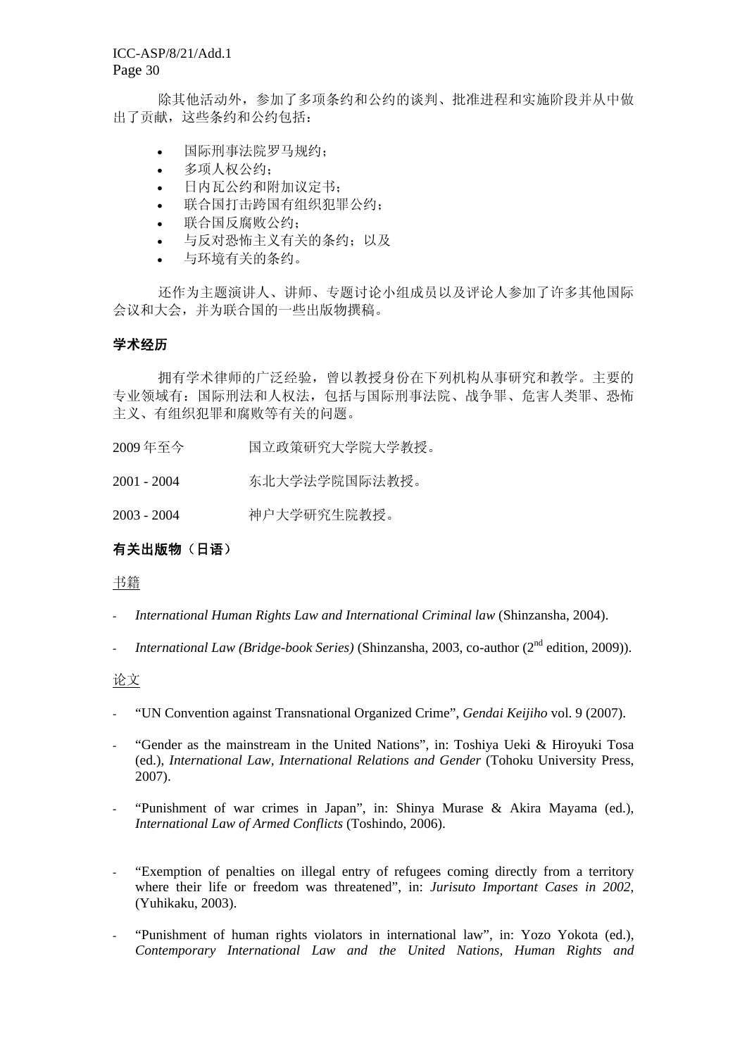除其他活动外，参加了多项条约和公约的谈判、批准进程和实施阶段并从中做出了贡献，这些条约和公约包括：

- 国际刑事法院罗马规约；
- 多项人权公约；
- 日内瓦公约和附加议定书；
- 联合国打击跨国有组织犯罪公约；
- 联合国反腐败公约；
- 与反对恐怖主义有关的条约；以及
- 与环境有关的条约。

还作为主题演讲人、讲师、专题讨论小组成员以及评论人参加了许多其他国际会议和大会，并为联合国的一些出版物撰稿。

**学术经历**

拥有学术律师的广泛经验，曾以教授身份在下列机构从事研究和教学。主要的专业领域有：国际刑法和人权法，包括与国际刑事法院、战争罪、危害人类罪、恐怖主义、有组织犯罪和腐败等有关的问题。

2009 年至今　　国立政策研究大学院大学教授。

2001 - 2004　　东北大学法学院国际法教授。

2003 - 2004　　神户大学研究生院教授。

**有关出版物（日语）**

<u>书籍</u>

- *International Human Rights Law and International Criminal law* (Shinzansha, 2004).

- *International Law (Bridge-book Series)* (Shinzansha, 2003, co-author (2nd edition, 2009)).

<u>论文</u>

- "UN Convention against Transnational Organized Crime", *Gendai Keijiho* vol. 9 (2007).

- "Gender as the mainstream in the United Nations", in: Toshiya Ueki & Hiroyuki Tosa (ed.), *International Law, International Relations and Gender* (Tohoku University Press, 2007).

- "Punishment of war crimes in Japan", in: Shinya Murase & Akira Mayama (ed.), *International Law of Armed Conflicts* (Toshindo, 2006).

- "Exemption of penalties on illegal entry of refugees coming directly from a territory where their life or freedom was threatened", in: *Jurisuto Important Cases in 2002*, (Yuhikaku, 2003).

- "Punishment of human rights violators in international law", in: Yozo Yokota (ed.), *Contemporary International Law and the United Nations, Human Rights and*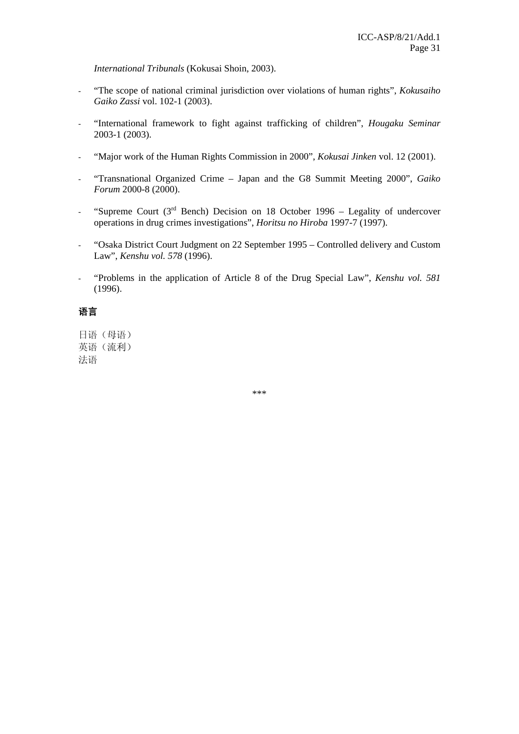*International Tribunals* (Kokusai Shoin, 2003).

- "The scope of national criminal jurisdiction over violations of human rights", *Kokusaiho Gaiko Zassi* vol. 102-1 (2003).

- "International framework to fight against trafficking of children", *Hougaku Seminar* 2003-1 (2003).

- "Major work of the Human Rights Commission in 2000", *Kokusai Jinken* vol. 12 (2001).

- "Transnational Organized Crime – Japan and the G8 Summit Meeting 2000", *Gaiko Forum* 2000-8 (2000).

- "Supreme Court (3rd Bench) Decision on 18 October 1996 – Legality of undercover operations in drug crimes investigations", *Horitsu no Hiroba* 1997-7 (1997).

- "Osaka District Court Judgment on 22 September 1995 – Controlled delivery and Custom Law", *Kenshu vol. 578* (1996).

- "Problems in the application of Article 8 of the Drug Special Law", *Kenshu vol. 581* (1996).

**语言**

日语（母语）
英语（流利）
法语

\*\*\*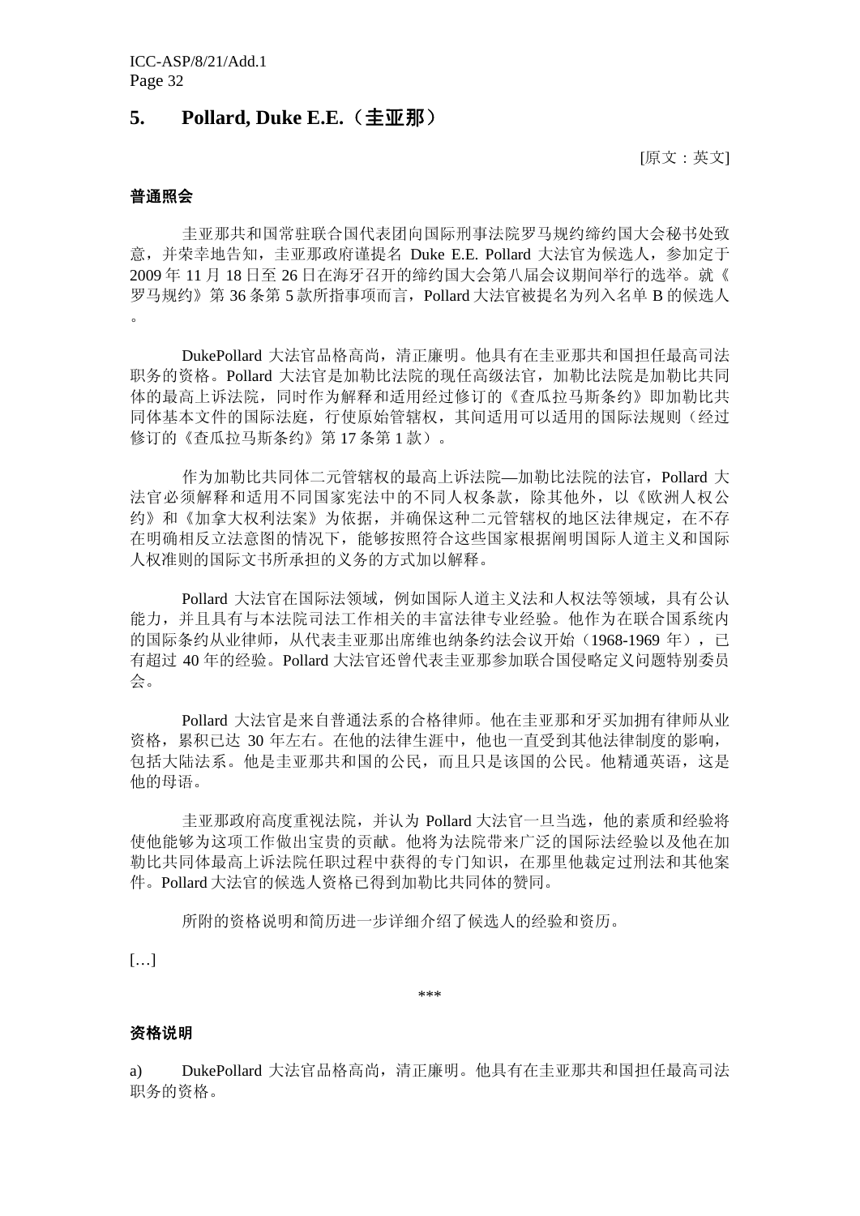## 5. Pollard, Duke E.E.（圭亚那）

[原文：英文]

### 普通照会

圭亚那共和国常驻联合国代表团向国际刑事法院罗马规约缔约国大会秘书处致意，并荣幸地告知，圭亚那政府谨提名 Duke E.E. Pollard 大法官为候选人，参加定于 2009 年 11 月 18 日至 26 日在海牙召开的缔约国大会第八届会议期间举行的选举。就《罗马规约》第 36 条第 5 款所指事项而言，Pollard 大法官被提名为列入名单 B 的候选人。

DukePollard 大法官品格高尚，清正廉明。他具有在圭亚那共和国担任最高司法职务的资格。Pollard 大法官是加勒比法院的现任高级法官，加勒比法院是加勒比共同体的最高上诉法院，同时作为解释和适用经过修订的《查瓜拉马斯条约》即加勒比共同体基本文件的国际法庭，行使原始管辖权，其间适用可以适用的国际法规则（经过修订的《查瓜拉马斯条约》第 17 条第 1 款）。

作为加勒比共同体二元管辖权的最高上诉法院—加勒比法院的法官，Pollard 大法官必须解释和适用不同国家宪法中的不同人权条款，除其他外，以《欧洲人权公约》和《加拿大权利法案》为依据，并确保这种二元管辖权的地区法律规定，在不存在明确相反立法意图的情况下，能够按照符合这些国家根据阐明国际人道主义和国际人权准则的国际文书所承担的义务的方式加以解释。

Pollard 大法官在国际法领域，例如国际人道主义法和人权法等领域，具有公认能力，并且具有与本法院司法工作相关的丰富法律专业经验。他作为在联合国系统内的国际条约从业律师，从代表圭亚那出席维也纳条约法会议开始（1968-1969 年），已有超过 40 年的经验。Pollard 大法官还曾代表圭亚那参加联合国侵略定义问题特别委员会。

Pollard 大法官是来自普通法系的合格律师。他在圭亚那和牙买加拥有律师从业资格，累积已达 30 年左右。在他的法律生涯中，他也一直受到其他法律制度的影响，包括大陆法系。他是圭亚那共和国的公民，而且只是该国的公民。他精通英语，这是他的母语。

圭亚那政府高度重视法院，并认为 Pollard 大法官一旦当选，他的素质和经验将使他能够为这项工作做出宝贵的贡献。他将为法院带来广泛的国际法经验以及他在加勒比共同体最高上诉法院任职过程中获得的专门知识，在那里他裁定过刑法和其他案件。Pollard 大法官的候选人资格已得到加勒比共同体的赞同。

所附的资格说明和简历进一步详细介绍了候选人的经验和资历。

[…]

\*\*\*

### 资格说明

a) DukePollard 大法官品格高尚，清正廉明。他具有在圭亚那共和国担任最高司法职务的资格。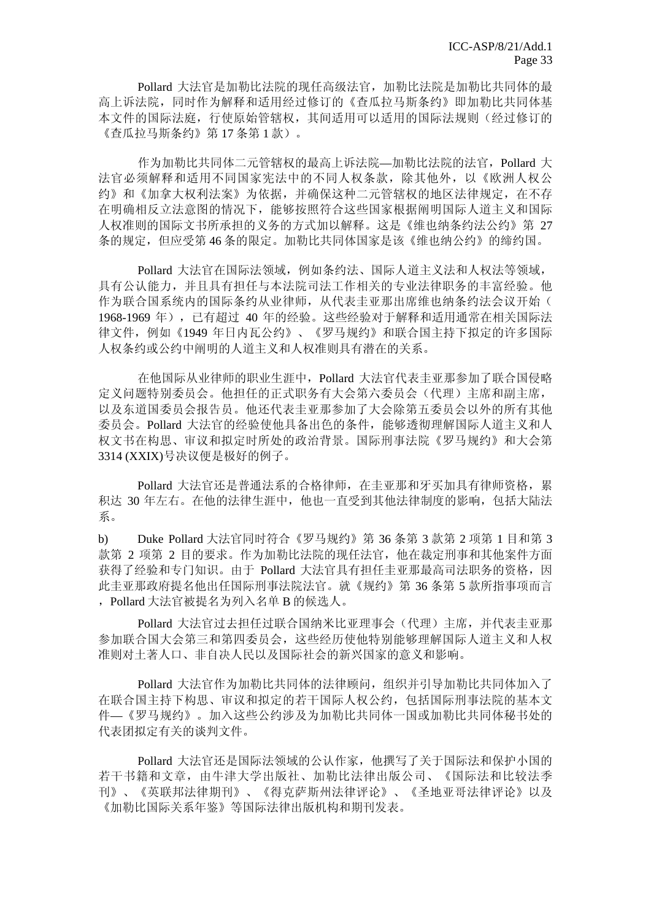Pollard 大法官是加勒比法院的现任高级法官，加勒比法院是加勒比共同体的最高上诉法院，同时作为解释和适用经过修订的《查瓜拉马斯条约》即加勒比共同体基本文件的国际法庭，行使原始管辖权，其间适用可以适用的国际法规则（经过修订的《查瓜拉马斯条约》第 17 条第 1 款）。

作为加勒比共同体二元管辖权的最高上诉法院—加勒比法院的法官，Pollard 大法官必须解释和适用不同国家宪法中的不同人权条款，除其他外，以《欧洲人权公约》和《加拿大权利法案》为依据，并确保这种二元管辖权的地区法律规定，在不存在明确相反立法意图的情况下，能够按照符合这些国家根据阐明国际人道主义和国际人权准则的国际文书所承担的义务的方式加以解释。这是《维也纳条约法公约》第 27 条的规定，但应受第 46 条的限定。加勒比共同体国家是该《维也纳公约》的缔约国。

Pollard 大法官在国际法领域，例如条约法、国际人道主义法和人权法等领域，具有公认能力，并且具有担任与本法院司法工作相关的专业法律职务的丰富经验。他作为联合国系统内的国际条约从业律师，从代表圭亚那出席维也纳条约法会议开始（1968-1969 年），已有超过 40 年的经验。这些经验对于解释和适用通常在相关国际法律文件，例如《1949 年日内瓦公约》、《罗马规约》和联合国主持下拟定的许多国际人权条约或公约中阐明的人道主义和人权准则具有潜在的关系。

在他国际从业律师的职业生涯中，Pollard 大法官代表圭亚那参加了联合国侵略定义问题特别委员会。他担任的正式职务有大会第六委员会（代理）主席和副主席，以及东道国委员会报告员。他还代表圭亚那参加了大会除第五委员会以外的所有其他委员会。Pollard 大法官的经验使他具备出色的条件，能够透彻理解国际人道主义和人权文书在构思、审议和拟定时所处的政治背景。国际刑事法院《罗马规约》和大会第 3314 (XXIX)号决议便是极好的例子。

Pollard 大法官还是普通法系的合格律师，在圭亚那和牙买加具有律师资格，累积达 30 年左右。在他的法律生涯中，他也一直受到其他法律制度的影响，包括大陆法系。

b) Duke Pollard 大法官同时符合《罗马规约》第 36 条第 3 款第 2 项第 1 目和第 3 款第 2 项第 2 目的要求。作为加勒比法院的现任法官，他在裁定刑事和其他案件方面获得了经验和专门知识。由于 Pollard 大法官具有担任圭亚那最高司法职务的资格，因此圭亚那政府提名他出任国际刑事法院法官。就《规约》第 36 条第 5 款所指事项而言，Pollard 大法官被提名为列入名单 B 的候选人。

Pollard 大法官过去担任过联合国纳米比亚理事会（代理）主席，并代表圭亚那参加联合国大会第三和第四委员会，这些经历使他特别能够理解国际人道主义和人权准则对土著人口、非自决人民以及国际社会的新兴国家的意义和影响。

Pollard 大法官作为加勒比共同体的法律顾问，组织并引导加勒比共同体加入了在联合国主持下构思、审议和拟定的若干国际人权公约，包括国际刑事法院的基本文件—《罗马规约》。加入这些公约涉及为加勒比共同体一国或加勒比共同体秘书处的代表团拟定有关的谈判文件。

Pollard 大法官还是国际法领域的公认作家，他撰写了关于国际法和保护小国的若干书籍和文章，由牛津大学出版社、加勒比法律出版公司、《国际法和比较法季刊》、《英联邦法律期刊》、《得克萨斯州法律评论》、《圣地亚哥法律评论》以及《加勒比国际关系年鉴》等国际法律出版机构和期刊发表。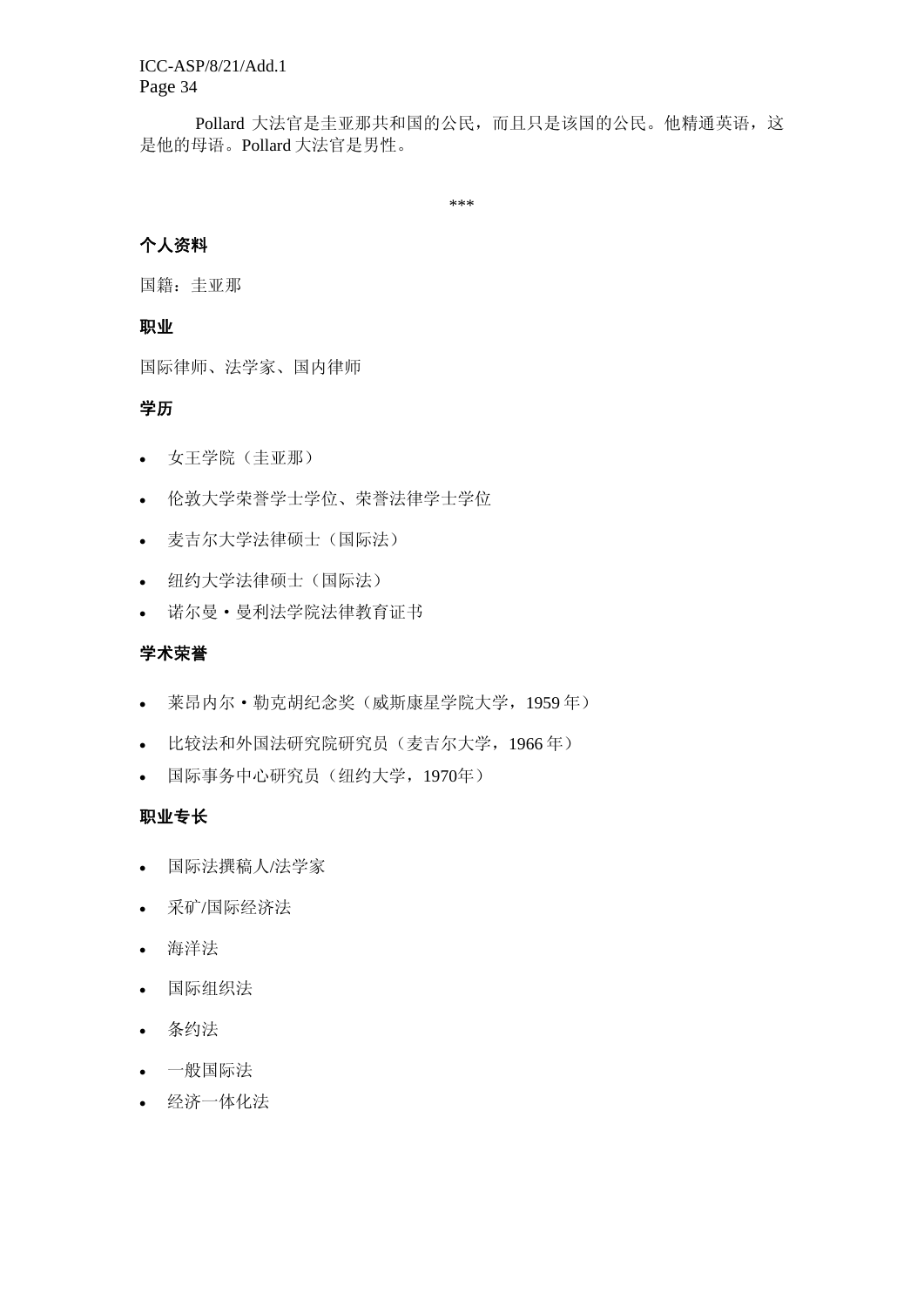Pollard 大法官是圭亚那共和国的公民，而且只是该国的公民。他精通英语，这是他的母语。Pollard 大法官是男性。

***

## 个人资料

国籍：圭亚那

## 职业

国际律师、法学家、国内律师

## 学历

- 女王学院（圭亚那）
- 伦敦大学荣誉学士学位、荣誉法律学士学位
- 麦吉尔大学法律硕士（国际法）
- 纽约大学法律硕士（国际法）
- 诺尔曼・曼利法学院法律教育证书

## 学术荣誉

- 莱昂内尔・勒克胡纪念奖（威斯康星学院大学，1959 年）
- 比较法和外国法研究院研究员（麦吉尔大学，1966 年）
- 国际事务中心研究员（纽约大学，1970年）

## 职业专长

- 国际法撰稿人/法学家
- 采矿/国际经济法
- 海洋法
- 国际组织法
- 条约法
- 一般国际法
- 经济一体化法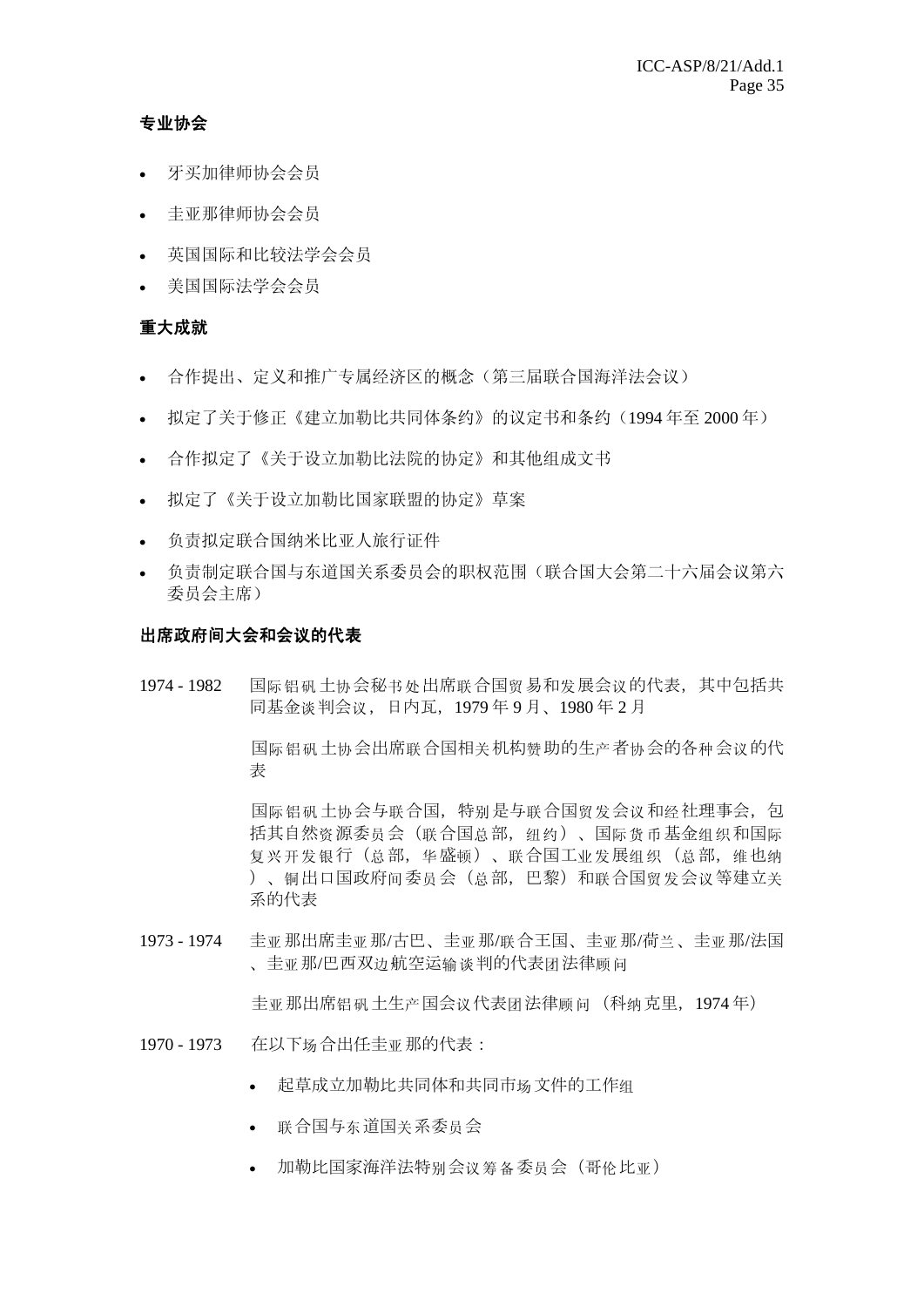**专业协会**

- 牙买加律师协会会员
- 圭亚那律师协会会员
- 英国国际和比较法学会会员
- 美国国际法学会会员

**重大成就**

- 合作提出、定义和推广专属经济区的概念（第三届联合国海洋法会议）
- 拟定了关于修正《建立加勒比共同体条约》的议定书和条约（1994 年至 2000 年）
- 合作拟定了《关于设立加勒比法院的协定》和其他组成文书
- 拟定了《关于设立加勒比国家联盟的协定》草案
- 负责拟定联合国纳米比亚人旅行证件
- 负责制定联合国与东道国关系委员会的职权范围（联合国大会第二十六届会议第六委员会主席）

**出席政府间大会和会议的代表**

1974 - 1982　国际铝矾土协会秘书处出席联合国贸易和发展会议的代表，其中包括共同基金谈判会议，日内瓦，1979 年 9 月、1980 年 2 月

国际铝矾土协会出席联合国相关机构赞助的生产者协会的各种会议的代表

国际铝矾土协会与联合国，特别是与联合国贸发会议和经社理事会，包括其自然资源委员会（联合国总部，纽约）、国际货币基金组织和国际复兴开发银行（总部，华盛顿）、联合国工业发展组织（总部，维也纳）、铜出口国政府间委员会（总部，巴黎）和联合国贸发会议等建立关系的代表

1973 - 1974　圭亚那出席圭亚那/古巴、圭亚那/联合王国、圭亚那/荷兰、圭亚那/法国、圭亚那/巴西双边航空运输谈判的代表团法律顾问

圭亚那出席铝矾土生产国会议代表团法律顾问（科纳克里，1974 年）

1970 - 1973　在以下场合出任圭亚那的代表：

- 起草成立加勒比共同体和共同市场文件的工作组
- 联合国与东道国关系委员会
- 加勒比国家海洋法特别会议筹备委员会（哥伦比亚）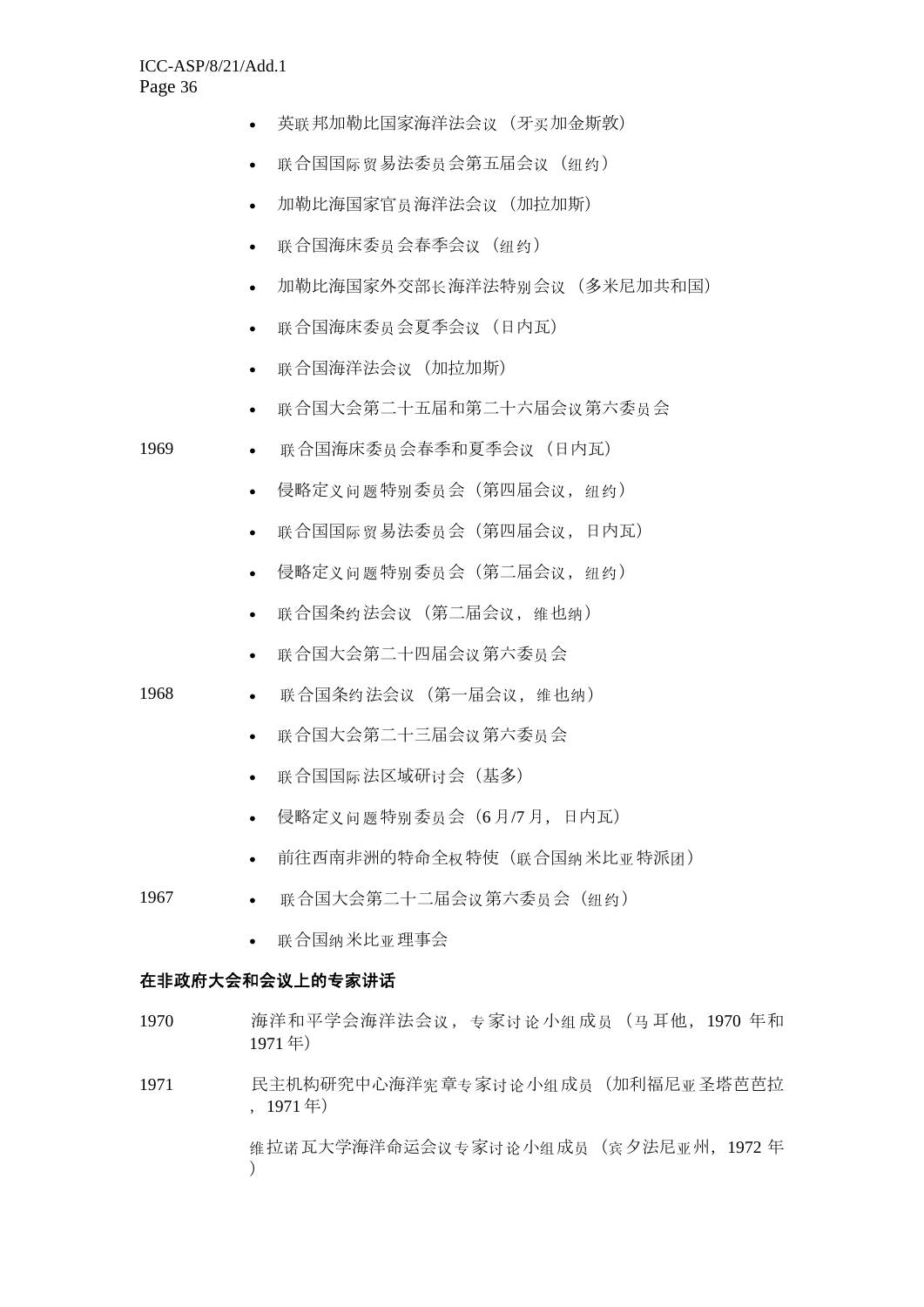- 英联邦加勒比国家海洋法会议（牙买加金斯敦）
- 联合国国际贸易法委员会第五届会议（纽约）
- 加勒比海国家官员海洋法会议（加拉加斯）
- 联合国海床委员会春季会议（纽约）
- 加勒比海国家外交部长海洋法特别会议（多米尼加共和国）
- 联合国海床委员会夏季会议（日内瓦）
- 联合国海洋法会议（加拉加斯）
- 联合国大会第二十五届和第二十六届会议第六委员会

1969

- 联合国海床委员会春季和夏季会议（日内瓦）
- 侵略定义问题特别委员会（第四届会议，纽约）
- 联合国国际贸易法委员会（第四届会议，日内瓦）
- 侵略定义问题特别委员会（第二届会议，纽约）
- 联合国条约法会议（第二届会议，维也纳）
- 联合国大会第二十四届会议第六委员会

1968

- 联合国条约法会议（第一届会议，维也纳）
- 联合国大会第二十三届会议第六委员会
- 联合国国际法区域研讨会（基多）
- 侵略定义问题特别委员会（6 月/7 月，日内瓦）
- 前往西南非洲的特命全权特使（联合国纳米比亚特派团）

1967

- 联合国大会第二十二届会议第六委员会（纽约）
- 联合国纳米比亚理事会

**在非政府大会和会议上的专家讲话**

1970 海洋和平学会海洋法会议，专家讨论小组成员（马耳他，1970 年和 1971 年）

1971 民主机构研究中心海洋宪章专家讨论小组成员（加利福尼亚圣塔芭芭拉，1971 年）

维拉诺瓦大学海洋命运会议专家讨论小组成员（宾夕法尼亚州，1972 年）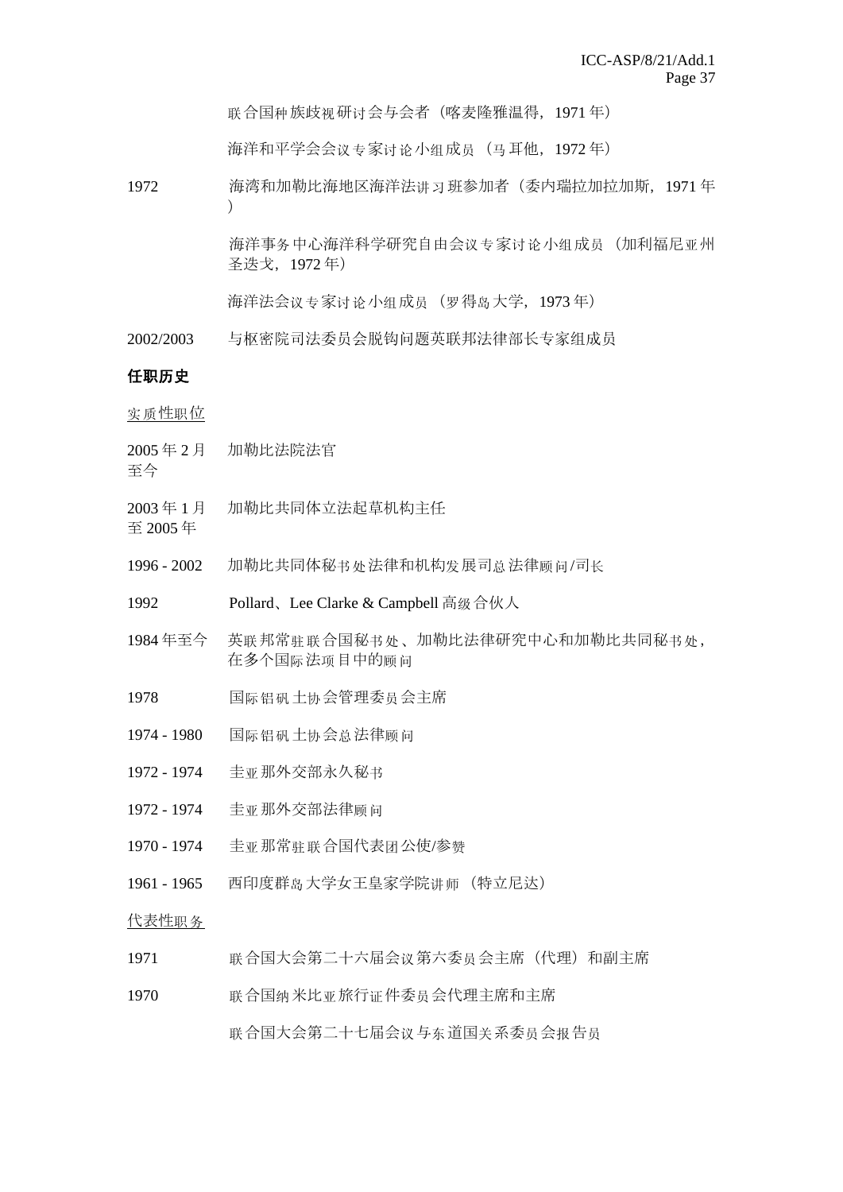| | |
|---|---|
| | 联合国种族歧视研讨会与会者（喀麦隆雅温得，1971 年） |
| | 海洋和平学会会议专家讨论小组成员（马耳他，1972 年） |
| 1972 | 海湾和加勒比海地区海洋法讲习班参加者（委内瑞拉加拉加斯，1971 年） |
| | 海洋事务中心海洋科学研究自由会议专家讨论小组成员（加利福尼亚州圣迭戈，1972 年） |
| | 海洋法会议专家讨论小组成员（罗得岛大学，1973 年） |
| 2002/2003 | 与枢密院司法委员会脱钩问题英联邦法律部长专家组成员 |

**任职历史**

实质性职位

| | |
|---|---|
| 2005 年 2 月至今 | 加勒比法院法官 |
| 2003 年 1 月至 2005 年 | 加勒比共同体立法起草机构主任 |
| 1996 - 2002 | 加勒比共同体秘书处法律和机构发展司总法律顾问/司长 |
| 1992 | Pollard、Lee Clarke & Campbell 高级合伙人 |
| 1984 年至今 | 英联邦常驻联合国秘书处、加勒比法律研究中心和加勒比共同秘书处，在多个国际法项目中的顾问 |
| 1978 | 国际铝矾土协会管理委员会主席 |
| 1974 - 1980 | 国际铝矾土协会总法律顾问 |
| 1972 - 1974 | 圭亚那外交部永久秘书 |
| 1972 - 1974 | 圭亚那外交部法律顾问 |
| 1970 - 1974 | 圭亚那常驻联合国代表团公使/参赞 |
| 1961 - 1965 | 西印度群岛大学女王皇家学院讲师（特立尼达） |

代表性职务

| | |
|---|---|
| 1971 | 联合国大会第二十六届会议第六委员会主席（代理）和副主席 |
| 1970 | 联合国纳米比亚旅行证件委员会代理主席和主席 |
| | 联合国大会第二十七届会议与东道国关系委员会报告员 |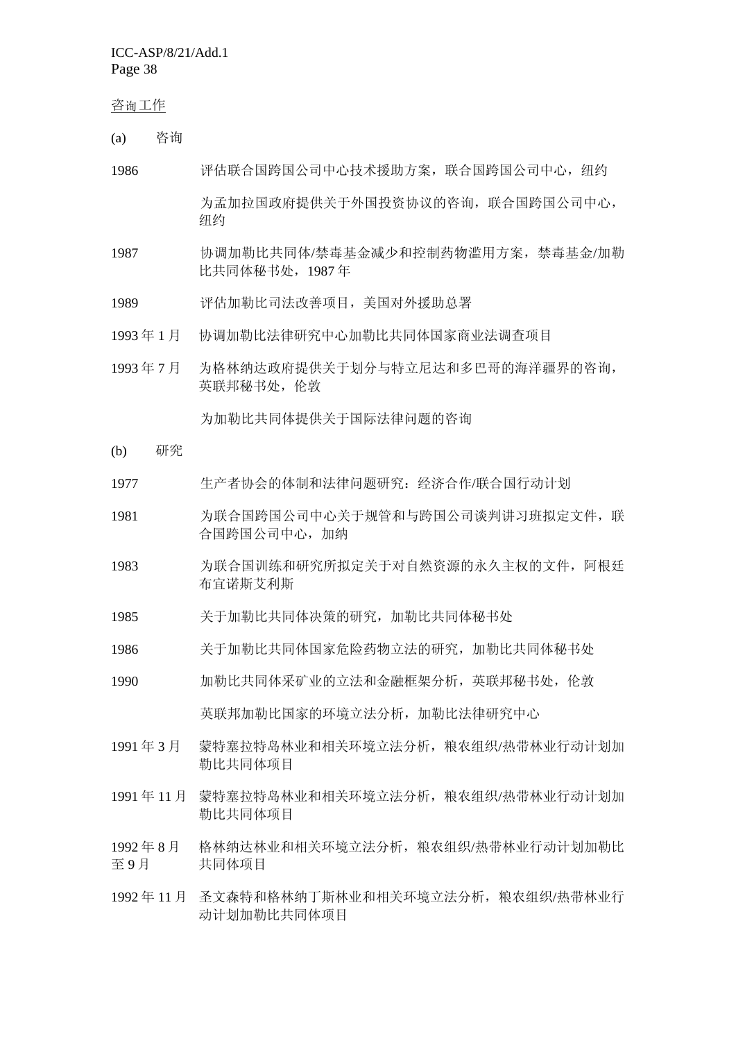咨询工作

(a) 咨询

1986 评估联合国跨国公司中心技术援助方案，联合国跨国公司中心，纽约

为孟加拉国政府提供关于外国投资协议的咨询，联合国跨国公司中心，纽约

1987 协调加勒比共同体/禁毒基金减少和控制药物滥用方案，禁毒基金/加勒比共同体秘书处，1987 年

1989 评估加勒比司法改善项目，美国对外援助总署

1993 年 1 月 协调加勒比法律研究中心加勒比共同体国家商业法调查项目

1993 年 7 月 为格林纳达政府提供关于划分与特立尼达和多巴哥的海洋疆界的咨询，英联邦秘书处，伦敦

为加勒比共同体提供关于国际法律问题的咨询

(b) 研究

1977 生产者协会的体制和法律问题研究：经济合作/联合国行动计划

1981 为联合国跨国公司中心关于规管和与跨国公司谈判讲习班拟定文件，联合国跨国公司中心，加纳

1983 为联合国训练和研究所拟定关于对自然资源的永久主权的文件，阿根廷布宜诺斯艾利斯

1985 关于加勒比共同体决策的研究，加勒比共同体秘书处

1986 关于加勒比共同体国家危险药物立法的研究，加勒比共同体秘书处

1990 加勒比共同体采矿业的立法和金融框架分析，英联邦秘书处，伦敦

英联邦加勒比国家的环境立法分析，加勒比法律研究中心

1991 年 3 月 蒙特塞拉特岛林业和相关环境立法分析，粮农组织/热带林业行动计划加勒比共同体项目

1991 年 11 月 蒙特塞拉特岛林业和相关环境立法分析，粮农组织/热带林业行动计划加勒比共同体项目

1992 年 8 月至 9 月 格林纳达林业和相关环境立法分析，粮农组织/热带林业行动计划加勒比共同体项目

1992 年 11 月 圣文森特和格林纳丁斯林业和相关环境立法分析，粮农组织/热带林业行动计划加勒比共同体项目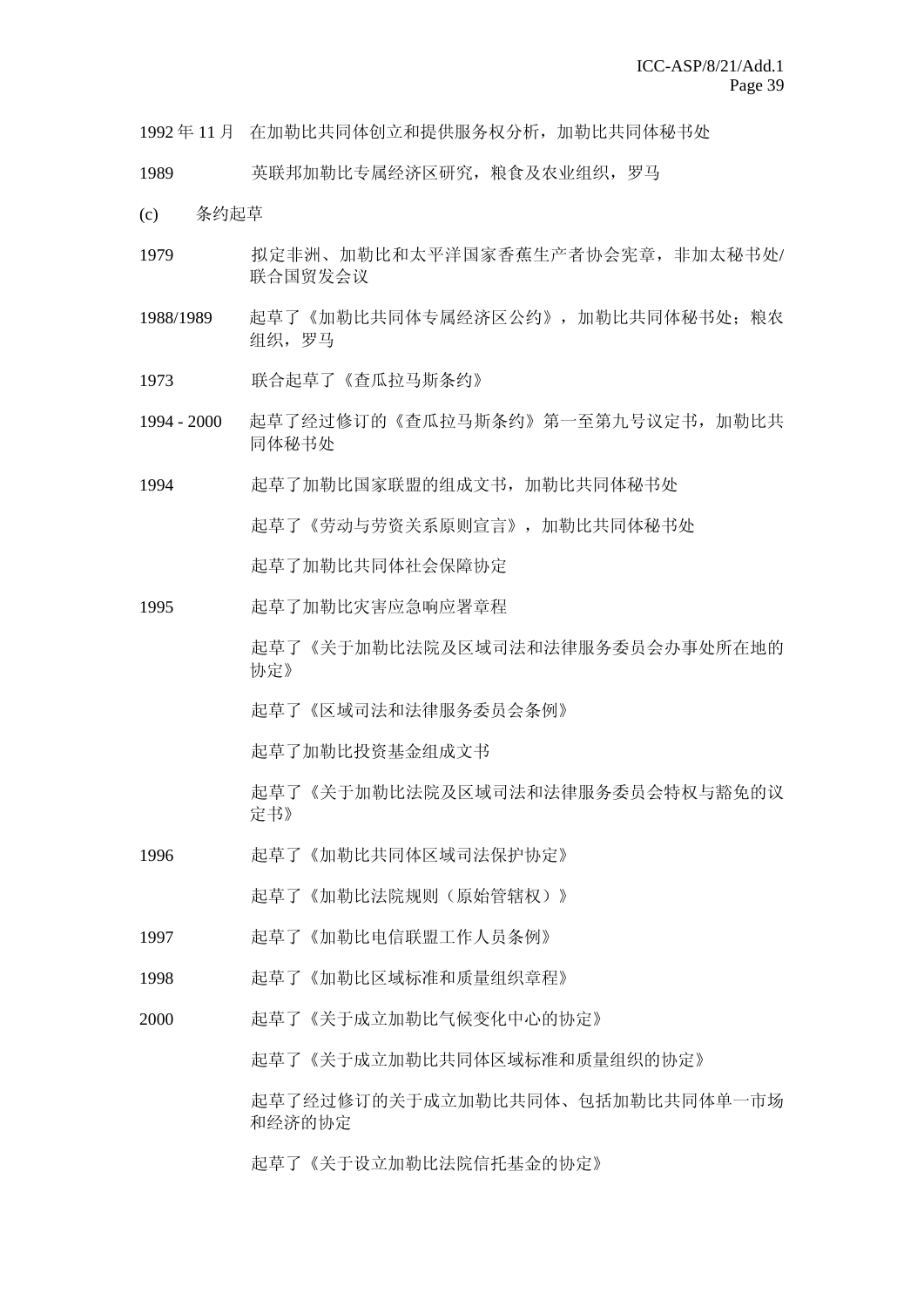| | |
|---|---|
| 1992 年 11 月 | 在加勒比共同体创立和提供服务权分析，加勒比共同体秘书处 |
| 1989 | 英联邦加勒比专属经济区研究，粮食及农业组织，罗马 |

(c) 条约起草

| | |
|---|---|
| 1979 | 拟定非洲、加勒比和太平洋国家香蕉生产者协会宪章，非加太秘书处/联合国贸发会议 |
| 1988/1989 | 起草了《加勒比共同体专属经济区公约》，加勒比共同体秘书处；粮农组织，罗马 |
| 1973 | 联合起草了《查瓜拉马斯条约》 |
| 1994 - 2000 | 起草了经过修订的《查瓜拉马斯条约》第一至第九号议定书，加勒比共同体秘书处 |
| 1994 | 起草了加勒比国家联盟的组成文书，加勒比共同体秘书处 |
| | 起草了《劳动与劳资关系原则宣言》，加勒比共同体秘书处 |
| | 起草了加勒比共同体社会保障协定 |
| 1995 | 起草了加勒比灾害应急响应署章程 |
| | 起草了《关于加勒比法院及区域司法和法律服务委员会办事处所在地的协定》 |
| | 起草了《区域司法和法律服务委员会条例》 |
| | 起草了加勒比投资基金组成文书 |
| | 起草了《关于加勒比法院及区域司法和法律服务委员会特权与豁免的议定书》 |
| 1996 | 起草了《加勒比共同体区域司法保护协定》 |
| | 起草了《加勒比法院规则（原始管辖权）》 |
| 1997 | 起草了《加勒比电信联盟工作人员条例》 |
| 1998 | 起草了《加勒比区域标准和质量组织章程》 |
| 2000 | 起草了《关于成立加勒比气候变化中心的协定》 |
| | 起草了《关于成立加勒比共同体区域标准和质量组织的协定》 |
| | 起草了经过修订的关于成立加勒比共同体、包括加勒比共同体单一市场和经济的协定 |
| | 起草了《关于设立加勒比法院信托基金的协定》 |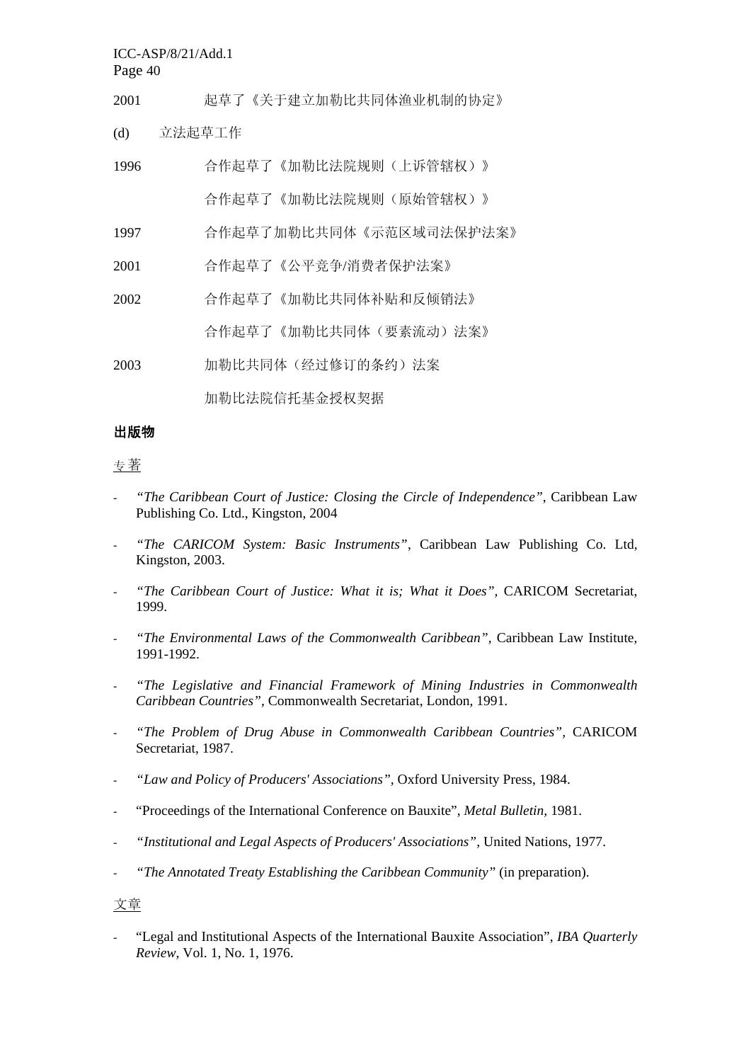2001 起草了《关于建立加勒比共同体渔业机制的协定》

(d) 立法起草工作

1996 合作起草了《加勒比法院规则（上诉管辖权）》

合作起草了《加勒比法院规则（原始管辖权）》

1997 合作起草了加勒比共同体《示范区域司法保护法案》

2001 合作起草了《公平竞争/消费者保护法案》

2002 合作起草了《加勒比共同体补贴和反倾销法》

合作起草了《加勒比共同体（要素流动）法案》

2003 加勒比共同体（经过修订的条约）法案

加勒比法院信托基金授权契据

**出版物**

专著

- *“The Caribbean Court of Justice: Closing the Circle of Independence”*, Caribbean Law Publishing Co. Ltd., Kingston, 2004
- *“The CARICOM System: Basic Instruments”*, Caribbean Law Publishing Co. Ltd, Kingston, 2003.
- *“The Caribbean Court of Justice: What it is; What it Does”*, CARICOM Secretariat, 1999.
- *“The Environmental Laws of the Commonwealth Caribbean”*, Caribbean Law Institute, 1991-1992.
- *“The Legislative and Financial Framework of Mining Industries in Commonwealth Caribbean Countries”*, Commonwealth Secretariat, London, 1991.
- *“The Problem of Drug Abuse in Commonwealth Caribbean Countries”*, CARICOM Secretariat, 1987.
- *“Law and Policy of Producers' Associations”*, Oxford University Press, 1984.
- “Proceedings of the International Conference on Bauxite”, *Metal Bulletin*, 1981.
- *“Institutional and Legal Aspects of Producers' Associations”*, United Nations, 1977.
- *“The Annotated Treaty Establishing the Caribbean Community”* (in preparation).

文章

- “Legal and Institutional Aspects of the International Bauxite Association”, *IBA Quarterly Review*, Vol. 1, No. 1, 1976.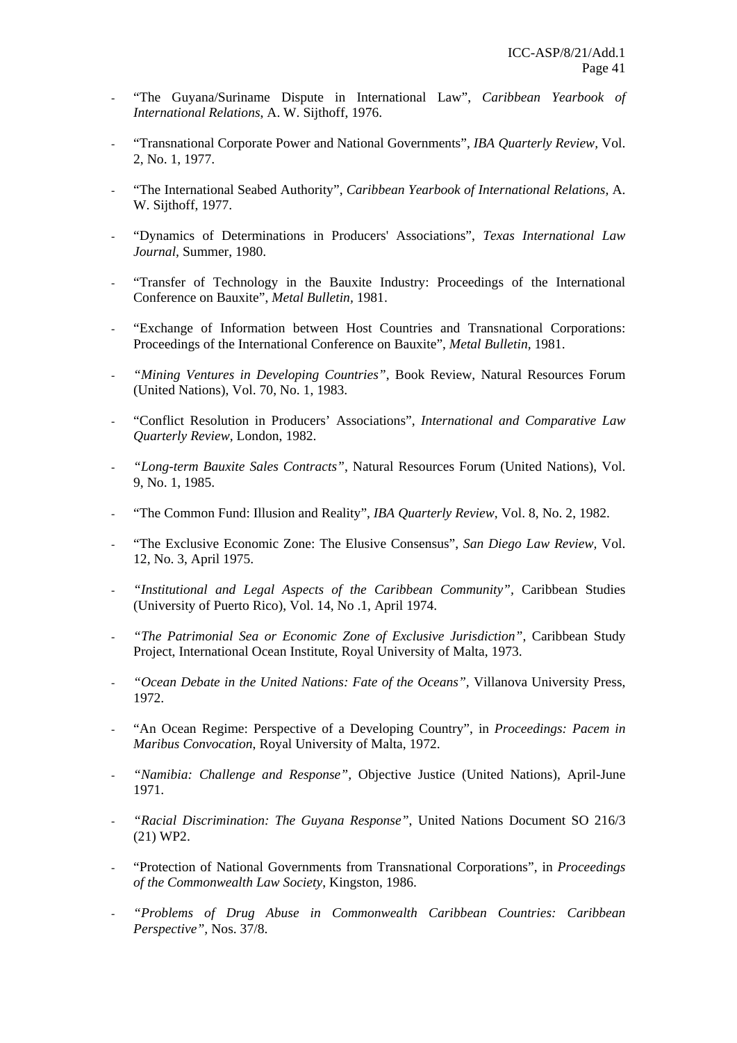- "The Guyana/Suriname Dispute in International Law", *Caribbean Yearbook of International Relations*, A. W. Sijthoff, 1976.

- "Transnational Corporate Power and National Governments", *IBA Quarterly Review*, Vol. 2, No. 1, 1977.

- "The International Seabed Authority", *Caribbean Yearbook of International Relations*, A. W. Sijthoff, 1977.

- "Dynamics of Determinations in Producers' Associations", *Texas International Law Journal*, Summer, 1980.

- "Transfer of Technology in the Bauxite Industry: Proceedings of the International Conference on Bauxite", *Metal Bulletin*, 1981.

- "Exchange of Information between Host Countries and Transnational Corporations: Proceedings of the International Conference on Bauxite", *Metal Bulletin*, 1981.

- *"Mining Ventures in Developing Countries"*, Book Review, Natural Resources Forum (United Nations), Vol. 70, No. 1, 1983.

- "Conflict Resolution in Producers' Associations", *International and Comparative Law Quarterly Review*, London, 1982.

- *"Long-term Bauxite Sales Contracts"*, Natural Resources Forum (United Nations), Vol. 9, No. 1, 1985.

- "The Common Fund: Illusion and Reality", *IBA Quarterly Review*, Vol. 8, No. 2, 1982.

- "The Exclusive Economic Zone: The Elusive Consensus", *San Diego Law Review*, Vol. 12, No. 3, April 1975.

- *"Institutional and Legal Aspects of the Caribbean Community"*, Caribbean Studies (University of Puerto Rico), Vol. 14, No .1, April 1974.

- *"The Patrimonial Sea or Economic Zone of Exclusive Jurisdiction"*, Caribbean Study Project, International Ocean Institute, Royal University of Malta, 1973.

- *"Ocean Debate in the United Nations: Fate of the Oceans"*, Villanova University Press, 1972.

- "An Ocean Regime: Perspective of a Developing Country", in *Proceedings: Pacem in Maribus Convocation*, Royal University of Malta, 1972.

- *"Namibia: Challenge and Response"*, Objective Justice (United Nations), April-June 1971.

- *"Racial Discrimination: The Guyana Response"*, United Nations Document SO 216/3 (21) WP2.

- "Protection of National Governments from Transnational Corporations", in *Proceedings of the Commonwealth Law Society*, Kingston, 1986.

- *"Problems of Drug Abuse in Commonwealth Caribbean Countries: Caribbean Perspective"*, Nos. 37/8.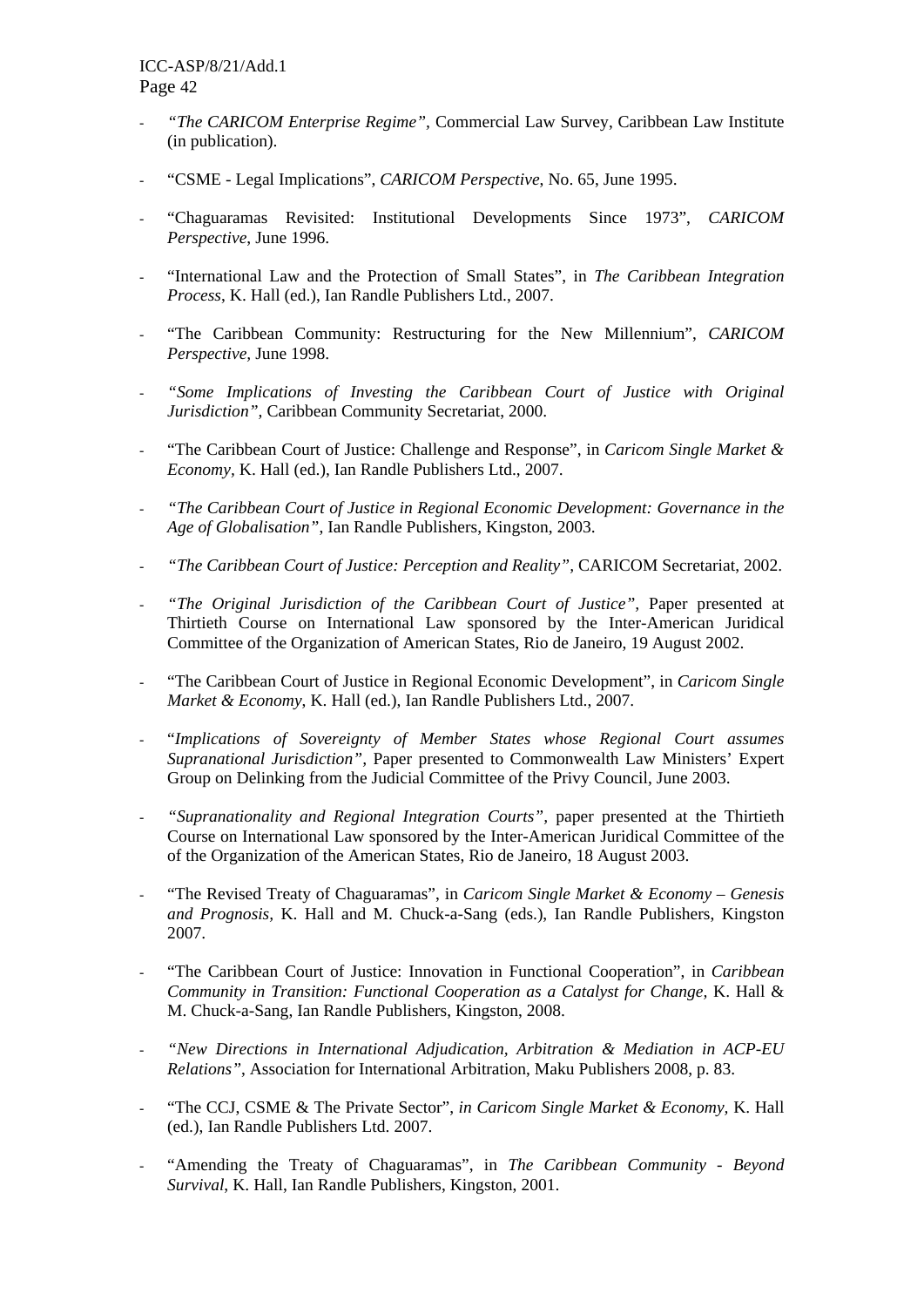- *"The CARICOM Enterprise Regime"*, Commercial Law Survey, Caribbean Law Institute (in publication).

- "CSME - Legal Implications", *CARICOM Perspective*, No. 65, June 1995.

- "Chaguaramas Revisited: Institutional Developments Since 1973", *CARICOM Perspective*, June 1996.

- "International Law and the Protection of Small States", in *The Caribbean Integration Process*, K. Hall (ed.), Ian Randle Publishers Ltd., 2007.

- "The Caribbean Community: Restructuring for the New Millennium", *CARICOM Perspective,* June 1998.

- *"Some Implications of Investing the Caribbean Court of Justice with Original Jurisdiction"*, Caribbean Community Secretariat, 2000.

- "The Caribbean Court of Justice: Challenge and Response", in *Caricom Single Market & Economy,* K. Hall (ed.), Ian Randle Publishers Ltd., 2007.

- *"The Caribbean Court of Justice in Regional Economic Development: Governance in the Age of Globalisation"*, Ian Randle Publishers, Kingston, 2003.

- *"The Caribbean Court of Justice: Perception and Reality",* CARICOM Secretariat, 2002.

- *"The Original Jurisdiction of the Caribbean Court of Justice",* Paper presented at Thirtieth Course on International Law sponsored by the Inter-American Juridical Committee of the Organization of American States, Rio de Janeiro, 19 August 2002.

- "The Caribbean Court of Justice in Regional Economic Development", in *Caricom Single Market & Economy,* K. Hall (ed.), Ian Randle Publishers Ltd., 2007.

- "*Implications of Sovereignty of Member States whose Regional Court assumes Supranational Jurisdiction",* Paper presented to Commonwealth Law Ministers' Expert Group on Delinking from the Judicial Committee of the Privy Council, June 2003.

- *"Supranationality and Regional Integration Courts",* paper presented at the Thirtieth Course on International Law sponsored by the Inter-American Juridical Committee of the of the Organization of the American States, Rio de Janeiro, 18 August 2003.

- "The Revised Treaty of Chaguaramas", in *Caricom Single Market & Economy – Genesis and Prognosis,* K. Hall and M. Chuck-a-Sang (eds.), Ian Randle Publishers, Kingston 2007.

- "The Caribbean Court of Justice: Innovation in Functional Cooperation", in *Caribbean Community in Transition: Functional Cooperation as a Catalyst for Change,* K. Hall & M. Chuck-a-Sang, Ian Randle Publishers, Kingston, 2008.

- *"New Directions in International Adjudication, Arbitration & Mediation in ACP-EU Relations"*, Association for International Arbitration, Maku Publishers 2008, p. 83.

- "The CCJ, CSME & The Private Sector", *in Caricom Single Market & Economy,* K. Hall (ed.), Ian Randle Publishers Ltd. 2007.

- "Amending the Treaty of Chaguaramas", in *The Caribbean Community - Beyond Survival*, K. Hall, Ian Randle Publishers, Kingston, 2001.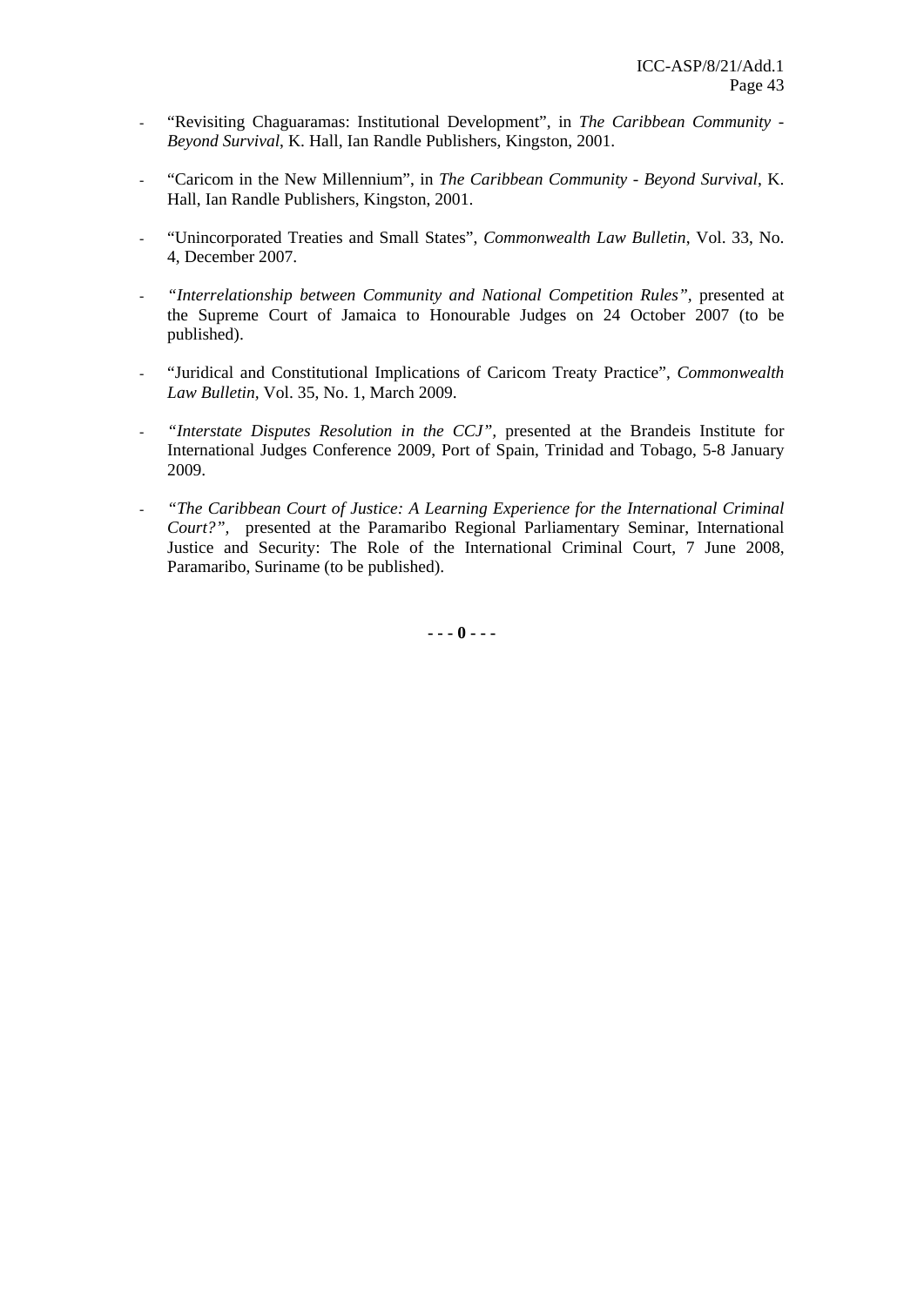- "Revisiting Chaguaramas: Institutional Development", in *The Caribbean Community - Beyond Survival*, K. Hall, Ian Randle Publishers, Kingston, 2001.

- "Caricom in the New Millennium", in *The Caribbean Community - Beyond Survival*, K. Hall, Ian Randle Publishers, Kingston, 2001.

- "Unincorporated Treaties and Small States", *Commonwealth Law Bulletin*, Vol. 33, No. 4, December 2007.

- *"Interrelationship between Community and National Competition Rules"*, presented at the Supreme Court of Jamaica to Honourable Judges on 24 October 2007 (to be published).

- "Juridical and Constitutional Implications of Caricom Treaty Practice", *Commonwealth Law Bulletin*, Vol. 35, No. 1, March 2009.

- *"Interstate Disputes Resolution in the CCJ"*, presented at the Brandeis Institute for International Judges Conference 2009, Port of Spain, Trinidad and Tobago, 5-8 January 2009.

- *"The Caribbean Court of Justice: A Learning Experience for the International Criminal Court?"*, presented at the Paramaribo Regional Parliamentary Seminar, International Justice and Security: The Role of the International Criminal Court, 7 June 2008, Paramaribo, Suriname (to be published).

**- - - 0 - - -**